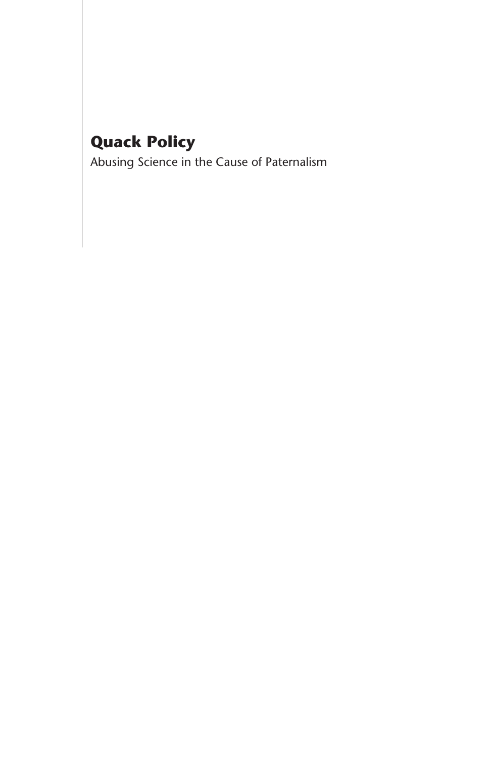# Quack Policy

Abusing Science in the Cause of Paternalism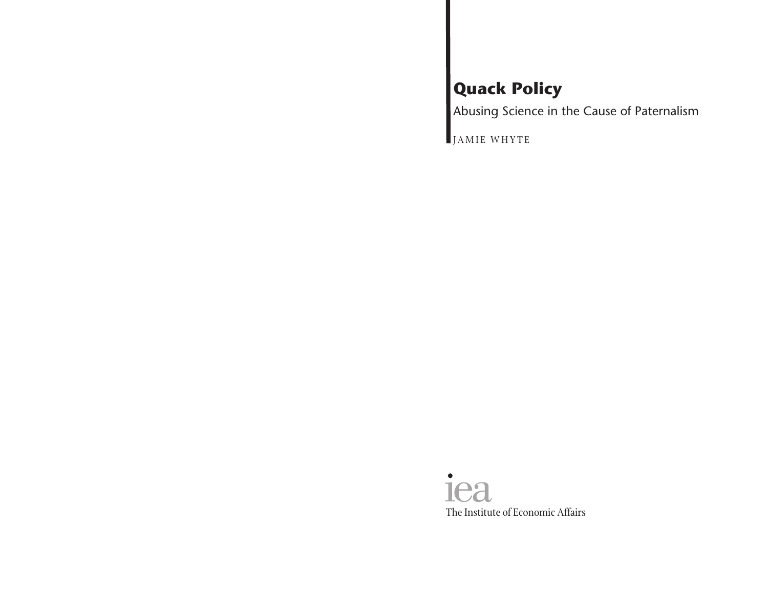# Quack Policy

Abusing Science in the Cause of Paternalism

JAMIE WHYTE

iea

The Institute of Economic Affairs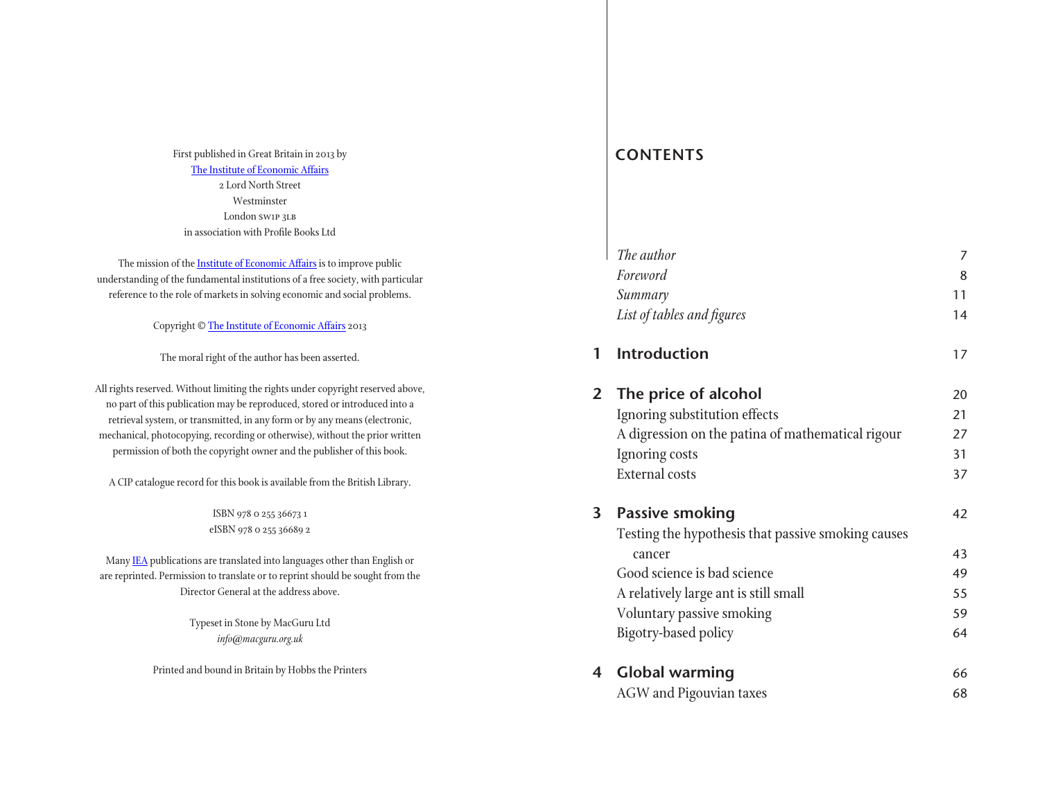First published in Great Britain in 2013 by
The Institute of Economic Affairs
2 Lord North Street
Westminster
London SW1P 3LB
in association with Profile Books Ltd

The mission of the Institute of Economic Affairs is to improve public understanding of the fundamental institutions of a free society, with particular reference to the role of markets in solving economic and social problems.

Copyright © The Institute of Economic Affairs 2013

The moral right of the author has been asserted.

All rights reserved. Without limiting the rights under copyright reserved above, no part of this publication may be reproduced, stored or introduced into a retrieval system, or transmitted, in any form or by any means (electronic, mechanical, photocopying, recording or otherwise), without the prior written permission of both the copyright owner and the publisher of this book.

A CIP catalogue record for this book is available from the British Library.

ISBN 978 0 255 36673 1
eISBN 978 0 255 36689 2

Many IEA publications are translated into languages other than English or are reprinted. Permission to translate or to reprint should be sought from the Director General at the address above.

Typeset in Stone by MacGuru Ltd
*info@macguru.org.uk*

Printed and bound in Britain by Hobbs the Printers

# CONTENTS

*The author* 7
*Foreword* 8
*Summary* 11
*List of tables and figures* 14

**1 Introduction** 17

**2 The price of alcohol** 20
Ignoring substitution effects 21
A digression on the patina of mathematical rigour 27
Ignoring costs 31
External costs 37

**3 Passive smoking** 42
Testing the hypothesis that passive smoking causes cancer 43
Good science is bad science 49
A relatively large ant is still small 55
Voluntary passive smoking 59
Bigotry-based policy 64

**4 Global warming** 66
AGW and Pigouvian taxes 68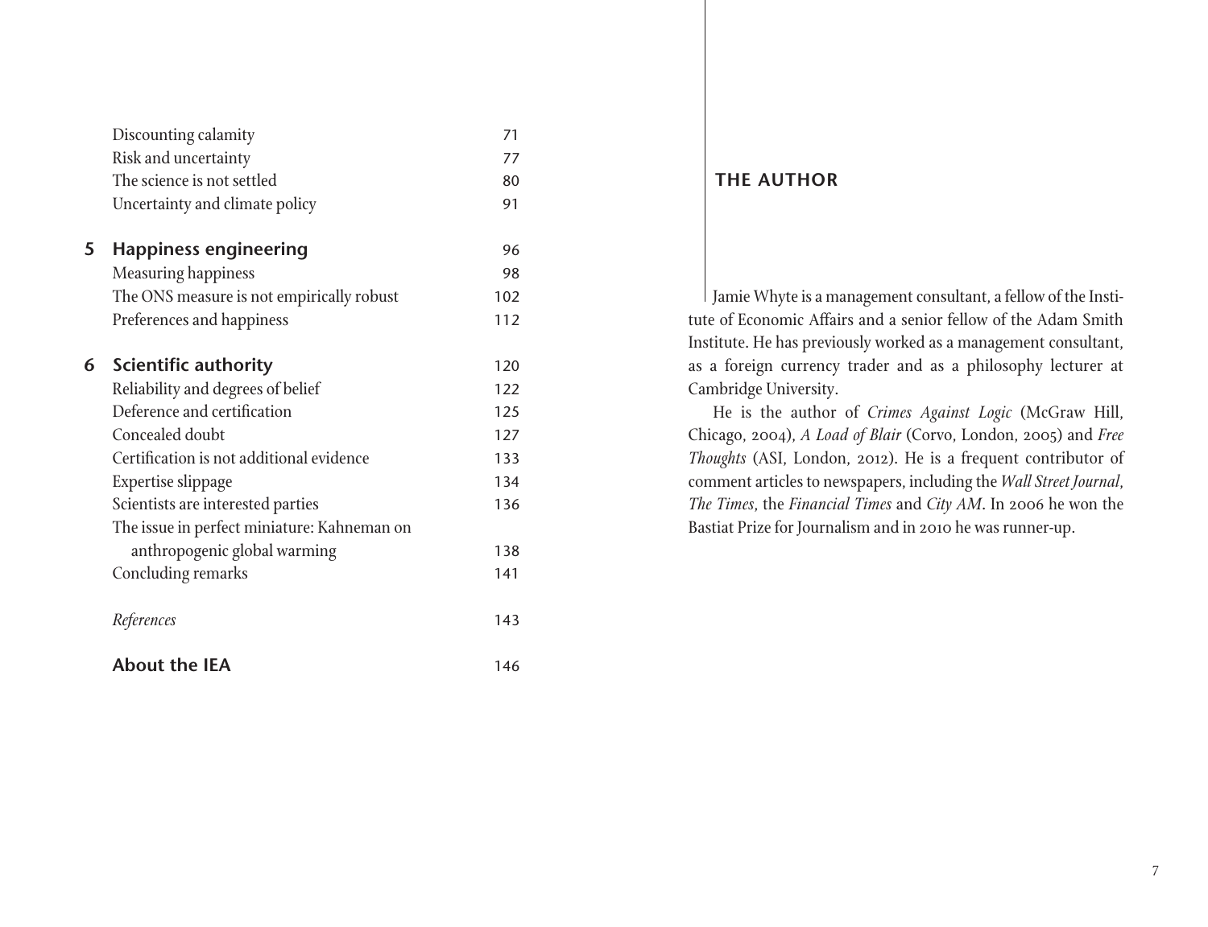| | | |
|---|---|---|
| | Discounting calamity | 71 |
| | Risk and uncertainty | 77 |
| | The science is not settled | 80 |
| | Uncertainty and climate policy | 91 |
| **5** | **Happiness engineering** | 96 |
| | Measuring happiness | 98 |
| | The ONS measure is not empirically robust | 102 |
| | Preferences and happiness | 112 |
| **6** | **Scientific authority** | 120 |
| | Reliability and degrees of belief | 122 |
| | Deference and certification | 125 |
| | Concealed doubt | 127 |
| | Certification is not additional evidence | 133 |
| | Expertise slippage | 134 |
| | Scientists are interested parties | 136 |
| | The issue in perfect miniature: Kahneman on anthropogenic global warming | 138 |
| | Concluding remarks | 141 |
| | *References* | 143 |
| | **About the IEA** | 146 |

## THE AUTHOR

Jamie Whyte is a management consultant, a fellow of the Institute of Economic Affairs and a senior fellow of the Adam Smith Institute. He has previously worked as a management consultant, as a foreign currency trader and as a philosophy lecturer at Cambridge University.

He is the author of *Crimes Against Logic* (McGraw Hill, Chicago, 2004), *A Load of Blair* (Corvo, London, 2005) and *Free Thoughts* (ASI, London, 2012). He is a frequent contributor of comment articles to newspapers, including the *Wall Street Journal*, *The Times*, the *Financial Times* and *City AM*. In 2006 he won the Bastiat Prize for Journalism and in 2010 he was runner-up.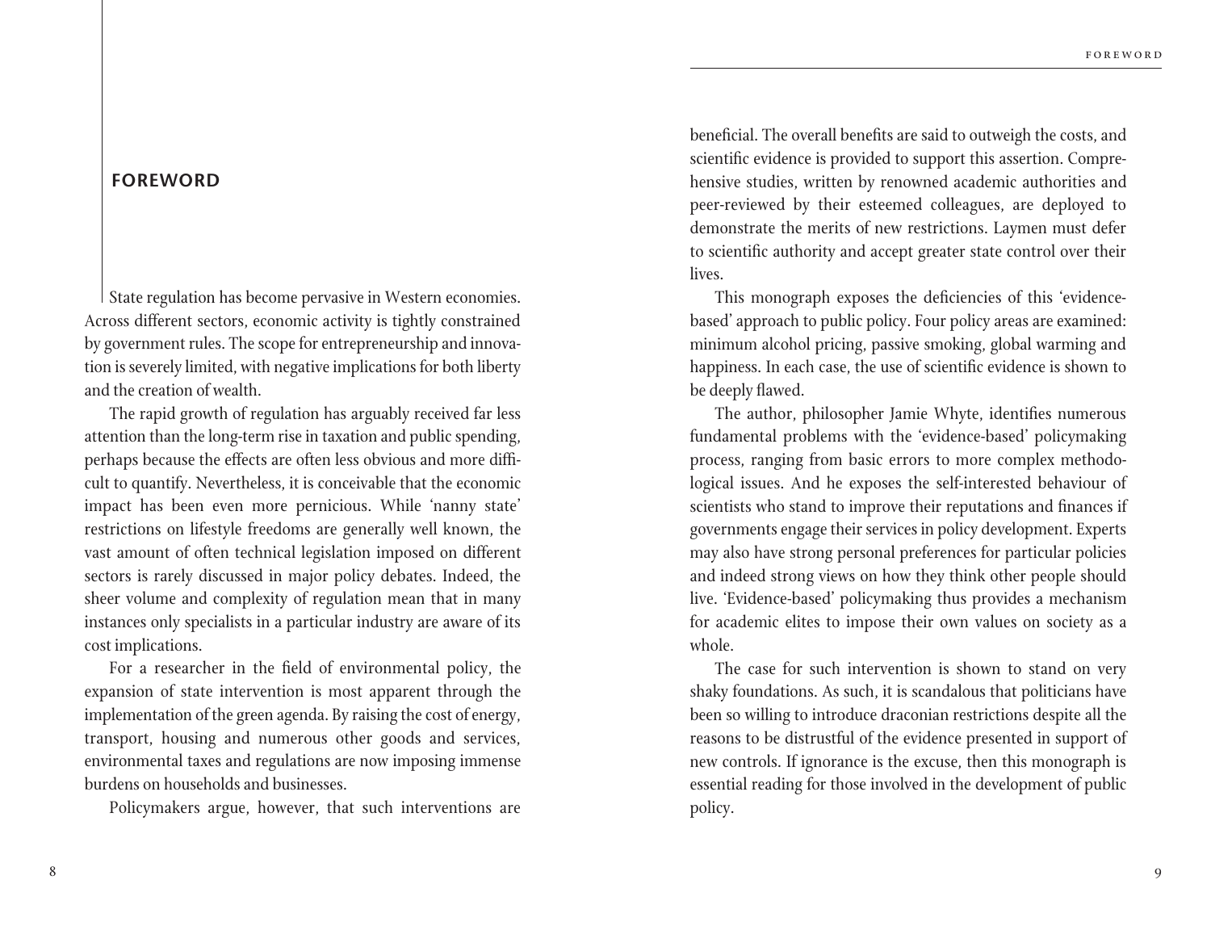## FOREWORD

State regulation has become pervasive in Western economies. Across different sectors, economic activity is tightly constrained by government rules. The scope for entrepreneurship and innovation is severely limited, with negative implications for both liberty and the creation of wealth.

The rapid growth of regulation has arguably received far less attention than the long-term rise in taxation and public spending, perhaps because the effects are often less obvious and more difficult to quantify. Nevertheless, it is conceivable that the economic impact has been even more pernicious. While 'nanny state' restrictions on lifestyle freedoms are generally well known, the vast amount of often technical legislation imposed on different sectors is rarely discussed in major policy debates. Indeed, the sheer volume and complexity of regulation mean that in many instances only specialists in a particular industry are aware of its cost implications.

For a researcher in the field of environmental policy, the expansion of state intervention is most apparent through the implementation of the green agenda. By raising the cost of energy, transport, housing and numerous other goods and services, environmental taxes and regulations are now imposing immense burdens on households and businesses.

Policymakers argue, however, that such interventions are beneficial. The overall benefits are said to outweigh the costs, and scientific evidence is provided to support this assertion. Comprehensive studies, written by renowned academic authorities and peer-reviewed by their esteemed colleagues, are deployed to demonstrate the merits of new restrictions. Laymen must defer to scientific authority and accept greater state control over their lives.

This monograph exposes the deficiencies of this 'evidence-based' approach to public policy. Four policy areas are examined: minimum alcohol pricing, passive smoking, global warming and happiness. In each case, the use of scientific evidence is shown to be deeply flawed.

The author, philosopher Jamie Whyte, identifies numerous fundamental problems with the 'evidence-based' policymaking process, ranging from basic errors to more complex methodological issues. And he exposes the self-interested behaviour of scientists who stand to improve their reputations and finances if governments engage their services in policy development. Experts may also have strong personal preferences for particular policies and indeed strong views on how they think other people should live. 'Evidence-based' policymaking thus provides a mechanism for academic elites to impose their own values on society as a whole.

The case for such intervention is shown to stand on very shaky foundations. As such, it is scandalous that politicians have been so willing to introduce draconian restrictions despite all the reasons to be distrustful of the evidence presented in support of new controls. If ignorance is the excuse, then this monograph is essential reading for those involved in the development of public policy.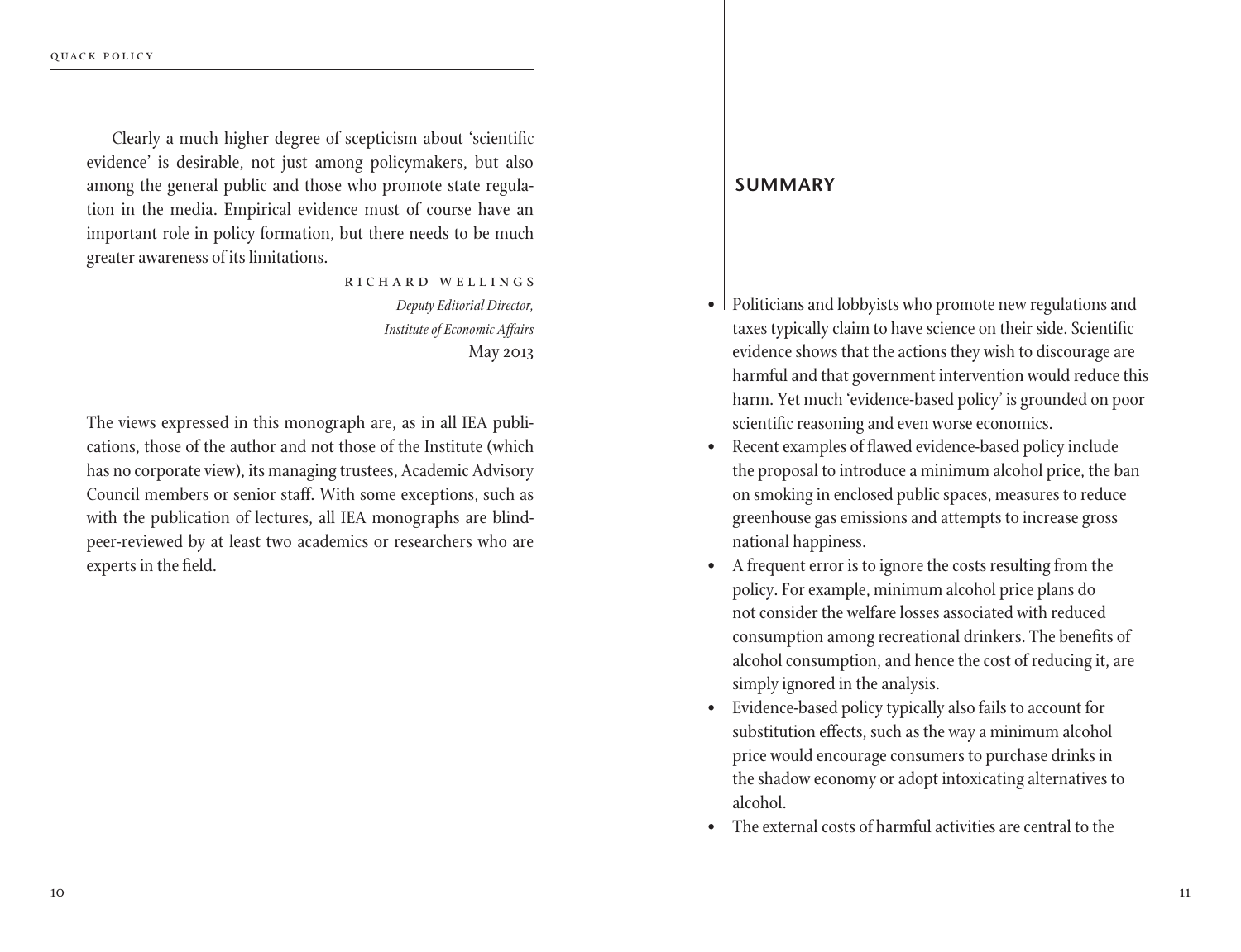Clearly a much higher degree of scepticism about 'scientific evidence' is desirable, not just among policymakers, but also among the general public and those who promote state regulation in the media. Empirical evidence must of course have an important role in policy formation, but there needs to be much greater awareness of its limitations.

RICHARD WELLINGS  
*Deputy Editorial Director,*  
*Institute of Economic Affairs*  
May 2013

The views expressed in this monograph are, as in all IEA publications, those of the author and not those of the Institute (which has no corporate view), its managing trustees, Academic Advisory Council members or senior staff. With some exceptions, such as with the publication of lectures, all IEA monographs are blind-peer-reviewed by at least two academics or researchers who are experts in the field.

## SUMMARY

- Politicians and lobbyists who promote new regulations and taxes typically claim to have science on their side. Scientific evidence shows that the actions they wish to discourage are harmful and that government intervention would reduce this harm. Yet much 'evidence-based policy' is grounded on poor scientific reasoning and even worse economics.
- Recent examples of flawed evidence-based policy include the proposal to introduce a minimum alcohol price, the ban on smoking in enclosed public spaces, measures to reduce greenhouse gas emissions and attempts to increase gross national happiness.
- A frequent error is to ignore the costs resulting from the policy. For example, minimum alcohol price plans do not consider the welfare losses associated with reduced consumption among recreational drinkers. The benefits of alcohol consumption, and hence the cost of reducing it, are simply ignored in the analysis.
- Evidence-based policy typically also fails to account for substitution effects, such as the way a minimum alcohol price would encourage consumers to purchase drinks in the shadow economy or adopt intoxicating alternatives to alcohol.
- The external costs of harmful activities are central to the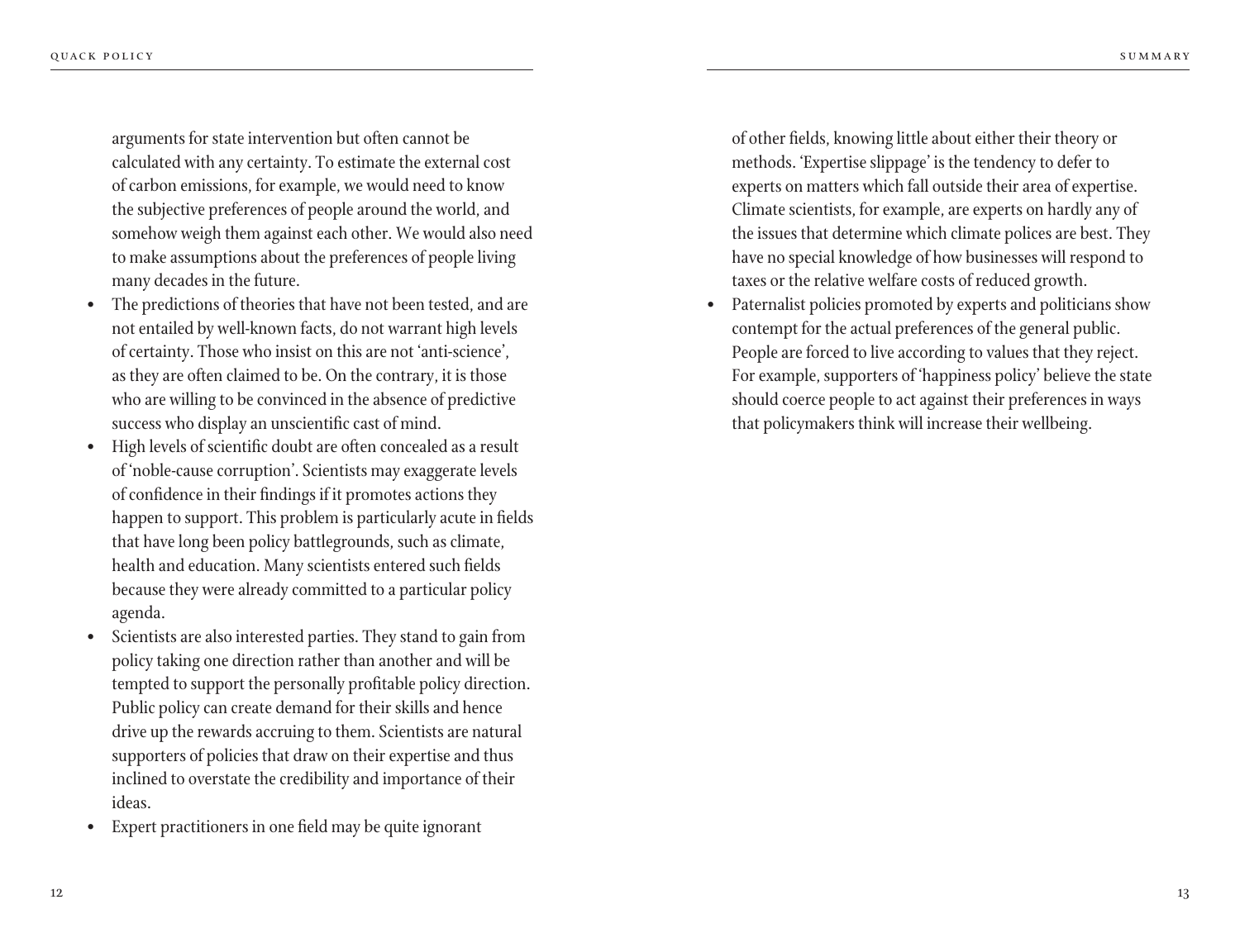arguments for state intervention but often cannot be calculated with any certainty. To estimate the external cost of carbon emissions, for example, we would need to know the subjective preferences of people around the world, and somehow weigh them against each other. We would also need to make assumptions about the preferences of people living many decades in the future.

- The predictions of theories that have not been tested, and are not entailed by well-known facts, do not warrant high levels of certainty. Those who insist on this are not 'anti-science', as they are often claimed to be. On the contrary, it is those who are willing to be convinced in the absence of predictive success who display an unscientific cast of mind.
- High levels of scientific doubt are often concealed as a result of 'noble-cause corruption'. Scientists may exaggerate levels of confidence in their findings if it promotes actions they happen to support. This problem is particularly acute in fields that have long been policy battlegrounds, such as climate, health and education. Many scientists entered such fields because they were already committed to a particular policy agenda.
- Scientists are also interested parties. They stand to gain from policy taking one direction rather than another and will be tempted to support the personally profitable policy direction. Public policy can create demand for their skills and hence drive up the rewards accruing to them. Scientists are natural supporters of policies that draw on their expertise and thus inclined to overstate the credibility and importance of their ideas.
- Expert practitioners in one field may be quite ignorant of other fields, knowing little about either their theory or methods. 'Expertise slippage' is the tendency to defer to experts on matters which fall outside their area of expertise. Climate scientists, for example, are experts on hardly any of the issues that determine which climate polices are best. They have no special knowledge of how businesses will respond to taxes or the relative welfare costs of reduced growth.
- Paternalist policies promoted by experts and politicians show contempt for the actual preferences of the general public. People are forced to live according to values that they reject. For example, supporters of 'happiness policy' believe the state should coerce people to act against their preferences in ways that policymakers think will increase their wellbeing.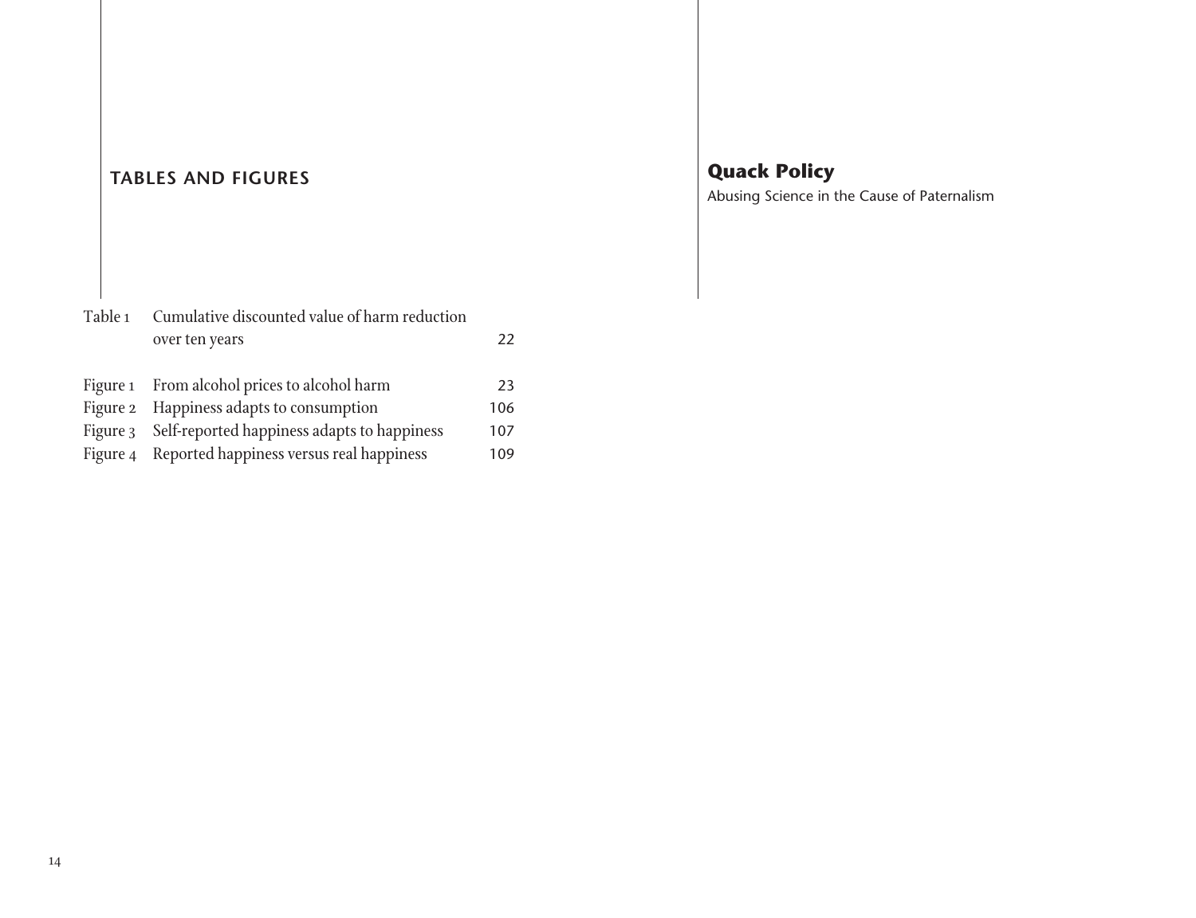## TABLES AND FIGURES

| | | |
|---|---|---|
| Table 1 | Cumulative discounted value of harm reduction over ten years | 22 |
| Figure 1 | From alcohol prices to alcohol harm | 23 |
| Figure 2 | Happiness adapts to consumption | 106 |
| Figure 3 | Self-reported happiness adapts to happiness | 107 |
| Figure 4 | Reported happiness versus real happiness | 109 |

## Quack Policy

Abusing Science in the Cause of Paternalism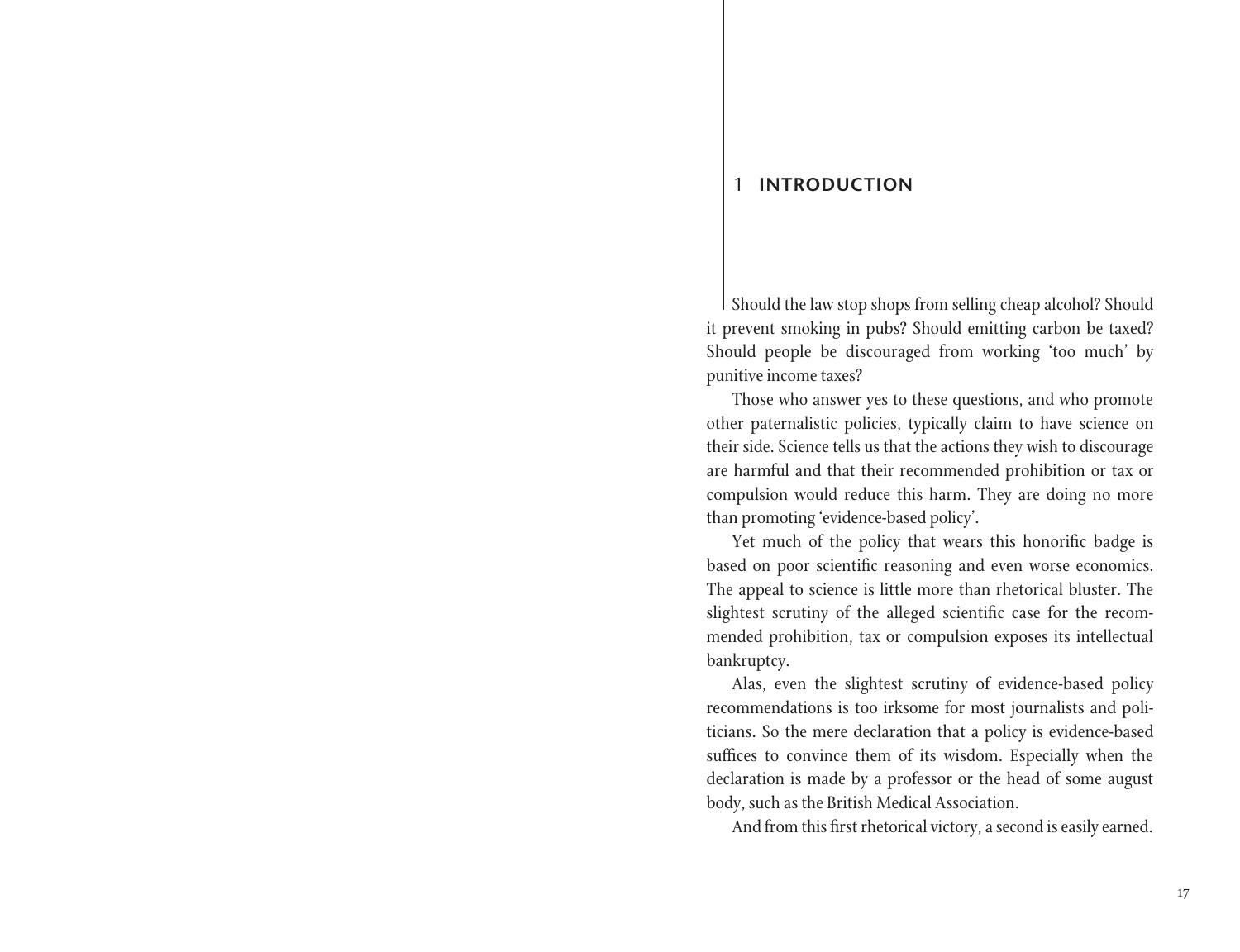# 1 INTRODUCTION

Should the law stop shops from selling cheap alcohol? Should it prevent smoking in pubs? Should emitting carbon be taxed? Should people be discouraged from working 'too much' by punitive income taxes?

Those who answer yes to these questions, and who promote other paternalistic policies, typically claim to have science on their side. Science tells us that the actions they wish to discourage are harmful and that their recommended prohibition or tax or compulsion would reduce this harm. They are doing no more than promoting 'evidence-based policy'.

Yet much of the policy that wears this honorific badge is based on poor scientific reasoning and even worse economics. The appeal to science is little more than rhetorical bluster. The slightest scrutiny of the alleged scientific case for the recommended prohibition, tax or compulsion exposes its intellectual bankruptcy.

Alas, even the slightest scrutiny of evidence-based policy recommendations is too irksome for most journalists and politicians. So the mere declaration that a policy is evidence-based suffices to convince them of its wisdom. Especially when the declaration is made by a professor or the head of some august body, such as the British Medical Association.

And from this first rhetorical victory, a second is easily earned.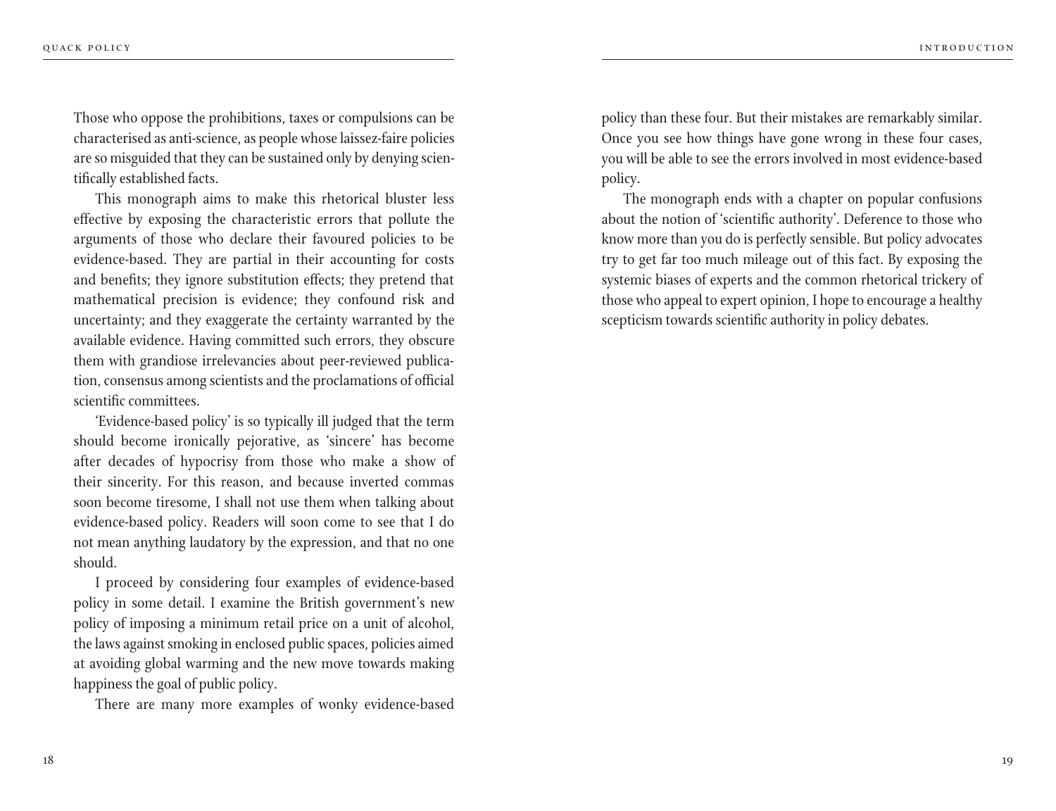Those who oppose the prohibitions, taxes or compulsions can be characterised as anti-science, as people whose laissez-faire policies are so misguided that they can be sustained only by denying scientifically established facts.

This monograph aims to make this rhetorical bluster less effective by exposing the characteristic errors that pollute the arguments of those who declare their favoured policies to be evidence-based. They are partial in their accounting for costs and benefits; they ignore substitution effects; they pretend that mathematical precision is evidence; they confound risk and uncertainty; and they exaggerate the certainty warranted by the available evidence. Having committed such errors, they obscure them with grandiose irrelevancies about peer-reviewed publication, consensus among scientists and the proclamations of official scientific committees.

'Evidence-based policy' is so typically ill judged that the term should become ironically pejorative, as 'sincere' has become after decades of hypocrisy from those who make a show of their sincerity. For this reason, and because inverted commas soon become tiresome, I shall not use them when talking about evidence-based policy. Readers will soon come to see that I do not mean anything laudatory by the expression, and that no one should.

I proceed by considering four examples of evidence-based policy in some detail. I examine the British government's new policy of imposing a minimum retail price on a unit of alcohol, the laws against smoking in enclosed public spaces, policies aimed at avoiding global warming and the new move towards making happiness the goal of public policy.

There are many more examples of wonky evidence-based policy than these four. But their mistakes are remarkably similar. Once you see how things have gone wrong in these four cases, you will be able to see the errors involved in most evidence-based policy.

The monograph ends with a chapter on popular confusions about the notion of 'scientific authority'. Deference to those who know more than you do is perfectly sensible. But policy advocates try to get far too much mileage out of this fact. By exposing the systemic biases of experts and the common rhetorical trickery of those who appeal to expert opinion, I hope to encourage a healthy scepticism towards scientific authority in policy debates.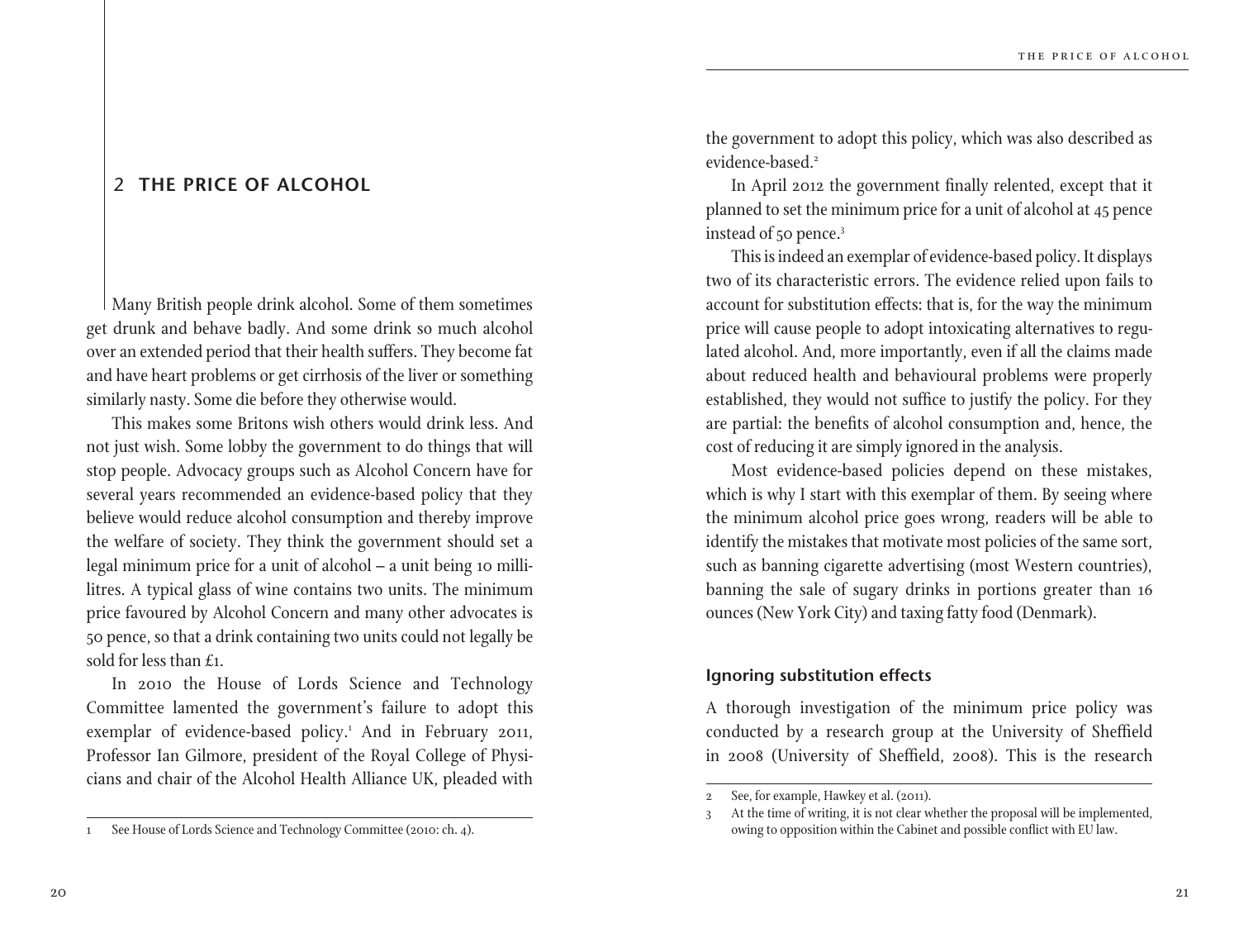## 2 THE PRICE OF ALCOHOL

Many British people drink alcohol. Some of them sometimes get drunk and behave badly. And some drink so much alcohol over an extended period that their health suffers. They become fat and have heart problems or get cirrhosis of the liver or something similarly nasty. Some die before they otherwise would.

This makes some Britons wish others would drink less. And not just wish. Some lobby the government to do things that will stop people. Advocacy groups such as Alcohol Concern have for several years recommended an evidence-based policy that they believe would reduce alcohol consumption and thereby improve the welfare of society. They think the government should set a legal minimum price for a unit of alcohol – a unit being 10 millilitres. A typical glass of wine contains two units. The minimum price favoured by Alcohol Concern and many other advocates is 50 pence, so that a drink containing two units could not legally be sold for less than £1.

In 2010 the House of Lords Science and Technology Committee lamented the government's failure to adopt this exemplar of evidence-based policy.[1] And in February 2011, Professor Ian Gilmore, president of the Royal College of Physicians and chair of the Alcohol Health Alliance UK, pleaded with the government to adopt this policy, which was also described as evidence-based.[2]

In April 2012 the government finally relented, except that it planned to set the minimum price for a unit of alcohol at 45 pence instead of 50 pence.[3]

This is indeed an exemplar of evidence-based policy. It displays two of its characteristic errors. The evidence relied upon fails to account for substitution effects: that is, for the way the minimum price will cause people to adopt intoxicating alternatives to regulated alcohol. And, more importantly, even if all the claims made about reduced health and behavioural problems were properly established, they would not suffice to justify the policy. For they are partial: the benefits of alcohol consumption and, hence, the cost of reducing it are simply ignored in the analysis.

Most evidence-based policies depend on these mistakes, which is why I start with this exemplar of them. By seeing where the minimum alcohol price goes wrong, readers will be able to identify the mistakes that motivate most policies of the same sort, such as banning cigarette advertising (most Western countries), banning the sale of sugary drinks in portions greater than 16 ounces (New York City) and taxing fatty food (Denmark).

### Ignoring substitution effects

A thorough investigation of the minimum price policy was conducted by a research group at the University of Sheffield in 2008 (University of Sheffield, 2008). This is the research

---

1 See House of Lords Science and Technology Committee (2010: ch. 4).

2 See, for example, Hawkey et al. (2011).

3 At the time of writing, it is not clear whether the proposal will be implemented, owing to opposition within the Cabinet and possible conflict with EU law.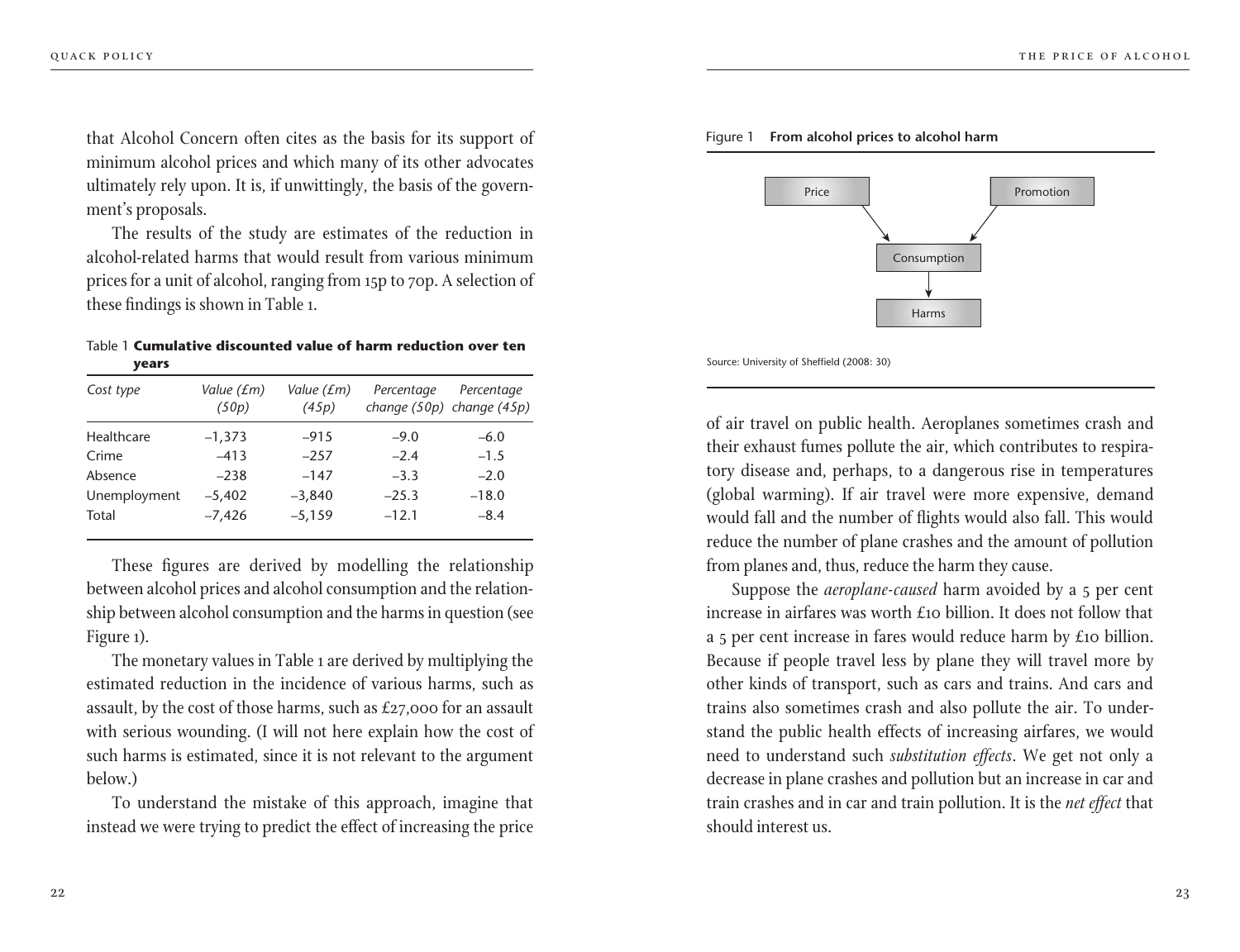that Alcohol Concern often cites as the basis for its support of minimum alcohol prices and which many of its other advocates ultimately rely upon. It is, if unwittingly, the basis of the government's proposals.

The results of the study are estimates of the reduction in alcohol-related harms that would result from various minimum prices for a unit of alcohol, ranging from 15p to 70p. A selection of these findings is shown in Table 1.

Table 1 **Cumulative discounted value of harm reduction over ten years**

| *Cost type* | *Value (£m) (50p)* | *Value (£m) (45p)* | *Percentage change (50p)* | *Percentage change (45p)* |
|---|---|---|---|---|
| Healthcare | –1,373 | –915 | –9.0 | –6.0 |
| Crime | –413 | –257 | –2.4 | –1.5 |
| Absence | –238 | –147 | –3.3 | –2.0 |
| Unemployment | –5,402 | –3,840 | –25.3 | –18.0 |
| Total | –7,426 | –5,159 | –12.1 | –8.4 |

These figures are derived by modelling the relationship between alcohol prices and alcohol consumption and the relationship between alcohol consumption and the harms in question (see Figure 1).

The monetary values in Table 1 are derived by multiplying the estimated reduction in the incidence of various harms, such as assault, by the cost of those harms, such as £27,000 for an assault with serious wounding. (I will not here explain how the cost of such harms is estimated, since it is not relevant to the argument below.)

To understand the mistake of this approach, imagine that instead we were trying to predict the effect of increasing the price of air travel on public health. Aeroplanes sometimes crash and their exhaust fumes pollute the air, which contributes to respiratory disease and, perhaps, to a dangerous rise in temperatures (global warming). If air travel were more expensive, demand would fall and the number of flights would also fall. This would reduce the number of plane crashes and the amount of pollution from planes and, thus, reduce the harm they cause.

Figure 1 **From alcohol prices to alcohol harm**

Price → Consumption ← Promotion

Consumption → Harms

Source: University of Sheffield (2008: 30)

Suppose the *aeroplane-caused* harm avoided by a 5 per cent increase in airfares was worth £10 billion. It does not follow that a 5 per cent increase in fares would reduce harm by £10 billion. Because if people travel less by plane they will travel more by other kinds of transport, such as cars and trains. And cars and trains also sometimes crash and also pollute the air. To understand the public health effects of increasing airfares, we would need to understand such *substitution effects*. We get not only a decrease in plane crashes and pollution but an increase in car and train crashes and in car and train pollution. It is the *net effect* that should interest us.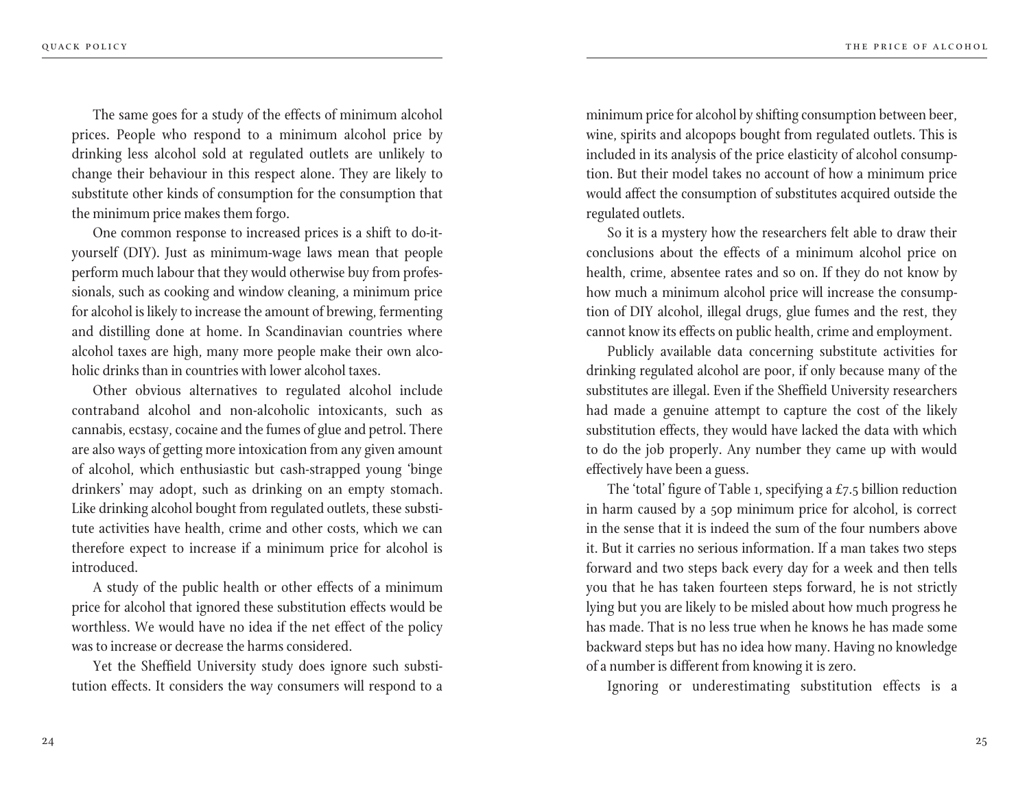The same goes for a study of the effects of minimum alcohol prices. People who respond to a minimum alcohol price by drinking less alcohol sold at regulated outlets are unlikely to change their behaviour in this respect alone. They are likely to substitute other kinds of consumption for the consumption that the minimum price makes them forgo.

One common response to increased prices is a shift to do-it-yourself (DIY). Just as minimum-wage laws mean that people perform much labour that they would otherwise buy from professionals, such as cooking and window cleaning, a minimum price for alcohol is likely to increase the amount of brewing, fermenting and distilling done at home. In Scandinavian countries where alcohol taxes are high, many more people make their own alcoholic drinks than in countries with lower alcohol taxes.

Other obvious alternatives to regulated alcohol include contraband alcohol and non-alcoholic intoxicants, such as cannabis, ecstasy, cocaine and the fumes of glue and petrol. There are also ways of getting more intoxication from any given amount of alcohol, which enthusiastic but cash-strapped young 'binge drinkers' may adopt, such as drinking on an empty stomach. Like drinking alcohol bought from regulated outlets, these substitute activities have health, crime and other costs, which we can therefore expect to increase if a minimum price for alcohol is introduced.

A study of the public health or other effects of a minimum price for alcohol that ignored these substitution effects would be worthless. We would have no idea if the net effect of the policy was to increase or decrease the harms considered.

Yet the Sheffield University study does ignore such substitution effects. It considers the way consumers will respond to a minimum price for alcohol by shifting consumption between beer, wine, spirits and alcopops bought from regulated outlets. This is included in its analysis of the price elasticity of alcohol consumption. But their model takes no account of how a minimum price would affect the consumption of substitutes acquired outside the regulated outlets.

So it is a mystery how the researchers felt able to draw their conclusions about the effects of a minimum alcohol price on health, crime, absentee rates and so on. If they do not know by how much a minimum alcohol price will increase the consumption of DIY alcohol, illegal drugs, glue fumes and the rest, they cannot know its effects on public health, crime and employment.

Publicly available data concerning substitute activities for drinking regulated alcohol are poor, if only because many of the substitutes are illegal. Even if the Sheffield University researchers had made a genuine attempt to capture the cost of the likely substitution effects, they would have lacked the data with which to do the job properly. Any number they came up with would effectively have been a guess.

The 'total' figure of Table 1, specifying a £7.5 billion reduction in harm caused by a 50p minimum price for alcohol, is correct in the sense that it is indeed the sum of the four numbers above it. But it carries no serious information. If a man takes two steps forward and two steps back every day for a week and then tells you that he has taken fourteen steps forward, he is not strictly lying but you are likely to be misled about how much progress he has made. That is no less true when he knows he has made some backward steps but has no idea how many. Having no knowledge of a number is different from knowing it is zero.

Ignoring or underestimating substitution effects is a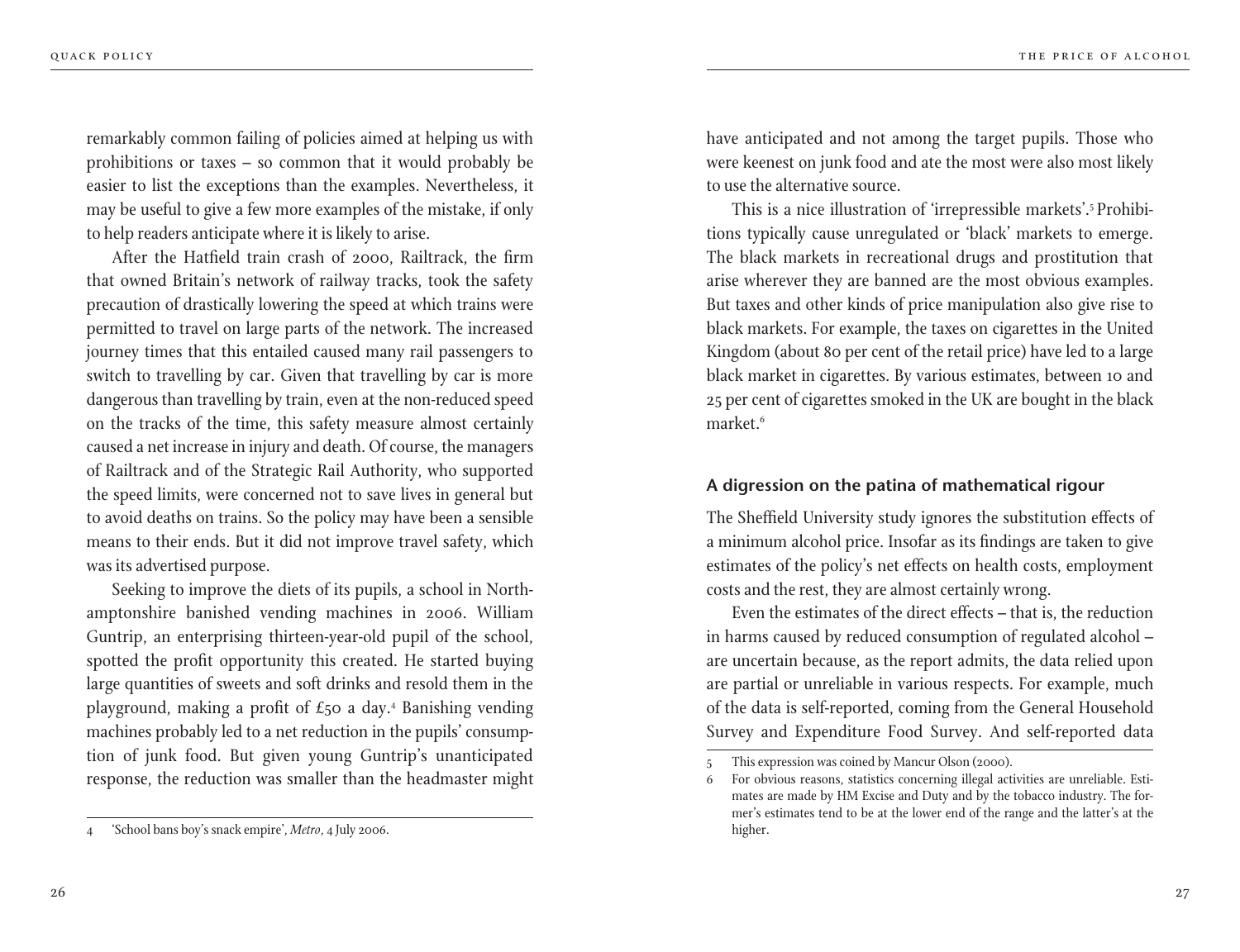remarkably common failing of policies aimed at helping us with prohibitions or taxes – so common that it would probably be easier to list the exceptions than the examples. Nevertheless, it may be useful to give a few more examples of the mistake, if only to help readers anticipate where it is likely to arise.

After the Hatfield train crash of 2000, Railtrack, the firm that owned Britain's network of railway tracks, took the safety precaution of drastically lowering the speed at which trains were permitted to travel on large parts of the network. The increased journey times that this entailed caused many rail passengers to switch to travelling by car. Given that travelling by car is more dangerous than travelling by train, even at the non-reduced speed on the tracks of the time, this safety measure almost certainly caused a net increase in injury and death. Of course, the managers of Railtrack and of the Strategic Rail Authority, who supported the speed limits, were concerned not to save lives in general but to avoid deaths on trains. So the policy may have been a sensible means to their ends. But it did not improve travel safety, which was its advertised purpose.

Seeking to improve the diets of its pupils, a school in Northamptonshire banished vending machines in 2006. William Guntrip, an enterprising thirteen-year-old pupil of the school, spotted the profit opportunity this created. He started buying large quantities of sweets and soft drinks and resold them in the playground, making a profit of £50 a day.[4] Banishing vending machines probably led to a net reduction in the pupils' consumption of junk food. But given young Guntrip's unanticipated response, the reduction was smaller than the headmaster might have anticipated and not among the target pupils. Those who were keenest on junk food and ate the most were also most likely to use the alternative source.

This is a nice illustration of 'irrepressible markets'.[5] Prohibitions typically cause unregulated or 'black' markets to emerge. The black markets in recreational drugs and prostitution that arise wherever they are banned are the most obvious examples. But taxes and other kinds of price manipulation also give rise to black markets. For example, the taxes on cigarettes in the United Kingdom (about 80 per cent of the retail price) have led to a large black market in cigarettes. By various estimates, between 10 and 25 per cent of cigarettes smoked in the UK are bought in the black market.[6]

## A digression on the patina of mathematical rigour

The Sheffield University study ignores the substitution effects of a minimum alcohol price. Insofar as its findings are taken to give estimates of the policy's net effects on health costs, employment costs and the rest, they are almost certainly wrong.

Even the estimates of the direct effects – that is, the reduction in harms caused by reduced consumption of regulated alcohol – are uncertain because, as the report admits, the data relied upon are partial or unreliable in various respects. For example, much of the data is self-reported, coming from the General Household Survey and Expenditure Food Survey. And self-reported data

---

4 'School bans boy's snack empire', *Metro*, 4 July 2006.

5 This expression was coined by Mancur Olson (2000).

6 For obvious reasons, statistics concerning illegal activities are unreliable. Estimates are made by HM Excise and Duty and by the tobacco industry. The former's estimates tend to be at the lower end of the range and the latter's at the higher.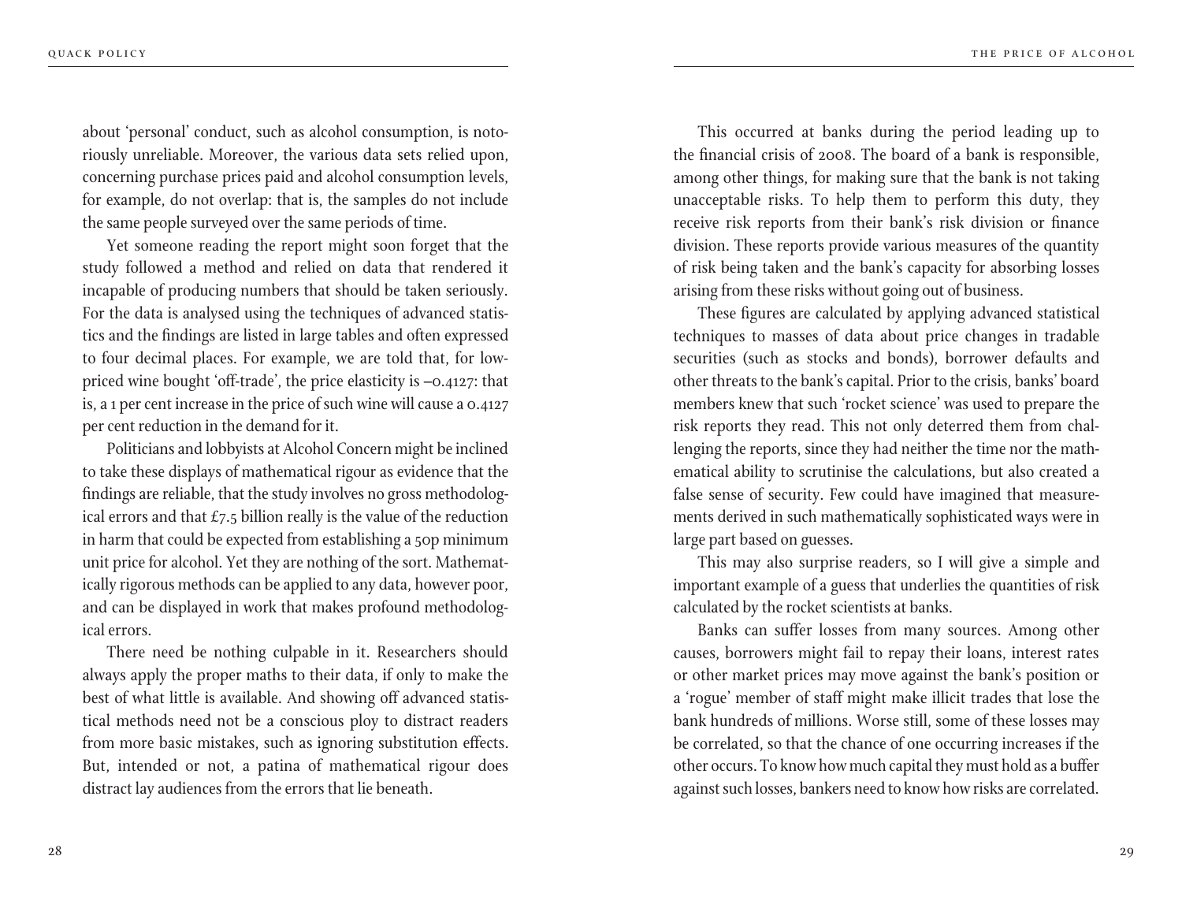about 'personal' conduct, such as alcohol consumption, is notoriously unreliable. Moreover, the various data sets relied upon, concerning purchase prices paid and alcohol consumption levels, for example, do not overlap: that is, the samples do not include the same people surveyed over the same periods of time.

Yet someone reading the report might soon forget that the study followed a method and relied on data that rendered it incapable of producing numbers that should be taken seriously. For the data is analysed using the techniques of advanced statistics and the findings are listed in large tables and often expressed to four decimal places. For example, we are told that, for low-priced wine bought 'off-trade', the price elasticity is –0.4127: that is, a 1 per cent increase in the price of such wine will cause a 0.4127 per cent reduction in the demand for it.

Politicians and lobbyists at Alcohol Concern might be inclined to take these displays of mathematical rigour as evidence that the findings are reliable, that the study involves no gross methodological errors and that £7.5 billion really is the value of the reduction in harm that could be expected from establishing a 50p minimum unit price for alcohol. Yet they are nothing of the sort. Mathematically rigorous methods can be applied to any data, however poor, and can be displayed in work that makes profound methodological errors.

There need be nothing culpable in it. Researchers should always apply the proper maths to their data, if only to make the best of what little is available. And showing off advanced statistical methods need not be a conscious ploy to distract readers from more basic mistakes, such as ignoring substitution effects. But, intended or not, a patina of mathematical rigour does distract lay audiences from the errors that lie beneath.

This occurred at banks during the period leading up to the financial crisis of 2008. The board of a bank is responsible, among other things, for making sure that the bank is not taking unacceptable risks. To help them to perform this duty, they receive risk reports from their bank's risk division or finance division. These reports provide various measures of the quantity of risk being taken and the bank's capacity for absorbing losses arising from these risks without going out of business.

These figures are calculated by applying advanced statistical techniques to masses of data about price changes in tradable securities (such as stocks and bonds), borrower defaults and other threats to the bank's capital. Prior to the crisis, banks' board members knew that such 'rocket science' was used to prepare the risk reports they read. This not only deterred them from challenging the reports, since they had neither the time nor the mathematical ability to scrutinise the calculations, but also created a false sense of security. Few could have imagined that measurements derived in such mathematically sophisticated ways were in large part based on guesses.

This may also surprise readers, so I will give a simple and important example of a guess that underlies the quantities of risk calculated by the rocket scientists at banks.

Banks can suffer losses from many sources. Among other causes, borrowers might fail to repay their loans, interest rates or other market prices may move against the bank's position or a 'rogue' member of staff might make illicit trades that lose the bank hundreds of millions. Worse still, some of these losses may be correlated, so that the chance of one occurring increases if the other occurs. To know how much capital they must hold as a buffer against such losses, bankers need to know how risks are correlated.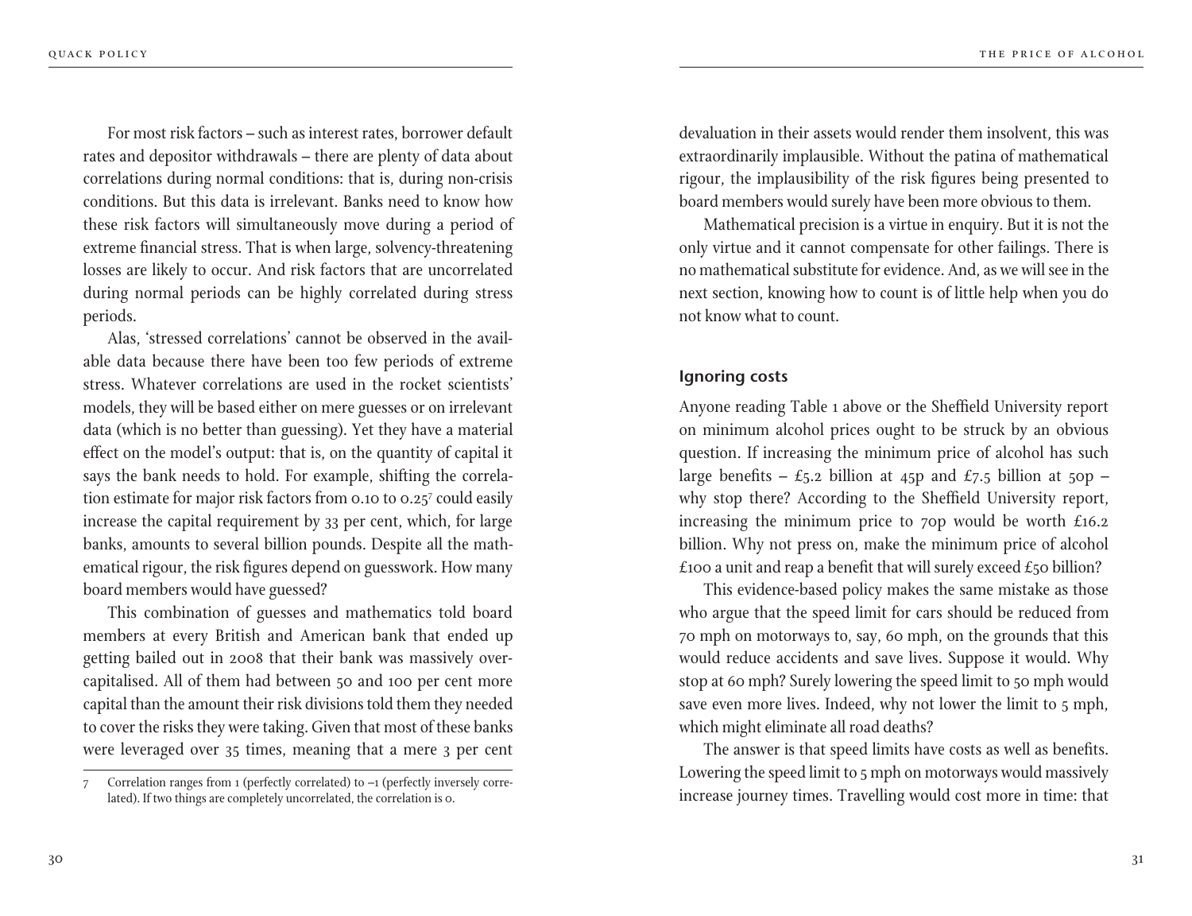For most risk factors – such as interest rates, borrower default rates and depositor withdrawals – there are plenty of data about correlations during normal conditions: that is, during non-crisis conditions. But this data is irrelevant. Banks need to know how these risk factors will simultaneously move during a period of extreme financial stress. That is when large, solvency-threatening losses are likely to occur. And risk factors that are uncorrelated during normal periods can be highly correlated during stress periods.

Alas, 'stressed correlations' cannot be observed in the available data because there have been too few periods of extreme stress. Whatever correlations are used in the rocket scientists' models, they will be based either on mere guesses or on irrelevant data (which is no better than guessing). Yet they have a material effect on the model's output: that is, on the quantity of capital it says the bank needs to hold. For example, shifting the correlation estimate for major risk factors from 0.10 to 0.25[7] could easily increase the capital requirement by 33 per cent, which, for large banks, amounts to several billion pounds. Despite all the mathematical rigour, the risk figures depend on guesswork. How many board members would have guessed?

This combination of guesses and mathematics told board members at every British and American bank that ended up getting bailed out in 2008 that their bank was massively overcapitalised. All of them had between 50 and 100 per cent more capital than the amount their risk divisions told them they needed to cover the risks they were taking. Given that most of these banks were leveraged over 35 times, meaning that a mere 3 per cent devaluation in their assets would render them insolvent, this was extraordinarily implausible. Without the patina of mathematical rigour, the implausibility of the risk figures being presented to board members would surely have been more obvious to them.

Mathematical precision is a virtue in enquiry. But it is not the only virtue and it cannot compensate for other failings. There is no mathematical substitute for evidence. And, as we will see in the next section, knowing how to count is of little help when you do not know what to count.

### Ignoring costs

Anyone reading Table 1 above or the Sheffield University report on minimum alcohol prices ought to be struck by an obvious question. If increasing the minimum price of alcohol has such large benefits – £5.2 billion at 45p and £7.5 billion at 50p – why stop there? According to the Sheffield University report, increasing the minimum price to 70p would be worth £16.2 billion. Why not press on, make the minimum price of alcohol £100 a unit and reap a benefit that will surely exceed £50 billion?

This evidence-based policy makes the same mistake as those who argue that the speed limit for cars should be reduced from 70 mph on motorways to, say, 60 mph, on the grounds that this would reduce accidents and save lives. Suppose it would. Why stop at 60 mph? Surely lowering the speed limit to 50 mph would save even more lives. Indeed, why not lower the limit to 5 mph, which might eliminate all road deaths?

The answer is that speed limits have costs as well as benefits. Lowering the speed limit to 5 mph on motorways would massively increase journey times. Travelling would cost more in time: that

7 Correlation ranges from 1 (perfectly correlated) to –1 (perfectly inversely correlated). If two things are completely uncorrelated, the correlation is 0.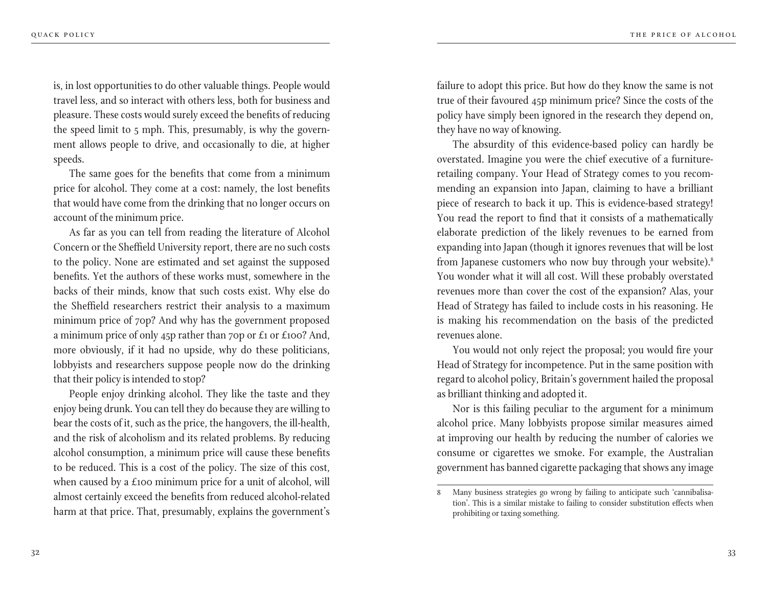is, in lost opportunities to do other valuable things. People would travel less, and so interact with others less, both for business and pleasure. These costs would surely exceed the benefits of reducing the speed limit to 5 mph. This, presumably, is why the government allows people to drive, and occasionally to die, at higher speeds.

The same goes for the benefits that come from a minimum price for alcohol. They come at a cost: namely, the lost benefits that would have come from the drinking that no longer occurs on account of the minimum price.

As far as you can tell from reading the literature of Alcohol Concern or the Sheffield University report, there are no such costs to the policy. None are estimated and set against the supposed benefits. Yet the authors of these works must, somewhere in the backs of their minds, know that such costs exist. Why else do the Sheffield researchers restrict their analysis to a maximum minimum price of 70p? And why has the government proposed a minimum price of only 45p rather than 70p or £1 or £100? And, more obviously, if it had no upside, why do these politicians, lobbyists and researchers suppose people now do the drinking that their policy is intended to stop?

People enjoy drinking alcohol. They like the taste and they enjoy being drunk. You can tell they do because they are willing to bear the costs of it, such as the price, the hangovers, the ill-health, and the risk of alcoholism and its related problems. By reducing alcohol consumption, a minimum price will cause these benefits to be reduced. This is a cost of the policy. The size of this cost, when caused by a £100 minimum price for a unit of alcohol, will almost certainly exceed the benefits from reduced alcohol-related harm at that price. That, presumably, explains the government's failure to adopt this price. But how do they know the same is not true of their favoured 45p minimum price? Since the costs of the policy have simply been ignored in the research they depend on, they have no way of knowing.

The absurdity of this evidence-based policy can hardly be overstated. Imagine you were the chief executive of a furniture-retailing company. Your Head of Strategy comes to you recommending an expansion into Japan, claiming to have a brilliant piece of research to back it up. This is evidence-based strategy! You read the report to find that it consists of a mathematically elaborate prediction of the likely revenues to be earned from expanding into Japan (though it ignores revenues that will be lost from Japanese customers who now buy through your website).[8] You wonder what it will all cost. Will these probably overstated revenues more than cover the cost of the expansion? Alas, your Head of Strategy has failed to include costs in his reasoning. He is making his recommendation on the basis of the predicted revenues alone.

You would not only reject the proposal; you would fire your Head of Strategy for incompetence. Put in the same position with regard to alcohol policy, Britain's government hailed the proposal as brilliant thinking and adopted it.

Nor is this failing peculiar to the argument for a minimum alcohol price. Many lobbyists propose similar measures aimed at improving our health by reducing the number of calories we consume or cigarettes we smoke. For example, the Australian government has banned cigarette packaging that shows any image

8 Many business strategies go wrong by failing to anticipate such 'cannibalisation'. This is a similar mistake to failing to consider substitution effects when prohibiting or taxing something.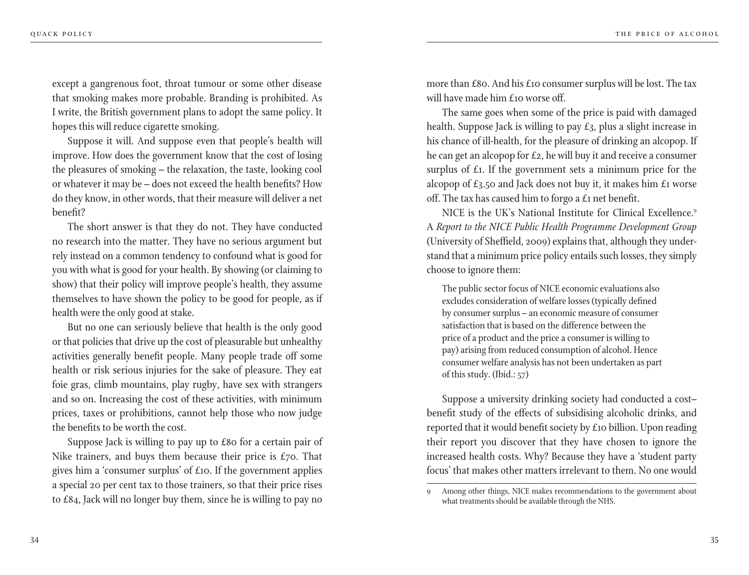except a gangrenous foot, throat tumour or some other disease that smoking makes more probable. Branding is prohibited. As I write, the British government plans to adopt the same policy. It hopes this will reduce cigarette smoking.

Suppose it will. And suppose even that people's health will improve. How does the government know that the cost of losing the pleasures of smoking – the relaxation, the taste, looking cool or whatever it may be – does not exceed the health benefits? How do they know, in other words, that their measure will deliver a net benefit?

The short answer is that they do not. They have conducted no research into the matter. They have no serious argument but rely instead on a common tendency to confound what is good for you with what is good for your health. By showing (or claiming to show) that their policy will improve people's health, they assume themselves to have shown the policy to be good for people, as if health were the only good at stake.

But no one can seriously believe that health is the only good or that policies that drive up the cost of pleasurable but unhealthy activities generally benefit people. Many people trade off some health or risk serious injuries for the sake of pleasure. They eat foie gras, climb mountains, play rugby, have sex with strangers and so on. Increasing the cost of these activities, with minimum prices, taxes or prohibitions, cannot help those who now judge the benefits to be worth the cost.

Suppose Jack is willing to pay up to £80 for a certain pair of Nike trainers, and buys them because their price is £70. That gives him a 'consumer surplus' of £10. If the government applies a special 20 per cent tax to those trainers, so that their price rises to £84, Jack will no longer buy them, since he is willing to pay no more than £80. And his £10 consumer surplus will be lost. The tax will have made him £10 worse off.

The same goes when some of the price is paid with damaged health. Suppose Jack is willing to pay £3, plus a slight increase in his chance of ill-health, for the pleasure of drinking an alcopop. If he can get an alcopop for £2, he will buy it and receive a consumer surplus of £1. If the government sets a minimum price for the alcopop of £3.50 and Jack does not buy it, it makes him £1 worse off. The tax has caused him to forgo a £1 net benefit.

NICE is the UK's National Institute for Clinical Excellence.[9] A *Report to the NICE Public Health Programme Development Group* (University of Sheffield, 2009) explains that, although they understand that a minimum price policy entails such losses, they simply choose to ignore them:

> The public sector focus of NICE economic evaluations also excludes consideration of welfare losses (typically defined by consumer surplus – an economic measure of consumer satisfaction that is based on the difference between the price of a product and the price a consumer is willing to pay) arising from reduced consumption of alcohol. Hence consumer welfare analysis has not been undertaken as part of this study. (Ibid.: 57)

Suppose a university drinking society had conducted a cost–benefit study of the effects of subsidising alcoholic drinks, and reported that it would benefit society by £10 billion. Upon reading their report you discover that they have chosen to ignore the increased health costs. Why? Because they have a 'student party focus' that makes other matters irrelevant to them. No one would

9 Among other things, NICE makes recommendations to the government about what treatments should be available through the NHS.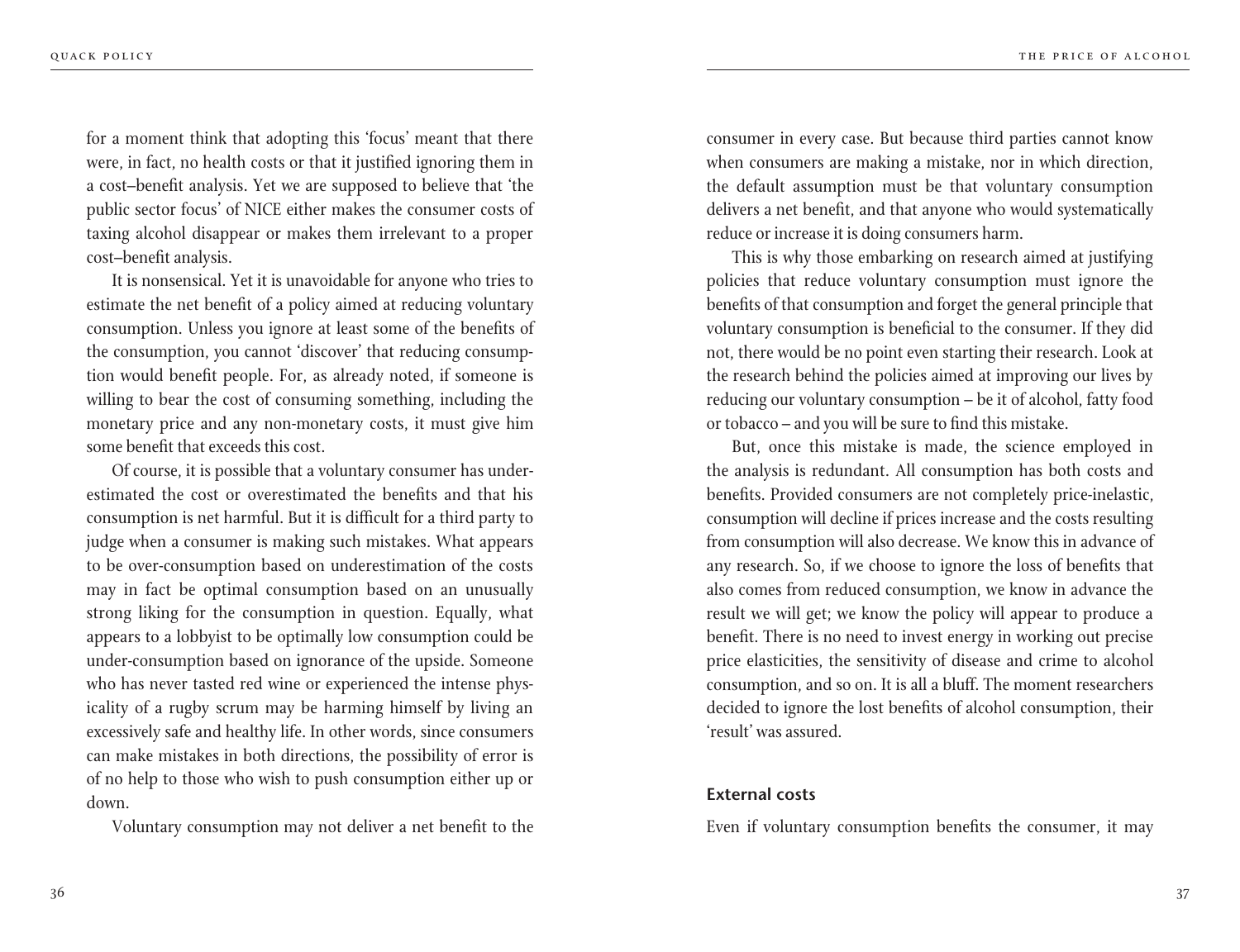for a moment think that adopting this 'focus' meant that there were, in fact, no health costs or that it justified ignoring them in a cost–benefit analysis. Yet we are supposed to believe that 'the public sector focus' of NICE either makes the consumer costs of taxing alcohol disappear or makes them irrelevant to a proper cost–benefit analysis.

It is nonsensical. Yet it is unavoidable for anyone who tries to estimate the net benefit of a policy aimed at reducing voluntary consumption. Unless you ignore at least some of the benefits of the consumption, you cannot 'discover' that reducing consumption would benefit people. For, as already noted, if someone is willing to bear the cost of consuming something, including the monetary price and any non-monetary costs, it must give him some benefit that exceeds this cost.

Of course, it is possible that a voluntary consumer has underestimated the cost or overestimated the benefits and that his consumption is net harmful. But it is difficult for a third party to judge when a consumer is making such mistakes. What appears to be over-consumption based on underestimation of the costs may in fact be optimal consumption based on an unusually strong liking for the consumption in question. Equally, what appears to a lobbyist to be optimally low consumption could be under-consumption based on ignorance of the upside. Someone who has never tasted red wine or experienced the intense physicality of a rugby scrum may be harming himself by living an excessively safe and healthy life. In other words, since consumers can make mistakes in both directions, the possibility of error is of no help to those who wish to push consumption either up or down.

Voluntary consumption may not deliver a net benefit to the consumer in every case. But because third parties cannot know when consumers are making a mistake, nor in which direction, the default assumption must be that voluntary consumption delivers a net benefit, and that anyone who would systematically reduce or increase it is doing consumers harm.

This is why those embarking on research aimed at justifying policies that reduce voluntary consumption must ignore the benefits of that consumption and forget the general principle that voluntary consumption is beneficial to the consumer. If they did not, there would be no point even starting their research. Look at the research behind the policies aimed at improving our lives by reducing our voluntary consumption – be it of alcohol, fatty food or tobacco – and you will be sure to find this mistake.

But, once this mistake is made, the science employed in the analysis is redundant. All consumption has both costs and benefits. Provided consumers are not completely price-inelastic, consumption will decline if prices increase and the costs resulting from consumption will also decrease. We know this in advance of any research. So, if we choose to ignore the loss of benefits that also comes from reduced consumption, we know in advance the result we will get; we know the policy will appear to produce a benefit. There is no need to invest energy in working out precise price elasticities, the sensitivity of disease and crime to alcohol consumption, and so on. It is all a bluff. The moment researchers decided to ignore the lost benefits of alcohol consumption, their 'result' was assured.

## External costs

Even if voluntary consumption benefits the consumer, it may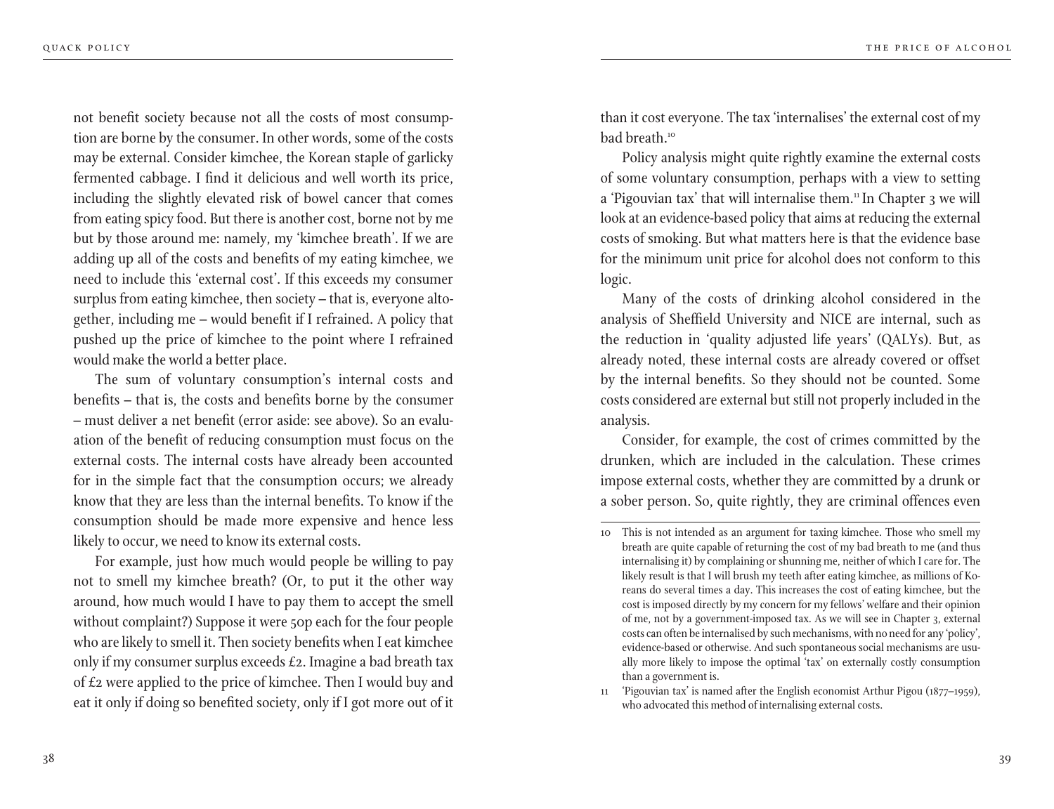not benefit society because not all the costs of most consumption are borne by the consumer. In other words, some of the costs may be external. Consider kimchee, the Korean staple of garlicky fermented cabbage. I find it delicious and well worth its price, including the slightly elevated risk of bowel cancer that comes from eating spicy food. But there is another cost, borne not by me but by those around me: namely, my 'kimchee breath'. If we are adding up all of the costs and benefits of my eating kimchee, we need to include this 'external cost'. If this exceeds my consumer surplus from eating kimchee, then society – that is, everyone altogether, including me – would benefit if I refrained. A policy that pushed up the price of kimchee to the point where I refrained would make the world a better place.

The sum of voluntary consumption's internal costs and benefits – that is, the costs and benefits borne by the consumer – must deliver a net benefit (error aside: see above). So an evaluation of the benefit of reducing consumption must focus on the external costs. The internal costs have already been accounted for in the simple fact that the consumption occurs; we already know that they are less than the internal benefits. To know if the consumption should be made more expensive and hence less likely to occur, we need to know its external costs.

For example, just how much would people be willing to pay not to smell my kimchee breath? (Or, to put it the other way around, how much would I have to pay them to accept the smell without complaint?) Suppose it were 50p each for the four people who are likely to smell it. Then society benefits when I eat kimchee only if my consumer surplus exceeds £2. Imagine a bad breath tax of £2 were applied to the price of kimchee. Then I would buy and eat it only if doing so benefited society, only if I got more out of it than it cost everyone. The tax 'internalises' the external cost of my bad breath.[10]

Policy analysis might quite rightly examine the external costs of some voluntary consumption, perhaps with a view to setting a 'Pigouvian tax' that will internalise them.[11] In Chapter 3 we will look at an evidence-based policy that aims at reducing the external costs of smoking. But what matters here is that the evidence base for the minimum unit price for alcohol does not conform to this logic.

Many of the costs of drinking alcohol considered in the analysis of Sheffield University and NICE are internal, such as the reduction in 'quality adjusted life years' (QALYs). But, as already noted, these internal costs are already covered or offset by the internal benefits. So they should not be counted. Some costs considered are external but still not properly included in the analysis.

Consider, for example, the cost of crimes committed by the drunken, which are included in the calculation. These crimes impose external costs, whether they are committed by a drunk or a sober person. So, quite rightly, they are criminal offences even

---

10 This is not intended as an argument for taxing kimchee. Those who smell my breath are quite capable of returning the cost of my bad breath to me (and thus internalising it) by complaining or shunning me, neither of which I care for. The likely result is that I will brush my teeth after eating kimchee, as millions of Koreans do several times a day. This increases the cost of eating kimchee, but the cost is imposed directly by my concern for my fellows' welfare and their opinion of me, not by a government-imposed tax. As we will see in Chapter 3, external costs can often be internalised by such mechanisms, with no need for any 'policy', evidence-based or otherwise. And such spontaneous social mechanisms are usually more likely to impose the optimal 'tax' on externally costly consumption than a government is.

11 'Pigouvian tax' is named after the English economist Arthur Pigou (1877–1959), who advocated this method of internalising external costs.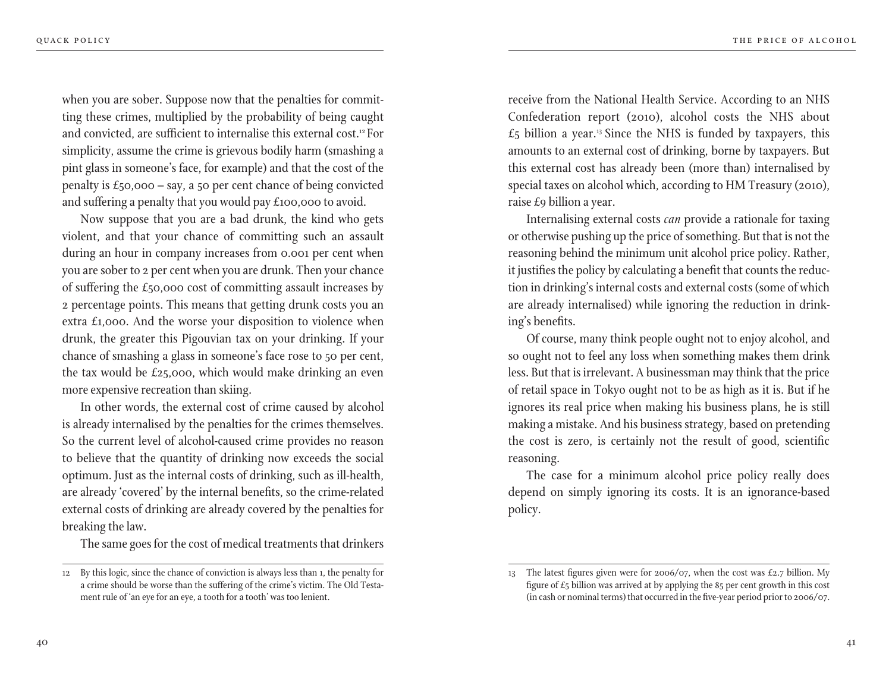when you are sober. Suppose now that the penalties for committing these crimes, multiplied by the probability of being caught and convicted, are sufficient to internalise this external cost.[12] For simplicity, assume the crime is grievous bodily harm (smashing a pint glass in someone's face, for example) and that the cost of the penalty is £50,000 – say, a 50 per cent chance of being convicted and suffering a penalty that you would pay £100,000 to avoid.

Now suppose that you are a bad drunk, the kind who gets violent, and that your chance of committing such an assault during an hour in company increases from 0.001 per cent when you are sober to 2 per cent when you are drunk. Then your chance of suffering the £50,000 cost of committing assault increases by 2 percentage points. This means that getting drunk costs you an extra £1,000. And the worse your disposition to violence when drunk, the greater this Pigouvian tax on your drinking. If your chance of smashing a glass in someone's face rose to 50 per cent, the tax would be £25,000, which would make drinking an even more expensive recreation than skiing.

In other words, the external cost of crime caused by alcohol is already internalised by the penalties for the crimes themselves. So the current level of alcohol-caused crime provides no reason to believe that the quantity of drinking now exceeds the social optimum. Just as the internal costs of drinking, such as ill-health, are already 'covered' by the internal benefits, so the crime-related external costs of drinking are already covered by the penalties for breaking the law.

The same goes for the cost of medical treatments that drinkers receive from the National Health Service. According to an NHS Confederation report (2010), alcohol costs the NHS about £5 billion a year.[13] Since the NHS is funded by taxpayers, this amounts to an external cost of drinking, borne by taxpayers. But this external cost has already been (more than) internalised by special taxes on alcohol which, according to HM Treasury (2010), raise £9 billion a year.

Internalising external costs *can* provide a rationale for taxing or otherwise pushing up the price of something. But that is not the reasoning behind the minimum unit alcohol price policy. Rather, it justifies the policy by calculating a benefit that counts the reduction in drinking's internal costs and external costs (some of which are already internalised) while ignoring the reduction in drinking's benefits.

Of course, many think people ought not to enjoy alcohol, and so ought not to feel any loss when something makes them drink less. But that is irrelevant. A businessman may think that the price of retail space in Tokyo ought not to be as high as it is. But if he ignores its real price when making his business plans, he is still making a mistake. And his business strategy, based on pretending the cost is zero, is certainly not the result of good, scientific reasoning.

The case for a minimum alcohol price policy really does depend on simply ignoring its costs. It is an ignorance-based policy.

---

12 By this logic, since the chance of conviction is always less than 1, the penalty for a crime should be worse than the suffering of the crime's victim. The Old Testament rule of 'an eye for an eye, a tooth for a tooth' was too lenient.

13 The latest figures given were for 2006/07, when the cost was £2.7 billion. My figure of £5 billion was arrived at by applying the 85 per cent growth in this cost (in cash or nominal terms) that occurred in the five-year period prior to 2006/07.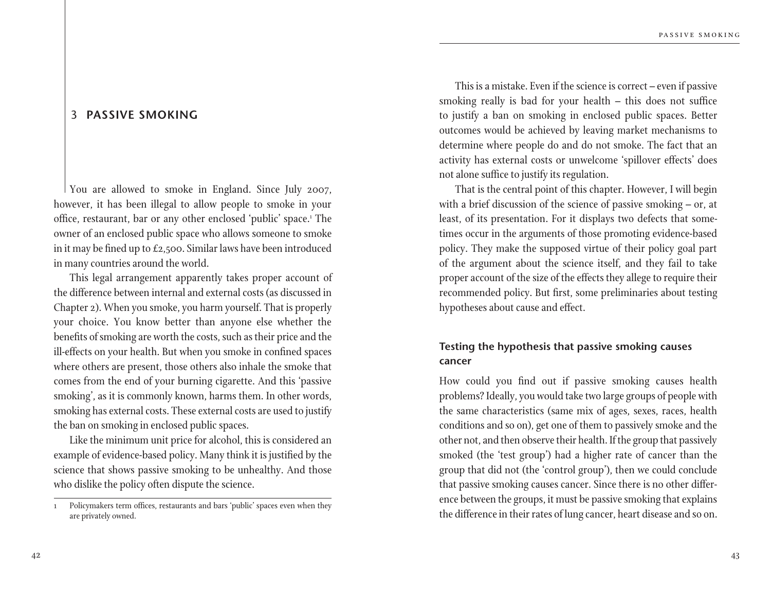## 3 PASSIVE SMOKING

You are allowed to smoke in England. Since July 2007, however, it has been illegal to allow people to smoke in your office, restaurant, bar or any other enclosed 'public' space.[1] The owner of an enclosed public space who allows someone to smoke in it may be fined up to £2,500. Similar laws have been introduced in many countries around the world.

This legal arrangement apparently takes proper account of the difference between internal and external costs (as discussed in Chapter 2). When you smoke, you harm yourself. That is properly your choice. You know better than anyone else whether the benefits of smoking are worth the costs, such as their price and the ill-effects on your health. But when you smoke in confined spaces where others are present, those others also inhale the smoke that comes from the end of your burning cigarette. And this 'passive smoking', as it is commonly known, harms them. In other words, smoking has external costs. These external costs are used to justify the ban on smoking in enclosed public spaces.

Like the minimum unit price for alcohol, this is considered an example of evidence-based policy. Many think it is justified by the science that shows passive smoking to be unhealthy. And those who dislike the policy often dispute the science.

[1] Policymakers term offices, restaurants and bars 'public' spaces even when they are privately owned.

This is a mistake. Even if the science is correct – even if passive smoking really is bad for your health – this does not suffice to justify a ban on smoking in enclosed public spaces. Better outcomes would be achieved by leaving market mechanisms to determine where people do and do not smoke. The fact that an activity has external costs or unwelcome 'spillover effects' does not alone suffice to justify its regulation.

That is the central point of this chapter. However, I will begin with a brief discussion of the science of passive smoking – or, at least, of its presentation. For it displays two defects that sometimes occur in the arguments of those promoting evidence-based policy. They make the supposed virtue of their policy goal part of the argument about the science itself, and they fail to take proper account of the size of the effects they allege to require their recommended policy. But first, some preliminaries about testing hypotheses about cause and effect.

### Testing the hypothesis that passive smoking causes cancer

How could you find out if passive smoking causes health problems? Ideally, you would take two large groups of people with the same characteristics (same mix of ages, sexes, races, health conditions and so on), get one of them to passively smoke and the other not, and then observe their health. If the group that passively smoked (the 'test group') had a higher rate of cancer than the group that did not (the 'control group'), then we could conclude that passive smoking causes cancer. Since there is no other difference between the groups, it must be passive smoking that explains the difference in their rates of lung cancer, heart disease and so on.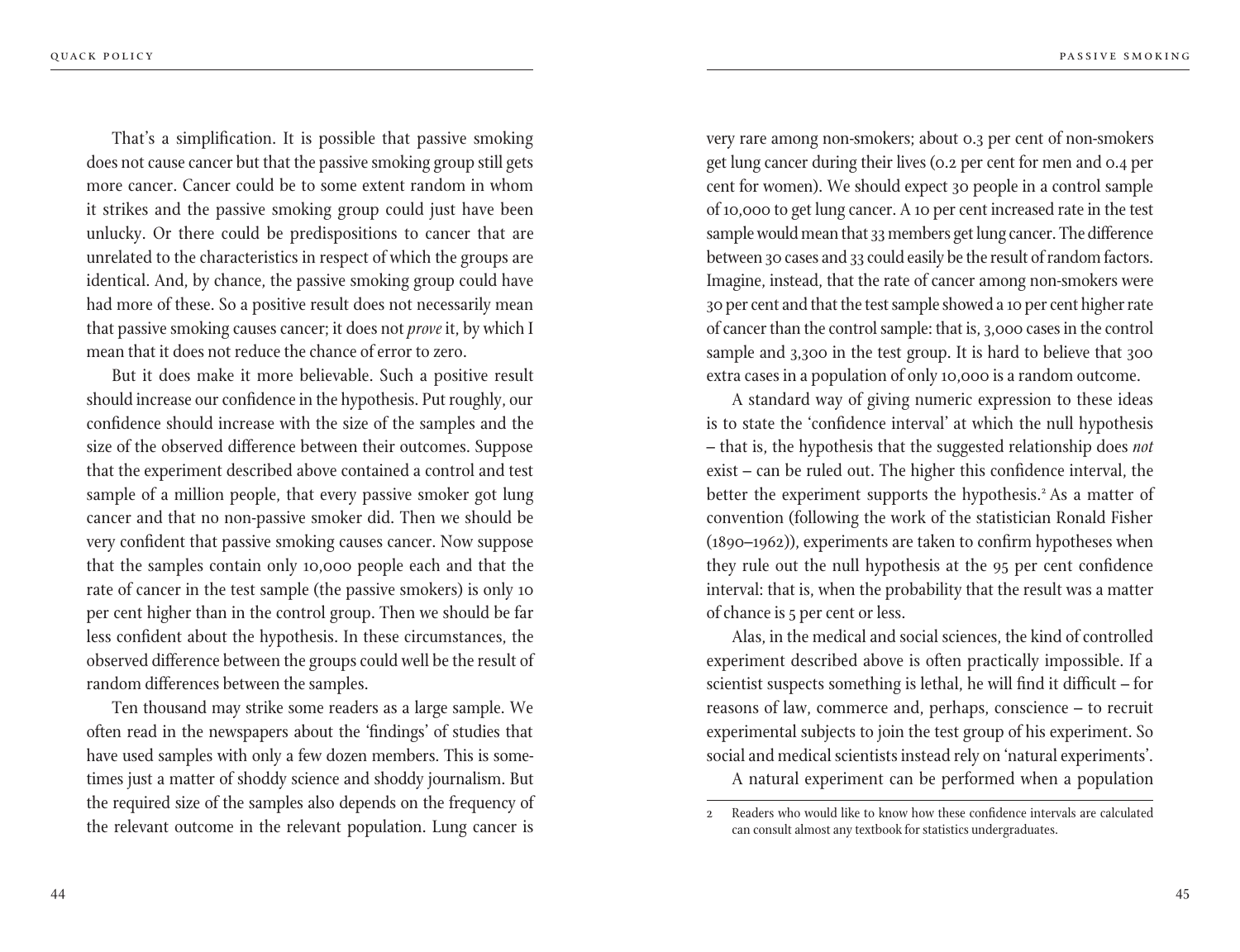That's a simplification. It is possible that passive smoking does not cause cancer but that the passive smoking group still gets more cancer. Cancer could be to some extent random in whom it strikes and the passive smoking group could just have been unlucky. Or there could be predispositions to cancer that are unrelated to the characteristics in respect of which the groups are identical. And, by chance, the passive smoking group could have had more of these. So a positive result does not necessarily mean that passive smoking causes cancer; it does not *prove* it, by which I mean that it does not reduce the chance of error to zero.

But it does make it more believable. Such a positive result should increase our confidence in the hypothesis. Put roughly, our confidence should increase with the size of the samples and the size of the observed difference between their outcomes. Suppose that the experiment described above contained a control and test sample of a million people, that every passive smoker got lung cancer and that no non-passive smoker did. Then we should be very confident that passive smoking causes cancer. Now suppose that the samples contain only 10,000 people each and that the rate of cancer in the test sample (the passive smokers) is only 10 per cent higher than in the control group. Then we should be far less confident about the hypothesis. In these circumstances, the observed difference between the groups could well be the result of random differences between the samples.

Ten thousand may strike some readers as a large sample. We often read in the newspapers about the 'findings' of studies that have used samples with only a few dozen members. This is sometimes just a matter of shoddy science and shoddy journalism. But the required size of the samples also depends on the frequency of the relevant outcome in the relevant population. Lung cancer is very rare among non-smokers; about 0.3 per cent of non-smokers get lung cancer during their lives (0.2 per cent for men and 0.4 per cent for women). We should expect 30 people in a control sample of 10,000 to get lung cancer. A 10 per cent increased rate in the test sample would mean that 33 members get lung cancer. The difference between 30 cases and 33 could easily be the result of random factors. Imagine, instead, that the rate of cancer among non-smokers were 30 per cent and that the test sample showed a 10 per cent higher rate of cancer than the control sample: that is, 3,000 cases in the control sample and 3,300 in the test group. It is hard to believe that 300 extra cases in a population of only 10,000 is a random outcome.

A standard way of giving numeric expression to these ideas is to state the 'confidence interval' at which the null hypothesis – that is, the hypothesis that the suggested relationship does *not* exist – can be ruled out. The higher this confidence interval, the better the experiment supports the hypothesis.[2] As a matter of convention (following the work of the statistician Ronald Fisher (1890–1962)), experiments are taken to confirm hypotheses when they rule out the null hypothesis at the 95 per cent confidence interval: that is, when the probability that the result was a matter of chance is 5 per cent or less.

Alas, in the medical and social sciences, the kind of controlled experiment described above is often practically impossible. If a scientist suspects something is lethal, he will find it difficult – for reasons of law, commerce and, perhaps, conscience – to recruit experimental subjects to join the test group of his experiment. So social and medical scientists instead rely on 'natural experiments'.

A natural experiment can be performed when a population

---

2 Readers who would like to know how these confidence intervals are calculated can consult almost any textbook for statistics undergraduates.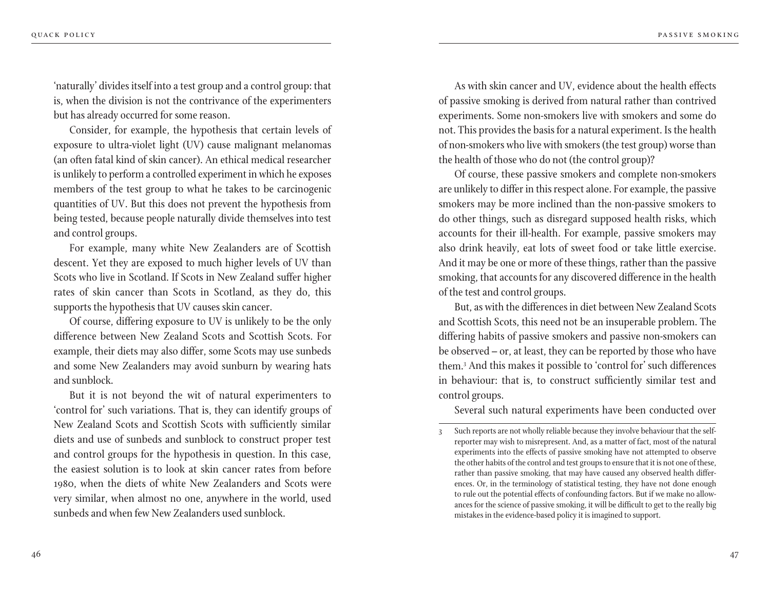'naturally' divides itself into a test group and a control group: that is, when the division is not the contrivance of the experimenters but has already occurred for some reason.

Consider, for example, the hypothesis that certain levels of exposure to ultra-violet light (UV) cause malignant melanomas (an often fatal kind of skin cancer). An ethical medical researcher is unlikely to perform a controlled experiment in which he exposes members of the test group to what he takes to be carcinogenic quantities of UV. But this does not prevent the hypothesis from being tested, because people naturally divide themselves into test and control groups.

For example, many white New Zealanders are of Scottish descent. Yet they are exposed to much higher levels of UV than Scots who live in Scotland. If Scots in New Zealand suffer higher rates of skin cancer than Scots in Scotland, as they do, this supports the hypothesis that UV causes skin cancer.

Of course, differing exposure to UV is unlikely to be the only difference between New Zealand Scots and Scottish Scots. For example, their diets may also differ, some Scots may use sunbeds and some New Zealanders may avoid sunburn by wearing hats and sunblock.

But it is not beyond the wit of natural experimenters to 'control for' such variations. That is, they can identify groups of New Zealand Scots and Scottish Scots with sufficiently similar diets and use of sunbeds and sunblock to construct proper test and control groups for the hypothesis in question. In this case, the easiest solution is to look at skin cancer rates from before 1980, when the diets of white New Zealanders and Scots were very similar, when almost no one, anywhere in the world, used sunbeds and when few New Zealanders used sunblock.

As with skin cancer and UV, evidence about the health effects of passive smoking is derived from natural rather than contrived experiments. Some non-smokers live with smokers and some do not. This provides the basis for a natural experiment. Is the health of non-smokers who live with smokers (the test group) worse than the health of those who do not (the control group)?

Of course, these passive smokers and complete non-smokers are unlikely to differ in this respect alone. For example, the passive smokers may be more inclined than the non-passive smokers to do other things, such as disregard supposed health risks, which accounts for their ill-health. For example, passive smokers may also drink heavily, eat lots of sweet food or take little exercise. And it may be one or more of these things, rather than the passive smoking, that accounts for any discovered difference in the health of the test and control groups.

But, as with the differences in diet between New Zealand Scots and Scottish Scots, this need not be an insuperable problem. The differing habits of passive smokers and passive non-smokers can be observed – or, at least, they can be reported by those who have them.[3] And this makes it possible to 'control for' such differences in behaviour: that is, to construct sufficiently similar test and control groups.

Several such natural experiments have been conducted over

---

3 Such reports are not wholly reliable because they involve behaviour that the self-reporter may wish to misrepresent. And, as a matter of fact, most of the natural experiments into the effects of passive smoking have not attempted to observe the other habits of the control and test groups to ensure that it is not one of these, rather than passive smoking, that may have caused any observed health differences. Or, in the terminology of statistical testing, they have not done enough to rule out the potential effects of confounding factors. But if we make no allowances for the science of passive smoking, it will be difficult to get to the really big mistakes in the evidence-based policy it is imagined to support.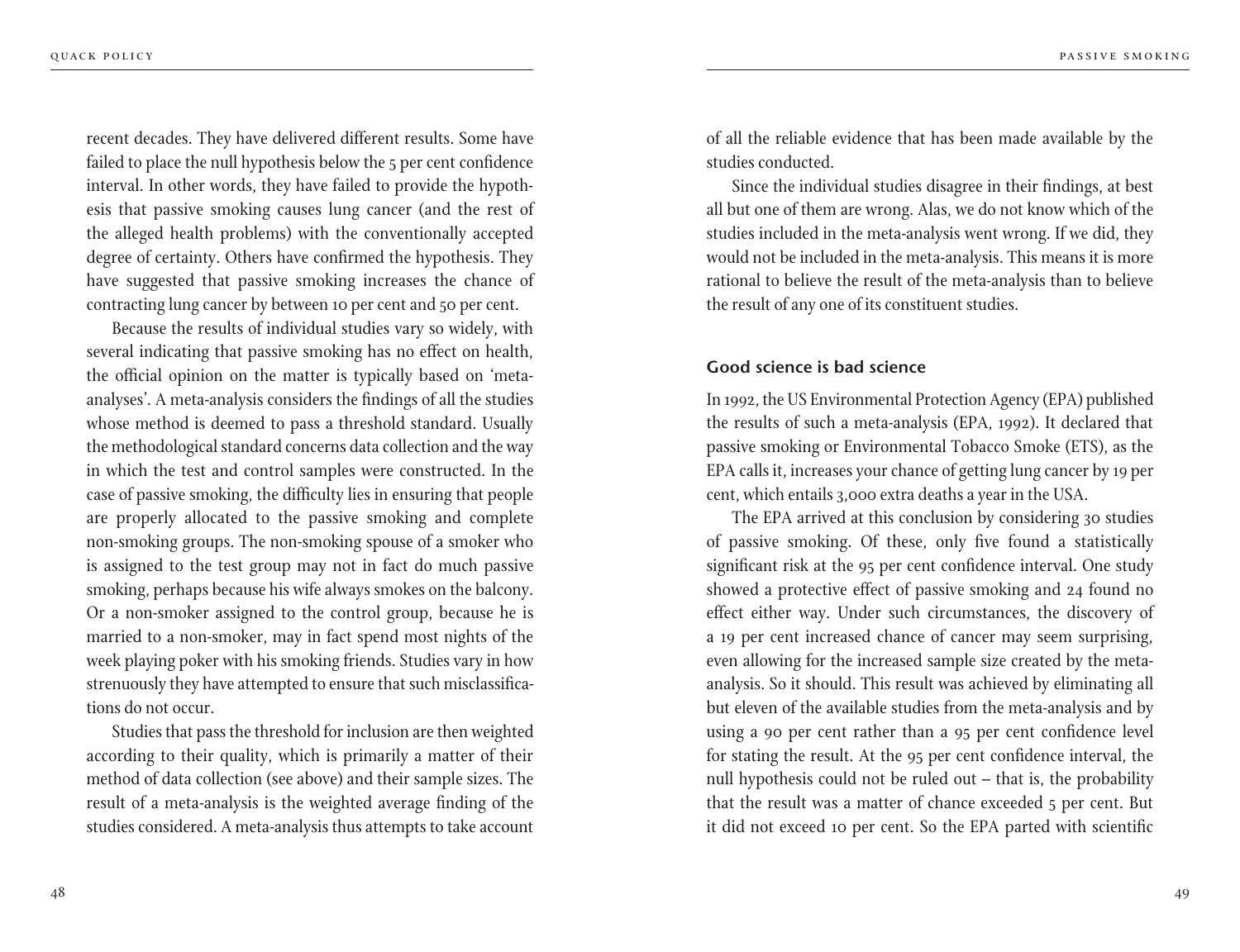recent decades. They have delivered different results. Some have failed to place the null hypothesis below the 5 per cent confidence interval. In other words, they have failed to provide the hypothesis that passive smoking causes lung cancer (and the rest of the alleged health problems) with the conventionally accepted degree of certainty. Others have confirmed the hypothesis. They have suggested that passive smoking increases the chance of contracting lung cancer by between 10 per cent and 50 per cent.

Because the results of individual studies vary so widely, with several indicating that passive smoking has no effect on health, the official opinion on the matter is typically based on 'meta-analyses'. A meta-analysis considers the findings of all the studies whose method is deemed to pass a threshold standard. Usually the methodological standard concerns data collection and the way in which the test and control samples were constructed. In the case of passive smoking, the difficulty lies in ensuring that people are properly allocated to the passive smoking and complete non-smoking groups. The non-smoking spouse of a smoker who is assigned to the test group may not in fact do much passive smoking, perhaps because his wife always smokes on the balcony. Or a non-smoker assigned to the control group, because he is married to a non-smoker, may in fact spend most nights of the week playing poker with his smoking friends. Studies vary in how strenuously they have attempted to ensure that such misclassifications do not occur.

Studies that pass the threshold for inclusion are then weighted according to their quality, which is primarily a matter of their method of data collection (see above) and their sample sizes. The result of a meta-analysis is the weighted average finding of the studies considered. A meta-analysis thus attempts to take account of all the reliable evidence that has been made available by the studies conducted.

Since the individual studies disagree in their findings, at best all but one of them are wrong. Alas, we do not know which of the studies included in the meta-analysis went wrong. If we did, they would not be included in the meta-analysis. This means it is more rational to believe the result of the meta-analysis than to believe the result of any one of its constituent studies.

## Good science is bad science

In 1992, the US Environmental Protection Agency (EPA) published the results of such a meta-analysis (EPA, 1992). It declared that passive smoking or Environmental Tobacco Smoke (ETS), as the EPA calls it, increases your chance of getting lung cancer by 19 per cent, which entails 3,000 extra deaths a year in the USA.

The EPA arrived at this conclusion by considering 30 studies of passive smoking. Of these, only five found a statistically significant risk at the 95 per cent confidence interval. One study showed a protective effect of passive smoking and 24 found no effect either way. Under such circumstances, the discovery of a 19 per cent increased chance of cancer may seem surprising, even allowing for the increased sample size created by the meta-analysis. So it should. This result was achieved by eliminating all but eleven of the available studies from the meta-analysis and by using a 90 per cent rather than a 95 per cent confidence level for stating the result. At the 95 per cent confidence interval, the null hypothesis could not be ruled out – that is, the probability that the result was a matter of chance exceeded 5 per cent. But it did not exceed 10 per cent. So the EPA parted with scientific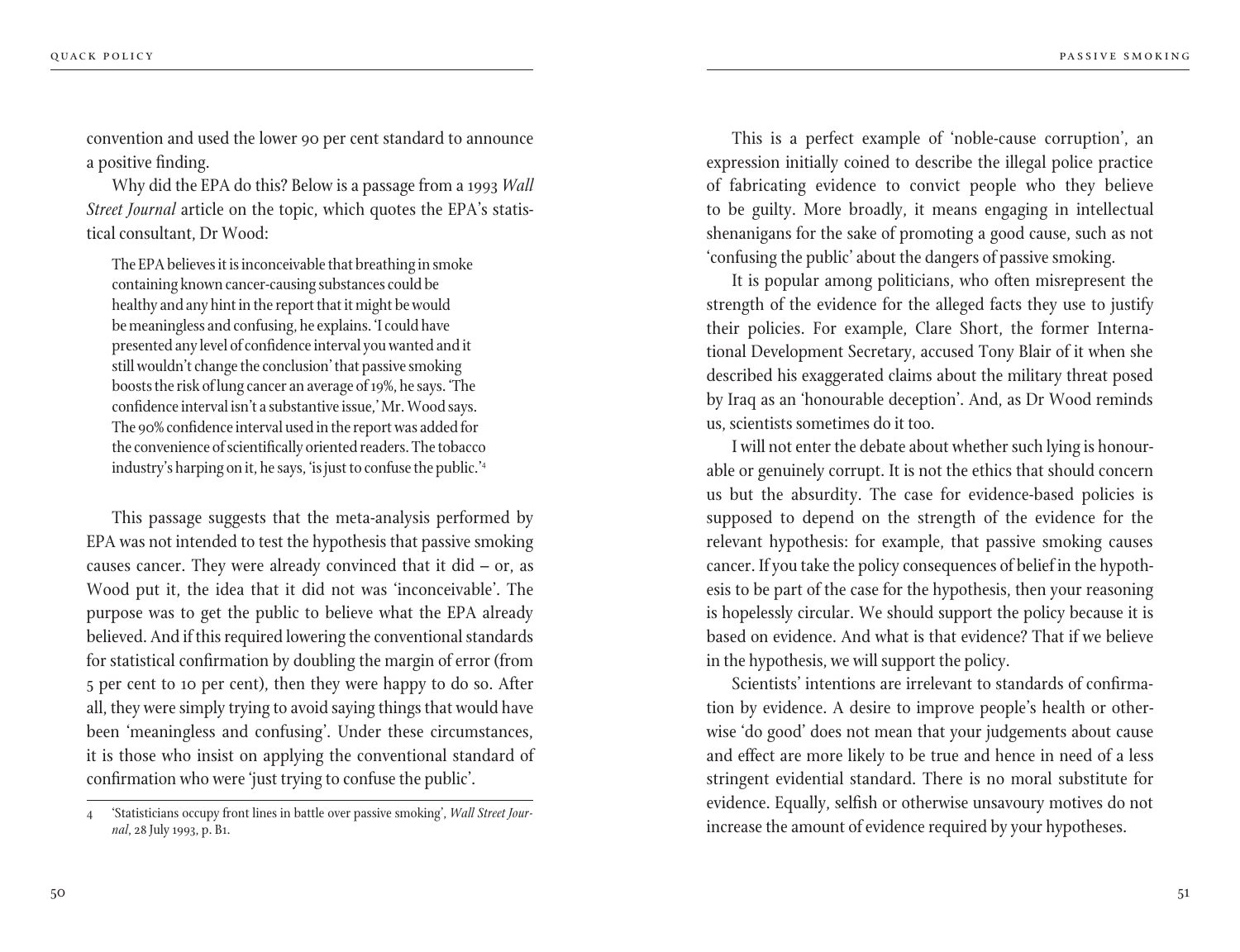convention and used the lower 90 per cent standard to announce a positive finding.

Why did the EPA do this? Below is a passage from a 1993 *Wall Street Journal* article on the topic, which quotes the EPA's statistical consultant, Dr Wood:

> The EPA believes it is inconceivable that breathing in smoke containing known cancer-causing substances could be healthy and any hint in the report that it might be would be meaningless and confusing, he explains. 'I could have presented any level of confidence interval you wanted and it still wouldn't change the conclusion' that passive smoking boosts the risk of lung cancer an average of 19%, he says. 'The confidence interval isn't a substantive issue,' Mr. Wood says. The 90% confidence interval used in the report was added for the convenience of scientifically oriented readers. The tobacco industry's harping on it, he says, 'is just to confuse the public.'[4]

This passage suggests that the meta-analysis performed by EPA was not intended to test the hypothesis that passive smoking causes cancer. They were already convinced that it did – or, as Wood put it, the idea that it did not was 'inconceivable'. The purpose was to get the public to believe what the EPA already believed. And if this required lowering the conventional standards for statistical confirmation by doubling the margin of error (from 5 per cent to 10 per cent), then they were happy to do so. After all, they were simply trying to avoid saying things that would have been 'meaningless and confusing'. Under these circumstances, it is those who insist on applying the conventional standard of confirmation who were 'just trying to confuse the public'.

4 'Statisticians occupy front lines in battle over passive smoking', *Wall Street Journal*, 28 July 1993, p. B1.

This is a perfect example of 'noble-cause corruption', an expression initially coined to describe the illegal police practice of fabricating evidence to convict people who they believe to be guilty. More broadly, it means engaging in intellectual shenanigans for the sake of promoting a good cause, such as not 'confusing the public' about the dangers of passive smoking.

It is popular among politicians, who often misrepresent the strength of the evidence for the alleged facts they use to justify their policies. For example, Clare Short, the former International Development Secretary, accused Tony Blair of it when she described his exaggerated claims about the military threat posed by Iraq as an 'honourable deception'. And, as Dr Wood reminds us, scientists sometimes do it too.

I will not enter the debate about whether such lying is honourable or genuinely corrupt. It is not the ethics that should concern us but the absurdity. The case for evidence-based policies is supposed to depend on the strength of the evidence for the relevant hypothesis: for example, that passive smoking causes cancer. If you take the policy consequences of belief in the hypothesis to be part of the case for the hypothesis, then your reasoning is hopelessly circular. We should support the policy because it is based on evidence. And what is that evidence? That if we believe in the hypothesis, we will support the policy.

Scientists' intentions are irrelevant to standards of confirmation by evidence. A desire to improve people's health or otherwise 'do good' does not mean that your judgements about cause and effect are more likely to be true and hence in need of a less stringent evidential standard. There is no moral substitute for evidence. Equally, selfish or otherwise unsavoury motives do not increase the amount of evidence required by your hypotheses.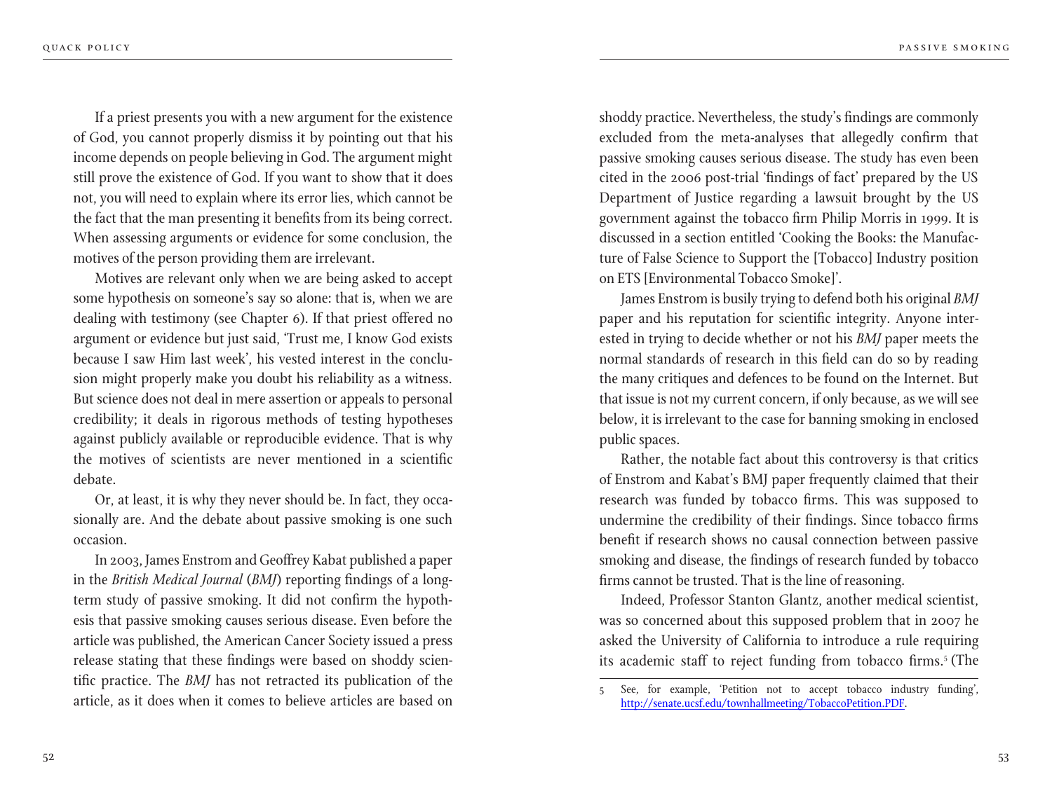If a priest presents you with a new argument for the existence of God, you cannot properly dismiss it by pointing out that his income depends on people believing in God. The argument might still prove the existence of God. If you want to show that it does not, you will need to explain where its error lies, which cannot be the fact that the man presenting it benefits from its being correct. When assessing arguments or evidence for some conclusion, the motives of the person providing them are irrelevant.

Motives are relevant only when we are being asked to accept some hypothesis on someone's say so alone: that is, when we are dealing with testimony (see Chapter 6). If that priest offered no argument or evidence but just said, 'Trust me, I know God exists because I saw Him last week', his vested interest in the conclusion might properly make you doubt his reliability as a witness. But science does not deal in mere assertion or appeals to personal credibility; it deals in rigorous methods of testing hypotheses against publicly available or reproducible evidence. That is why the motives of scientists are never mentioned in a scientific debate.

Or, at least, it is why they never should be. In fact, they occasionally are. And the debate about passive smoking is one such occasion.

In 2003, James Enstrom and Geoffrey Kabat published a paper in the *British Medical Journal* (*BMJ*) reporting findings of a long-term study of passive smoking. It did not confirm the hypothesis that passive smoking causes serious disease. Even before the article was published, the American Cancer Society issued a press release stating that these findings were based on shoddy scientific practice. The *BMJ* has not retracted its publication of the article, as it does when it comes to believe articles are based on shoddy practice. Nevertheless, the study's findings are commonly excluded from the meta-analyses that allegedly confirm that passive smoking causes serious disease. The study has even been cited in the 2006 post-trial 'findings of fact' prepared by the US Department of Justice regarding a lawsuit brought by the US government against the tobacco firm Philip Morris in 1999. It is discussed in a section entitled 'Cooking the Books: the Manufacture of False Science to Support the [Tobacco] Industry position on ETS [Environmental Tobacco Smoke]'.

James Enstrom is busily trying to defend both his original *BMJ* paper and his reputation for scientific integrity. Anyone interested in trying to decide whether or not his *BMJ* paper meets the normal standards of research in this field can do so by reading the many critiques and defences to be found on the Internet. But that issue is not my current concern, if only because, as we will see below, it is irrelevant to the case for banning smoking in enclosed public spaces.

Rather, the notable fact about this controversy is that critics of Enstrom and Kabat's BMJ paper frequently claimed that their research was funded by tobacco firms. This was supposed to undermine the credibility of their findings. Since tobacco firms benefit if research shows no causal connection between passive smoking and disease, the findings of research funded by tobacco firms cannot be trusted. That is the line of reasoning.

Indeed, Professor Stanton Glantz, another medical scientist, was so concerned about this supposed problem that in 2007 he asked the University of California to introduce a rule requiring its academic staff to reject funding from tobacco firms.[5] (The

5 See, for example, 'Petition not to accept tobacco industry funding', http://senate.ucsf.edu/townhallmeeting/TobaccoPetition.PDF.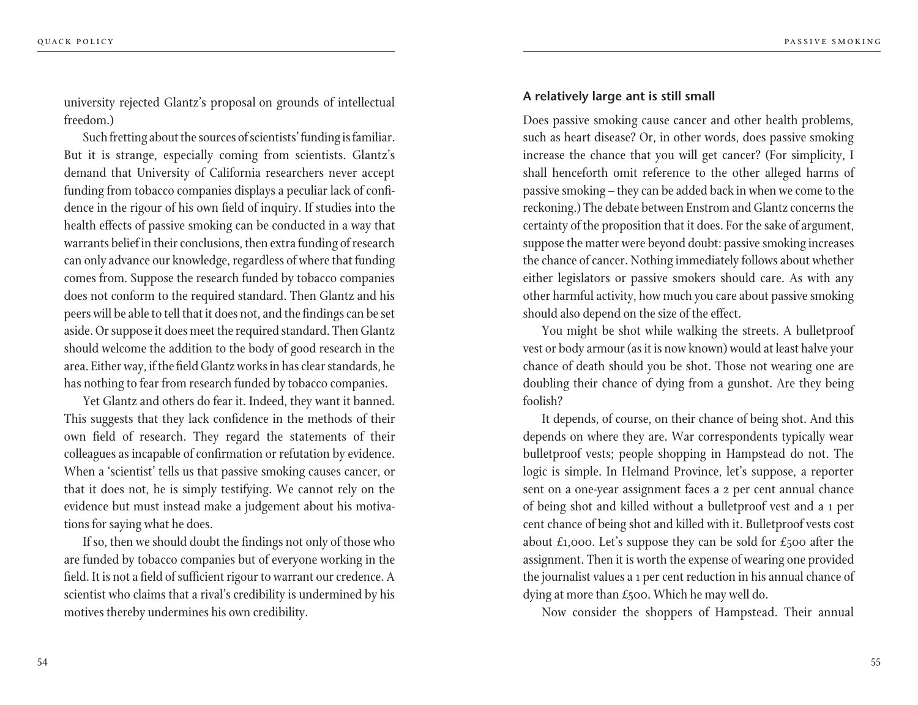university rejected Glantz's proposal on grounds of intellectual freedom.)

Such fretting about the sources of scientists' funding is familiar. But it is strange, especially coming from scientists. Glantz's demand that University of California researchers never accept funding from tobacco companies displays a peculiar lack of confidence in the rigour of his own field of inquiry. If studies into the health effects of passive smoking can be conducted in a way that warrants belief in their conclusions, then extra funding of research can only advance our knowledge, regardless of where that funding comes from. Suppose the research funded by tobacco companies does not conform to the required standard. Then Glantz and his peers will be able to tell that it does not, and the findings can be set aside. Or suppose it does meet the required standard. Then Glantz should welcome the addition to the body of good research in the area. Either way, if the field Glantz works in has clear standards, he has nothing to fear from research funded by tobacco companies.

Yet Glantz and others do fear it. Indeed, they want it banned. This suggests that they lack confidence in the methods of their own field of research. They regard the statements of their colleagues as incapable of confirmation or refutation by evidence. When a 'scientist' tells us that passive smoking causes cancer, or that it does not, he is simply testifying. We cannot rely on the evidence but must instead make a judgement about his motivations for saying what he does.

If so, then we should doubt the findings not only of those who are funded by tobacco companies but of everyone working in the field. It is not a field of sufficient rigour to warrant our credence. A scientist who claims that a rival's credibility is undermined by his motives thereby undermines his own credibility.

### A relatively large ant is still small

Does passive smoking cause cancer and other health problems, such as heart disease? Or, in other words, does passive smoking increase the chance that you will get cancer? (For simplicity, I shall henceforth omit reference to the other alleged harms of passive smoking – they can be added back in when we come to the reckoning.) The debate between Enstrom and Glantz concerns the certainty of the proposition that it does. For the sake of argument, suppose the matter were beyond doubt: passive smoking increases the chance of cancer. Nothing immediately follows about whether either legislators or passive smokers should care. As with any other harmful activity, how much you care about passive smoking should also depend on the size of the effect.

You might be shot while walking the streets. A bulletproof vest or body armour (as it is now known) would at least halve your chance of death should you be shot. Those not wearing one are doubling their chance of dying from a gunshot. Are they being foolish?

It depends, of course, on their chance of being shot. And this depends on where they are. War correspondents typically wear bulletproof vests; people shopping in Hampstead do not. The logic is simple. In Helmand Province, let's suppose, a reporter sent on a one-year assignment faces a 2 per cent annual chance of being shot and killed without a bulletproof vest and a 1 per cent chance of being shot and killed with it. Bulletproof vests cost about £1,000. Let's suppose they can be sold for £500 after the assignment. Then it is worth the expense of wearing one provided the journalist values a 1 per cent reduction in his annual chance of dying at more than £500. Which he may well do.

Now consider the shoppers of Hampstead. Their annual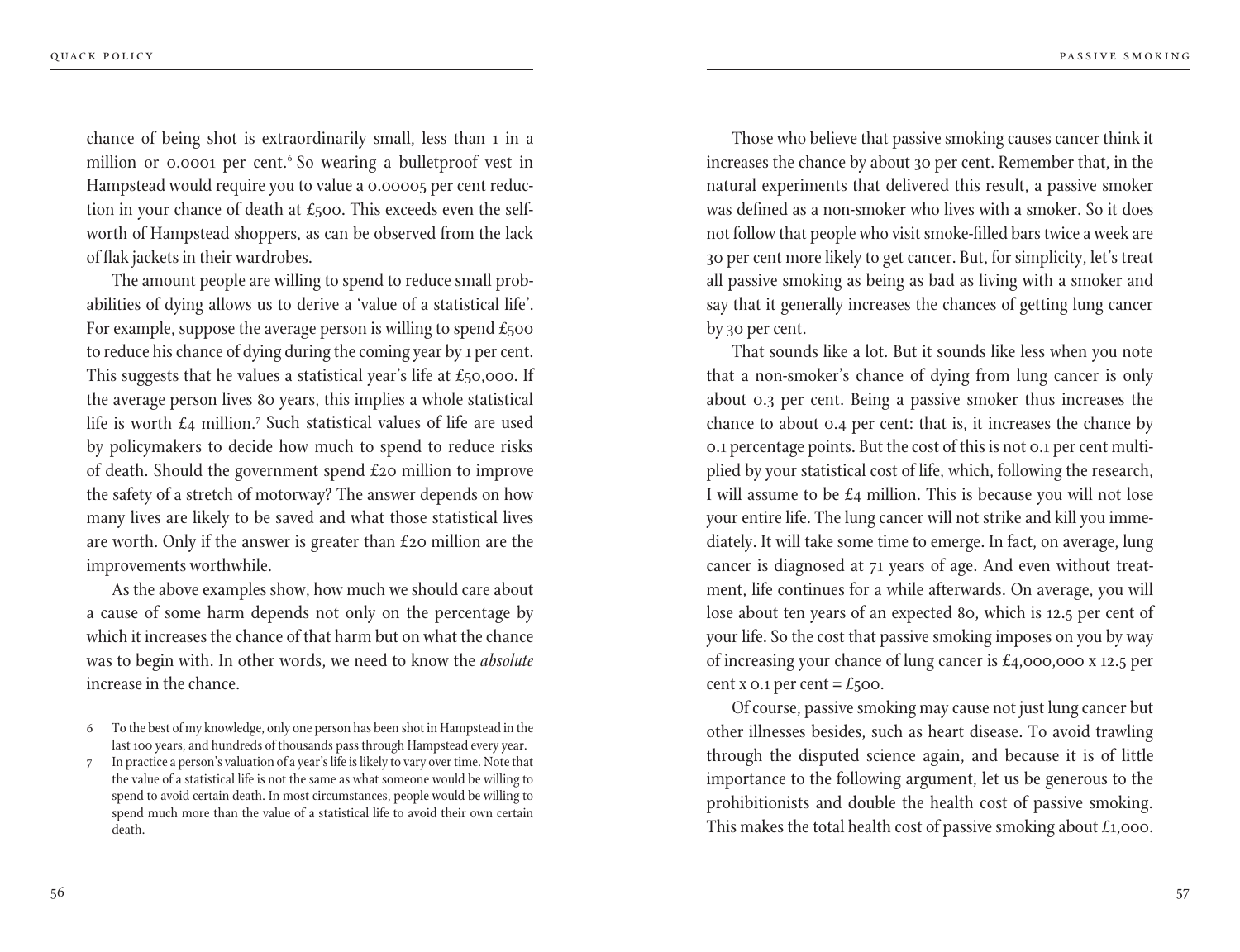chance of being shot is extraordinarily small, less than 1 in a million or 0.0001 per cent.[6] So wearing a bulletproof vest in Hampstead would require you to value a 0.00005 per cent reduction in your chance of death at £500. This exceeds even the self-worth of Hampstead shoppers, as can be observed from the lack of flak jackets in their wardrobes.

The amount people are willing to spend to reduce small probabilities of dying allows us to derive a 'value of a statistical life'. For example, suppose the average person is willing to spend £500 to reduce his chance of dying during the coming year by 1 per cent. This suggests that he values a statistical year's life at £50,000. If the average person lives 80 years, this implies a whole statistical life is worth £4 million.[7] Such statistical values of life are used by policymakers to decide how much to spend to reduce risks of death. Should the government spend £20 million to improve the safety of a stretch of motorway? The answer depends on how many lives are likely to be saved and what those statistical lives are worth. Only if the answer is greater than £20 million are the improvements worthwhile.

As the above examples show, how much we should care about a cause of some harm depends not only on the percentage by which it increases the chance of that harm but on what the chance was to begin with. In other words, we need to know the *absolute* increase in the chance.

Those who believe that passive smoking causes cancer think it increases the chance by about 30 per cent. Remember that, in the natural experiments that delivered this result, a passive smoker was defined as a non-smoker who lives with a smoker. So it does not follow that people who visit smoke-filled bars twice a week are 30 per cent more likely to get cancer. But, for simplicity, let's treat all passive smoking as being as bad as living with a smoker and say that it generally increases the chances of getting lung cancer by 30 per cent.

That sounds like a lot. But it sounds like less when you note that a non-smoker's chance of dying from lung cancer is only about 0.3 per cent. Being a passive smoker thus increases the chance to about 0.4 per cent: that is, it increases the chance by 0.1 percentage points. But the cost of this is not 0.1 per cent multiplied by your statistical cost of life, which, following the research, I will assume to be £4 million. This is because you will not lose your entire life. The lung cancer will not strike and kill you immediately. It will take some time to emerge. In fact, on average, lung cancer is diagnosed at 71 years of age. And even without treatment, life continues for a while afterwards. On average, you will lose about ten years of an expected 80, which is 12.5 per cent of your life. So the cost that passive smoking imposes on you by way of increasing your chance of lung cancer is £4,000,000 x 12.5 per cent x 0.1 per cent = £500.

Of course, passive smoking may cause not just lung cancer but other illnesses besides, such as heart disease. To avoid trawling through the disputed science again, and because it is of little importance to the following argument, let us be generous to the prohibitionists and double the health cost of passive smoking. This makes the total health cost of passive smoking about £1,000.

---

6 To the best of my knowledge, only one person has been shot in Hampstead in the last 100 years, and hundreds of thousands pass through Hampstead every year.

7 In practice a person's valuation of a year's life is likely to vary over time. Note that the value of a statistical life is not the same as what someone would be willing to spend to avoid certain death. In most circumstances, people would be willing to spend much more than the value of a statistical life to avoid their own certain death.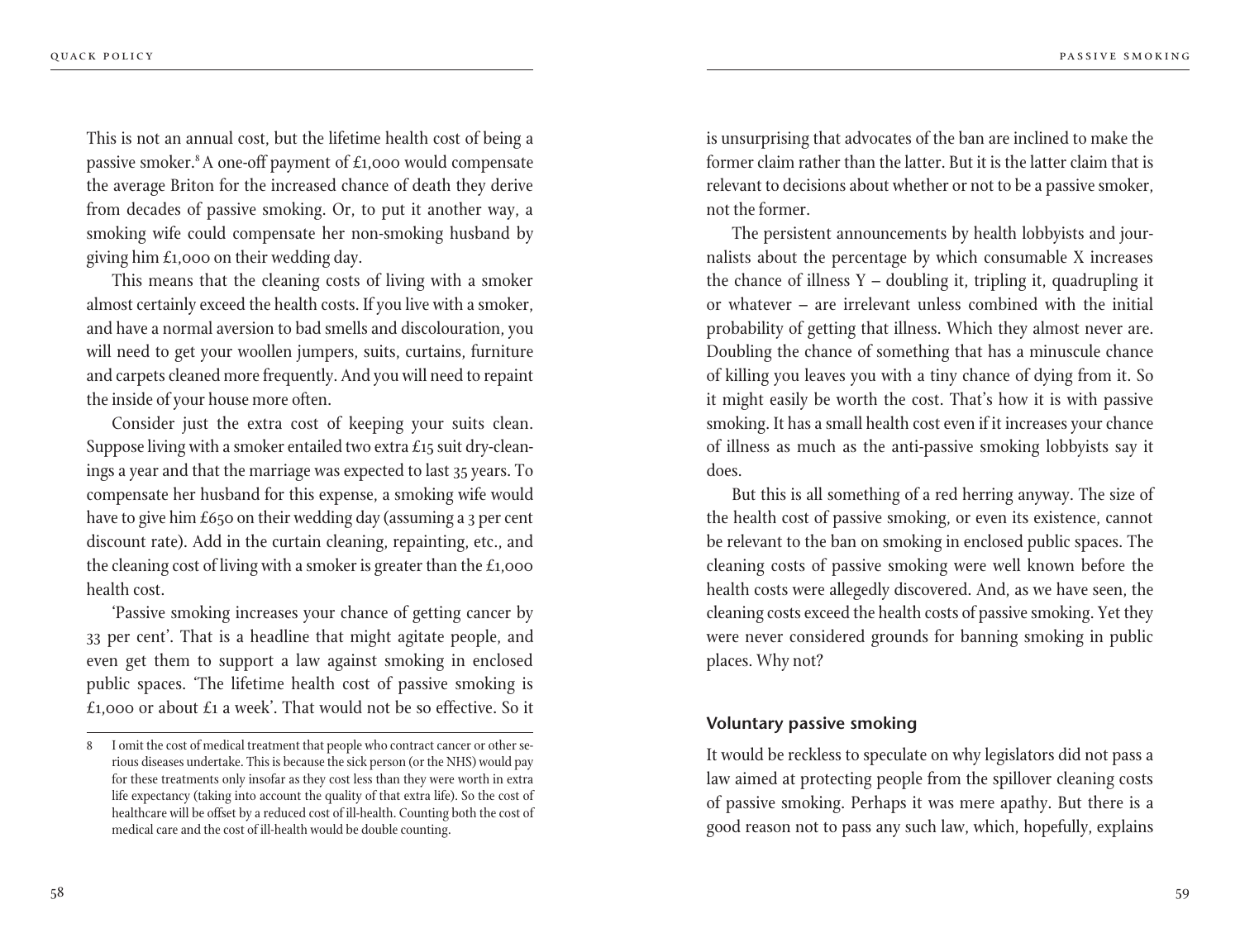This is not an annual cost, but the lifetime health cost of being a passive smoker.[8] A one-off payment of £1,000 would compensate the average Briton for the increased chance of death they derive from decades of passive smoking. Or, to put it another way, a smoking wife could compensate her non-smoking husband by giving him £1,000 on their wedding day.

This means that the cleaning costs of living with a smoker almost certainly exceed the health costs. If you live with a smoker, and have a normal aversion to bad smells and discolouration, you will need to get your woollen jumpers, suits, curtains, furniture and carpets cleaned more frequently. And you will need to repaint the inside of your house more often.

Consider just the extra cost of keeping your suits clean. Suppose living with a smoker entailed two extra £15 suit dry-cleanings a year and that the marriage was expected to last 35 years. To compensate her husband for this expense, a smoking wife would have to give him £650 on their wedding day (assuming a 3 per cent discount rate). Add in the curtain cleaning, repainting, etc., and the cleaning cost of living with a smoker is greater than the £1,000 health cost.

'Passive smoking increases your chance of getting cancer by 33 per cent'. That is a headline that might agitate people, and even get them to support a law against smoking in enclosed public spaces. 'The lifetime health cost of passive smoking is £1,000 or about £1 a week'. That would not be so effective. So it is unsurprising that advocates of the ban are inclined to make the former claim rather than the latter. But it is the latter claim that is relevant to decisions about whether or not to be a passive smoker, not the former.

The persistent announcements by health lobbyists and journalists about the percentage by which consumable X increases the chance of illness Y – doubling it, tripling it, quadrupling it or whatever – are irrelevant unless combined with the initial probability of getting that illness. Which they almost never are. Doubling the chance of something that has a minuscule chance of killing you leaves you with a tiny chance of dying from it. So it might easily be worth the cost. That's how it is with passive smoking. It has a small health cost even if it increases your chance of illness as much as the anti-passive smoking lobbyists say it does.

But this is all something of a red herring anyway. The size of the health cost of passive smoking, or even its existence, cannot be relevant to the ban on smoking in enclosed public spaces. The cleaning costs of passive smoking were well known before the health costs were allegedly discovered. And, as we have seen, the cleaning costs exceed the health costs of passive smoking. Yet they were never considered grounds for banning smoking in public places. Why not?

## Voluntary passive smoking

It would be reckless to speculate on why legislators did not pass a law aimed at protecting people from the spillover cleaning costs of passive smoking. Perhaps it was mere apathy. But there is a good reason not to pass any such law, which, hopefully, explains

---

8 I omit the cost of medical treatment that people who contract cancer or other serious diseases undertake. This is because the sick person (or the NHS) would pay for these treatments only insofar as they cost less than they were worth in extra life expectancy (taking into account the quality of that extra life). So the cost of healthcare will be offset by a reduced cost of ill-health. Counting both the cost of medical care and the cost of ill-health would be double counting.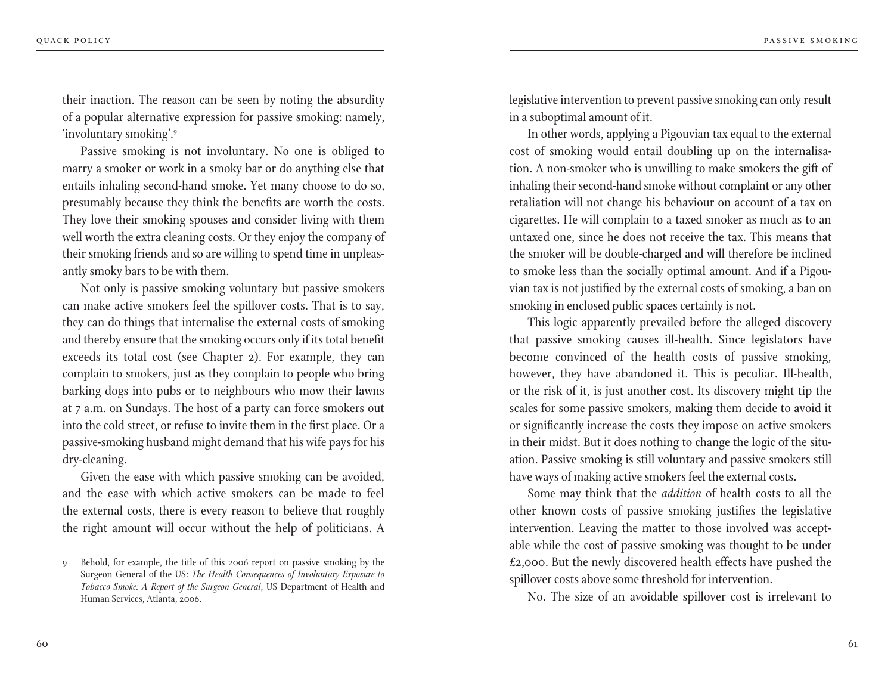their inaction. The reason can be seen by noting the absurdity of a popular alternative expression for passive smoking: namely, 'involuntary smoking'.[9]

Passive smoking is not involuntary. No one is obliged to marry a smoker or work in a smoky bar or do anything else that entails inhaling second-hand smoke. Yet many choose to do so, presumably because they think the benefits are worth the costs. They love their smoking spouses and consider living with them well worth the extra cleaning costs. Or they enjoy the company of their smoking friends and so are willing to spend time in unpleasantly smoky bars to be with them.

Not only is passive smoking voluntary but passive smokers can make active smokers feel the spillover costs. That is to say, they can do things that internalise the external costs of smoking and thereby ensure that the smoking occurs only if its total benefit exceeds its total cost (see Chapter 2). For example, they can complain to smokers, just as they complain to people who bring barking dogs into pubs or to neighbours who mow their lawns at 7 a.m. on Sundays. The host of a party can force smokers out into the cold street, or refuse to invite them in the first place. Or a passive-smoking husband might demand that his wife pays for his dry-cleaning.

Given the ease with which passive smoking can be avoided, and the ease with which active smokers can be made to feel the external costs, there is every reason to believe that roughly the right amount will occur without the help of politicians. A legislative intervention to prevent passive smoking can only result in a suboptimal amount of it.

In other words, applying a Pigouvian tax equal to the external cost of smoking would entail doubling up on the internalisation. A non-smoker who is unwilling to make smokers the gift of inhaling their second-hand smoke without complaint or any other retaliation will not change his behaviour on account of a tax on cigarettes. He will complain to a taxed smoker as much as to an untaxed one, since he does not receive the tax. This means that the smoker will be double-charged and will therefore be inclined to smoke less than the socially optimal amount. And if a Pigouvian tax is not justified by the external costs of smoking, a ban on smoking in enclosed public spaces certainly is not.

This logic apparently prevailed before the alleged discovery that passive smoking causes ill-health. Since legislators have become convinced of the health costs of passive smoking, however, they have abandoned it. This is peculiar. Ill-health, or the risk of it, is just another cost. Its discovery might tip the scales for some passive smokers, making them decide to avoid it or significantly increase the costs they impose on active smokers in their midst. But it does nothing to change the logic of the situation. Passive smoking is still voluntary and passive smokers still have ways of making active smokers feel the external costs.

Some may think that the *addition* of health costs to all the other known costs of passive smoking justifies the legislative intervention. Leaving the matter to those involved was acceptable while the cost of passive smoking was thought to be under £2,000. But the newly discovered health effects have pushed the spillover costs above some threshold for intervention.

No. The size of an avoidable spillover cost is irrelevant to

---

9 Behold, for example, the title of this 2006 report on passive smoking by the Surgeon General of the US: *The Health Consequences of Involuntary Exposure to Tobacco Smoke: A Report of the Surgeon General*, US Department of Health and Human Services, Atlanta, 2006.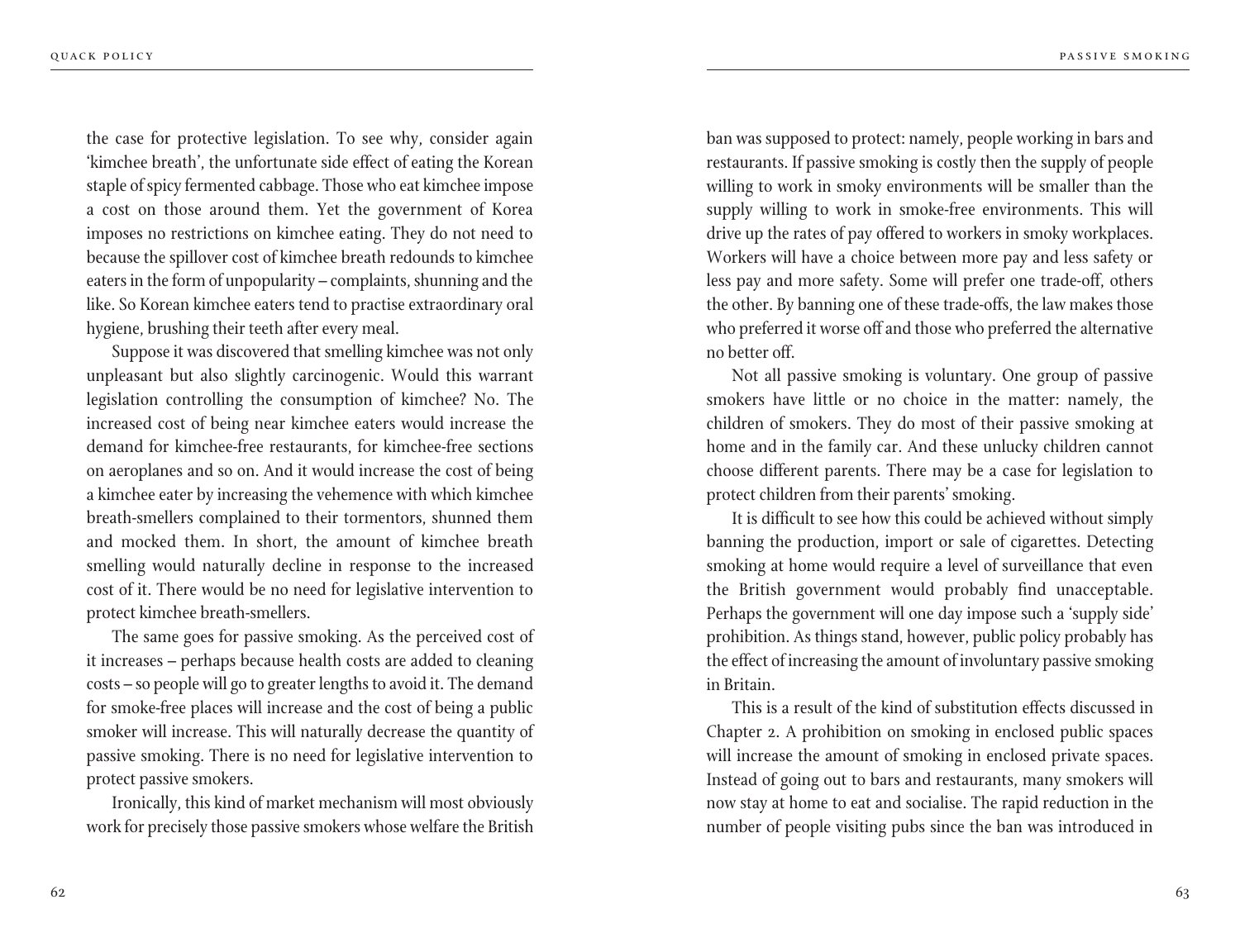the case for protective legislation. To see why, consider again 'kimchee breath', the unfortunate side effect of eating the Korean staple of spicy fermented cabbage. Those who eat kimchee impose a cost on those around them. Yet the government of Korea imposes no restrictions on kimchee eating. They do not need to because the spillover cost of kimchee breath redounds to kimchee eaters in the form of unpopularity – complaints, shunning and the like. So Korean kimchee eaters tend to practise extraordinary oral hygiene, brushing their teeth after every meal.

Suppose it was discovered that smelling kimchee was not only unpleasant but also slightly carcinogenic. Would this warrant legislation controlling the consumption of kimchee? No. The increased cost of being near kimchee eaters would increase the demand for kimchee-free restaurants, for kimchee-free sections on aeroplanes and so on. And it would increase the cost of being a kimchee eater by increasing the vehemence with which kimchee breath-smellers complained to their tormentors, shunned them and mocked them. In short, the amount of kimchee breath smelling would naturally decline in response to the increased cost of it. There would be no need for legislative intervention to protect kimchee breath-smellers.

The same goes for passive smoking. As the perceived cost of it increases – perhaps because health costs are added to cleaning costs – so people will go to greater lengths to avoid it. The demand for smoke-free places will increase and the cost of being a public smoker will increase. This will naturally decrease the quantity of passive smoking. There is no need for legislative intervention to protect passive smokers.

Ironically, this kind of market mechanism will most obviously work for precisely those passive smokers whose welfare the British ban was supposed to protect: namely, people working in bars and restaurants. If passive smoking is costly then the supply of people willing to work in smoky environments will be smaller than the supply willing to work in smoke-free environments. This will drive up the rates of pay offered to workers in smoky workplaces. Workers will have a choice between more pay and less safety or less pay and more safety. Some will prefer one trade-off, others the other. By banning one of these trade-offs, the law makes those who preferred it worse off and those who preferred the alternative no better off.

Not all passive smoking is voluntary. One group of passive smokers have little or no choice in the matter: namely, the children of smokers. They do most of their passive smoking at home and in the family car. And these unlucky children cannot choose different parents. There may be a case for legislation to protect children from their parents' smoking.

It is difficult to see how this could be achieved without simply banning the production, import or sale of cigarettes. Detecting smoking at home would require a level of surveillance that even the British government would probably find unacceptable. Perhaps the government will one day impose such a 'supply side' prohibition. As things stand, however, public policy probably has the effect of increasing the amount of involuntary passive smoking in Britain.

This is a result of the kind of substitution effects discussed in Chapter 2. A prohibition on smoking in enclosed public spaces will increase the amount of smoking in enclosed private spaces. Instead of going out to bars and restaurants, many smokers will now stay at home to eat and socialise. The rapid reduction in the number of people visiting pubs since the ban was introduced in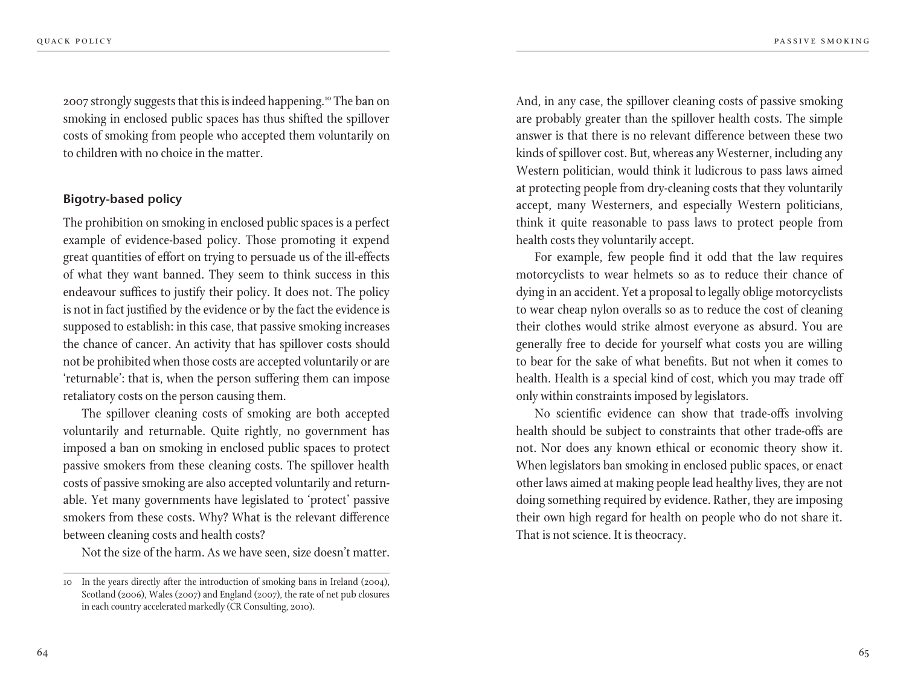2007 strongly suggests that this is indeed happening.[10] The ban on smoking in enclosed public spaces has thus shifted the spillover costs of smoking from people who accepted them voluntarily on to children with no choice in the matter.

## Bigotry-based policy

The prohibition on smoking in enclosed public spaces is a perfect example of evidence-based policy. Those promoting it expend great quantities of effort on trying to persuade us of the ill-effects of what they want banned. They seem to think success in this endeavour suffices to justify their policy. It does not. The policy is not in fact justified by the evidence or by the fact the evidence is supposed to establish: in this case, that passive smoking increases the chance of cancer. An activity that has spillover costs should not be prohibited when those costs are accepted voluntarily or are 'returnable': that is, when the person suffering them can impose retaliatory costs on the person causing them.

The spillover cleaning costs of smoking are both accepted voluntarily and returnable. Quite rightly, no government has imposed a ban on smoking in enclosed public spaces to protect passive smokers from these cleaning costs. The spillover health costs of passive smoking are also accepted voluntarily and returnable. Yet many governments have legislated to 'protect' passive smokers from these costs. Why? What is the relevant difference between cleaning costs and health costs?

Not the size of the harm. As we have seen, size doesn't matter. And, in any case, the spillover cleaning costs of passive smoking are probably greater than the spillover health costs. The simple answer is that there is no relevant difference between these two kinds of spillover cost. But, whereas any Westerner, including any Western politician, would think it ludicrous to pass laws aimed at protecting people from dry-cleaning costs that they voluntarily accept, many Westerners, and especially Western politicians, think it quite reasonable to pass laws to protect people from health costs they voluntarily accept.

For example, few people find it odd that the law requires motorcyclists to wear helmets so as to reduce their chance of dying in an accident. Yet a proposal to legally oblige motorcyclists to wear cheap nylon overalls so as to reduce the cost of cleaning their clothes would strike almost everyone as absurd. You are generally free to decide for yourself what costs you are willing to bear for the sake of what benefits. But not when it comes to health. Health is a special kind of cost, which you may trade off only within constraints imposed by legislators.

No scientific evidence can show that trade-offs involving health should be subject to constraints that other trade-offs are not. Nor does any known ethical or economic theory show it. When legislators ban smoking in enclosed public spaces, or enact other laws aimed at making people lead healthy lives, they are not doing something required by evidence. Rather, they are imposing their own high regard for health on people who do not share it. That is not science. It is theocracy.

---

10 In the years directly after the introduction of smoking bans in Ireland (2004), Scotland (2006), Wales (2007) and England (2007), the rate of net pub closures in each country accelerated markedly (CR Consulting, 2010).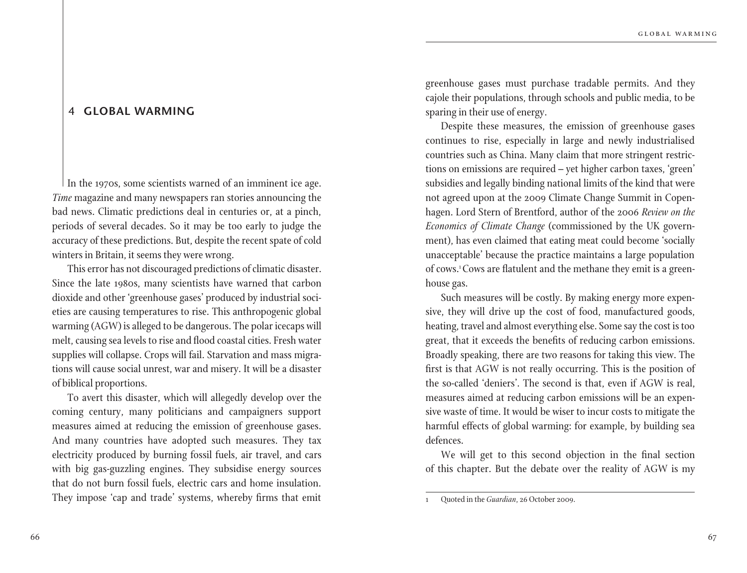# 4 GLOBAL WARMING

In the 1970s, some scientists warned of an imminent ice age. *Time* magazine and many newspapers ran stories announcing the bad news. Climatic predictions deal in centuries or, at a pinch, periods of several decades. So it may be too early to judge the accuracy of these predictions. But, despite the recent spate of cold winters in Britain, it seems they were wrong.

This error has not discouraged predictions of climatic disaster. Since the late 1980s, many scientists have warned that carbon dioxide and other 'greenhouse gases' produced by industrial societies are causing temperatures to rise. This anthropogenic global warming (AGW) is alleged to be dangerous. The polar icecaps will melt, causing sea levels to rise and flood coastal cities. Fresh water supplies will collapse. Crops will fail. Starvation and mass migrations will cause social unrest, war and misery. It will be a disaster of biblical proportions.

To avert this disaster, which will allegedly develop over the coming century, many politicians and campaigners support measures aimed at reducing the emission of greenhouse gases. And many countries have adopted such measures. They tax electricity produced by burning fossil fuels, air travel, and cars with big gas-guzzling engines. They subsidise energy sources that do not burn fossil fuels, electric cars and home insulation. They impose 'cap and trade' systems, whereby firms that emit greenhouse gases must purchase tradable permits. And they cajole their populations, through schools and public media, to be sparing in their use of energy.

Despite these measures, the emission of greenhouse gases continues to rise, especially in large and newly industrialised countries such as China. Many claim that more stringent restrictions on emissions are required – yet higher carbon taxes, 'green' subsidies and legally binding national limits of the kind that were not agreed upon at the 2009 Climate Change Summit in Copenhagen. Lord Stern of Brentford, author of the 2006 *Review on the Economics of Climate Change* (commissioned by the UK government), has even claimed that eating meat could become 'socially unacceptable' because the practice maintains a large population of cows.[1] Cows are flatulent and the methane they emit is a greenhouse gas.

Such measures will be costly. By making energy more expensive, they will drive up the cost of food, manufactured goods, heating, travel and almost everything else. Some say the cost is too great, that it exceeds the benefits of reducing carbon emissions. Broadly speaking, there are two reasons for taking this view. The first is that AGW is not really occurring. This is the position of the so-called 'deniers'. The second is that, even if AGW is real, measures aimed at reducing carbon emissions will be an expensive waste of time. It would be wiser to incur costs to mitigate the harmful effects of global warming: for example, by building sea defences.

We will get to this second objection in the final section of this chapter. But the debate over the reality of AGW is my

---

1 Quoted in the *Guardian*, 26 October 2009.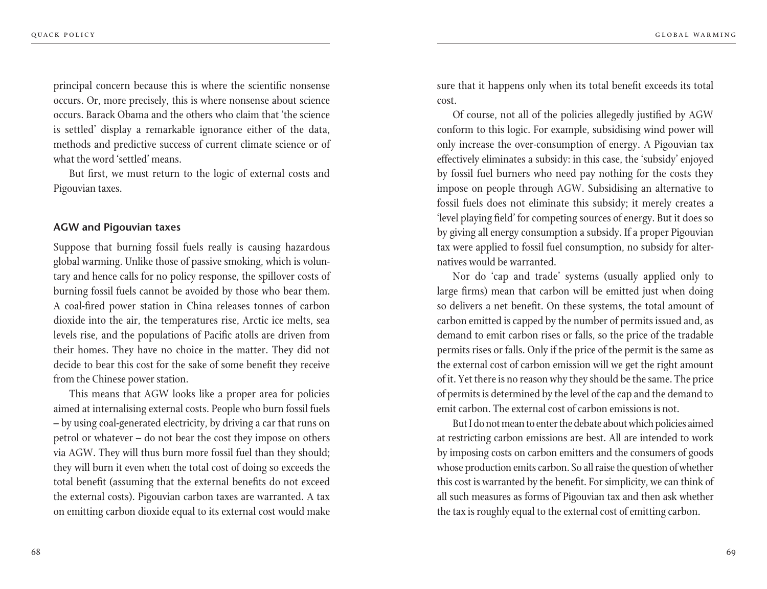principal concern because this is where the scientific nonsense occurs. Or, more precisely, this is where nonsense about science occurs. Barack Obama and the others who claim that 'the science is settled' display a remarkable ignorance either of the data, methods and predictive success of current climate science or of what the word 'settled' means.

But first, we must return to the logic of external costs and Pigouvian taxes.

### AGW and Pigouvian taxes

Suppose that burning fossil fuels really is causing hazardous global warming. Unlike those of passive smoking, which is voluntary and hence calls for no policy response, the spillover costs of burning fossil fuels cannot be avoided by those who bear them. A coal-fired power station in China releases tonnes of carbon dioxide into the air, the temperatures rise, Arctic ice melts, sea levels rise, and the populations of Pacific atolls are driven from their homes. They have no choice in the matter. They did not decide to bear this cost for the sake of some benefit they receive from the Chinese power station.

This means that AGW looks like a proper area for policies aimed at internalising external costs. People who burn fossil fuels – by using coal-generated electricity, by driving a car that runs on petrol or whatever – do not bear the cost they impose on others via AGW. They will thus burn more fossil fuel than they should; they will burn it even when the total cost of doing so exceeds the total benefit (assuming that the external benefits do not exceed the external costs). Pigouvian carbon taxes are warranted. A tax on emitting carbon dioxide equal to its external cost would make sure that it happens only when its total benefit exceeds its total cost.

Of course, not all of the policies allegedly justified by AGW conform to this logic. For example, subsidising wind power will only increase the over-consumption of energy. A Pigouvian tax effectively eliminates a subsidy: in this case, the 'subsidy' enjoyed by fossil fuel burners who need pay nothing for the costs they impose on people through AGW. Subsidising an alternative to fossil fuels does not eliminate this subsidy; it merely creates a 'level playing field' for competing sources of energy. But it does so by giving all energy consumption a subsidy. If a proper Pigouvian tax were applied to fossil fuel consumption, no subsidy for alternatives would be warranted.

Nor do 'cap and trade' systems (usually applied only to large firms) mean that carbon will be emitted just when doing so delivers a net benefit. On these systems, the total amount of carbon emitted is capped by the number of permits issued and, as demand to emit carbon rises or falls, so the price of the tradable permits rises or falls. Only if the price of the permit is the same as the external cost of carbon emission will we get the right amount of it. Yet there is no reason why they should be the same. The price of permits is determined by the level of the cap and the demand to emit carbon. The external cost of carbon emissions is not.

But I do not mean to enter the debate about which policies aimed at restricting carbon emissions are best. All are intended to work by imposing costs on carbon emitters and the consumers of goods whose production emits carbon. So all raise the question of whether this cost is warranted by the benefit. For simplicity, we can think of all such measures as forms of Pigouvian tax and then ask whether the tax is roughly equal to the external cost of emitting carbon.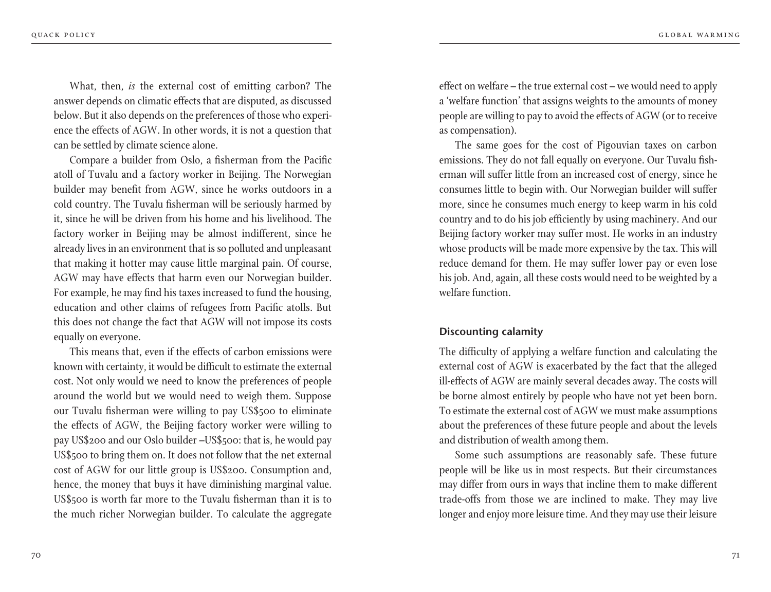What, then, *is* the external cost of emitting carbon? The answer depends on climatic effects that are disputed, as discussed below. But it also depends on the preferences of those who experience the effects of AGW. In other words, it is not a question that can be settled by climate science alone.

Compare a builder from Oslo, a fisherman from the Pacific atoll of Tuvalu and a factory worker in Beijing. The Norwegian builder may benefit from AGW, since he works outdoors in a cold country. The Tuvalu fisherman will be seriously harmed by it, since he will be driven from his home and his livelihood. The factory worker in Beijing may be almost indifferent, since he already lives in an environment that is so polluted and unpleasant that making it hotter may cause little marginal pain. Of course, AGW may have effects that harm even our Norwegian builder. For example, he may find his taxes increased to fund the housing, education and other claims of refugees from Pacific atolls. But this does not change the fact that AGW will not impose its costs equally on everyone.

This means that, even if the effects of carbon emissions were known with certainty, it would be difficult to estimate the external cost. Not only would we need to know the preferences of people around the world but we would need to weigh them. Suppose our Tuvalu fisherman were willing to pay US$500 to eliminate the effects of AGW, the Beijing factory worker were willing to pay US$200 and our Oslo builder –US$500: that is, he would pay US$500 to bring them on. It does not follow that the net external cost of AGW for our little group is US$200. Consumption and, hence, the money that buys it have diminishing marginal value. US$500 is worth far more to the Tuvalu fisherman than it is to the much richer Norwegian builder. To calculate the aggregate effect on welfare – the true external cost – we would need to apply a 'welfare function' that assigns weights to the amounts of money people are willing to pay to avoid the effects of AGW (or to receive as compensation).

The same goes for the cost of Pigouvian taxes on carbon emissions. They do not fall equally on everyone. Our Tuvalu fisherman will suffer little from an increased cost of energy, since he consumes little to begin with. Our Norwegian builder will suffer more, since he consumes much energy to keep warm in his cold country and to do his job efficiently by using machinery. And our Beijing factory worker may suffer most. He works in an industry whose products will be made more expensive by the tax. This will reduce demand for them. He may suffer lower pay or even lose his job. And, again, all these costs would need to be weighted by a welfare function.

### Discounting calamity

The difficulty of applying a welfare function and calculating the external cost of AGW is exacerbated by the fact that the alleged ill-effects of AGW are mainly several decades away. The costs will be borne almost entirely by people who have not yet been born. To estimate the external cost of AGW we must make assumptions about the preferences of these future people and about the levels and distribution of wealth among them.

Some such assumptions are reasonably safe. These future people will be like us in most respects. But their circumstances may differ from ours in ways that incline them to make different trade-offs from those we are inclined to make. They may live longer and enjoy more leisure time. And they may use their leisure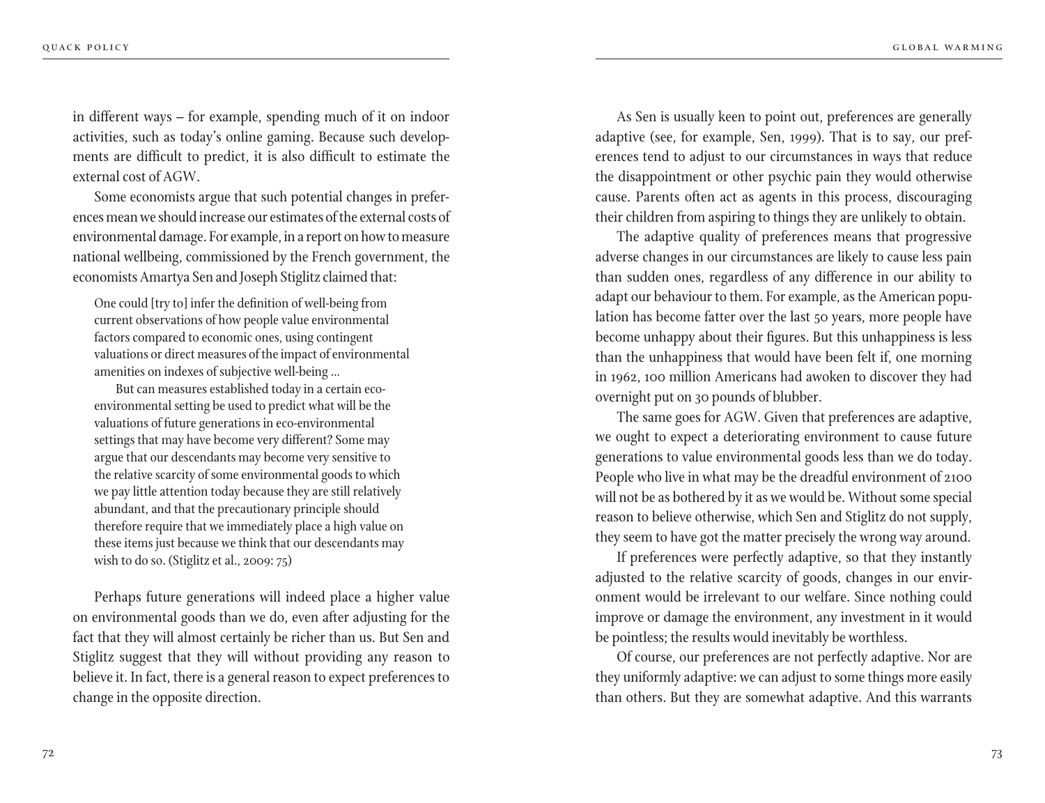in different ways – for example, spending much of it on indoor activities, such as today's online gaming. Because such developments are difficult to predict, it is also difficult to estimate the external cost of AGW.

Some economists argue that such potential changes in preferences mean we should increase our estimates of the external costs of environmental damage. For example, in a report on how to measure national wellbeing, commissioned by the French government, the economists Amartya Sen and Joseph Stiglitz claimed that:

> One could [try to] infer the definition of well-being from current observations of how people value environmental factors compared to economic ones, using contingent valuations or direct measures of the impact of environmental amenities on indexes of subjective well-being ...
>
> But can measures established today in a certain eco-environmental setting be used to predict what will be the valuations of future generations in eco-environmental settings that may have become very different? Some may argue that our descendants may become very sensitive to the relative scarcity of some environmental goods to which we pay little attention today because they are still relatively abundant, and that the precautionary principle should therefore require that we immediately place a high value on these items just because we think that our descendants may wish to do so. (Stiglitz et al., 2009: 75)

Perhaps future generations will indeed place a higher value on environmental goods than we do, even after adjusting for the fact that they will almost certainly be richer than us. But Sen and Stiglitz suggest that they will without providing any reason to believe it. In fact, there is a general reason to expect preferences to change in the opposite direction.

As Sen is usually keen to point out, preferences are generally adaptive (see, for example, Sen, 1999). That is to say, our preferences tend to adjust to our circumstances in ways that reduce the disappointment or other psychic pain they would otherwise cause. Parents often act as agents in this process, discouraging their children from aspiring to things they are unlikely to obtain.

The adaptive quality of preferences means that progressive adverse changes in our circumstances are likely to cause less pain than sudden ones, regardless of any difference in our ability to adapt our behaviour to them. For example, as the American population has become fatter over the last 50 years, more people have become unhappy about their figures. But this unhappiness is less than the unhappiness that would have been felt if, one morning in 1962, 100 million Americans had awoken to discover they had overnight put on 30 pounds of blubber.

The same goes for AGW. Given that preferences are adaptive, we ought to expect a deteriorating environment to cause future generations to value environmental goods less than we do today. People who live in what may be the dreadful environment of 2100 will not be as bothered by it as we would be. Without some special reason to believe otherwise, which Sen and Stiglitz do not supply, they seem to have got the matter precisely the wrong way around.

If preferences were perfectly adaptive, so that they instantly adjusted to the relative scarcity of goods, changes in our environment would be irrelevant to our welfare. Since nothing could improve or damage the environment, any investment in it would be pointless; the results would inevitably be worthless.

Of course, our preferences are not perfectly adaptive. Nor are they uniformly adaptive: we can adjust to some things more easily than others. But they are somewhat adaptive. And this warrants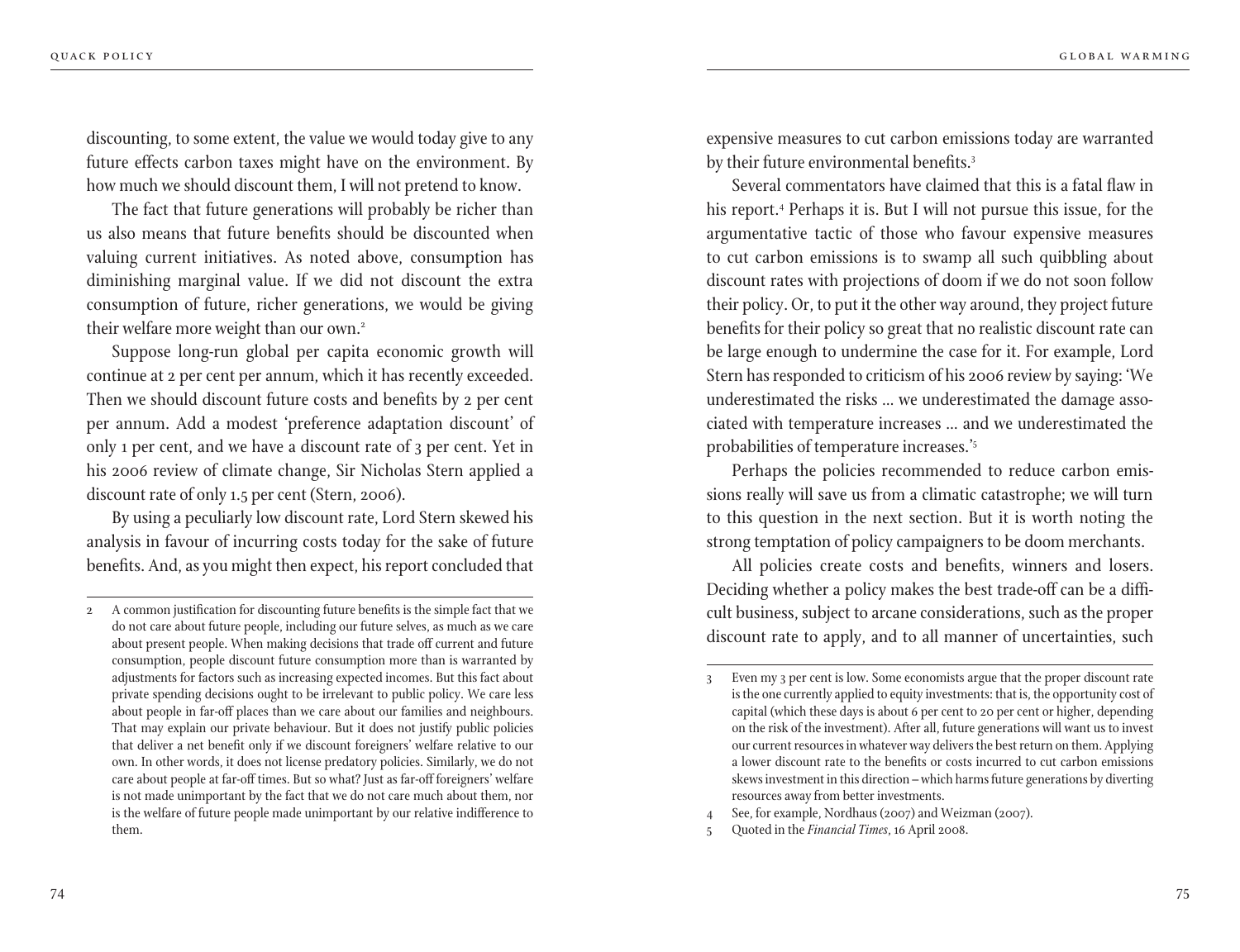discounting, to some extent, the value we would today give to any future effects carbon taxes might have on the environment. By how much we should discount them, I will not pretend to know.

The fact that future generations will probably be richer than us also means that future benefits should be discounted when valuing current initiatives. As noted above, consumption has diminishing marginal value. If we did not discount the extra consumption of future, richer generations, we would be giving their welfare more weight than our own.[2]

Suppose long-run global per capita economic growth will continue at 2 per cent per annum, which it has recently exceeded. Then we should discount future costs and benefits by 2 per cent per annum. Add a modest 'preference adaptation discount' of only 1 per cent, and we have a discount rate of 3 per cent. Yet in his 2006 review of climate change, Sir Nicholas Stern applied a discount rate of only 1.5 per cent (Stern, 2006).

By using a peculiarly low discount rate, Lord Stern skewed his analysis in favour of incurring costs today for the sake of future benefits. And, as you might then expect, his report concluded that expensive measures to cut carbon emissions today are warranted by their future environmental benefits.[3]

Several commentators have claimed that this is a fatal flaw in his report.[4] Perhaps it is. But I will not pursue this issue, for the argumentative tactic of those who favour expensive measures to cut carbon emissions is to swamp all such quibbling about discount rates with projections of doom if we do not soon follow their policy. Or, to put it the other way around, they project future benefits for their policy so great that no realistic discount rate can be large enough to undermine the case for it. For example, Lord Stern has responded to criticism of his 2006 review by saying: 'We underestimated the risks ... we underestimated the damage associated with temperature increases ... and we underestimated the probabilities of temperature increases.'[5]

Perhaps the policies recommended to reduce carbon emissions really will save us from a climatic catastrophe; we will turn to this question in the next section. But it is worth noting the strong temptation of policy campaigners to be doom merchants.

All policies create costs and benefits, winners and losers. Deciding whether a policy makes the best trade-off can be a difficult business, subject to arcane considerations, such as the proper discount rate to apply, and to all manner of uncertainties, such

---

2 A common justification for discounting future benefits is the simple fact that we do not care about future people, including our future selves, as much as we care about present people. When making decisions that trade off current and future consumption, people discount future consumption more than is warranted by adjustments for factors such as increasing expected incomes. But this fact about private spending decisions ought to be irrelevant to public policy. We care less about people in far-off places than we care about our families and neighbours. That may explain our private behaviour. But it does not justify public policies that deliver a net benefit only if we discount foreigners' welfare relative to our own. In other words, it does not license predatory policies. Similarly, we do not care about people at far-off times. But so what? Just as far-off foreigners' welfare is not made unimportant by the fact that we do not care much about them, nor is the welfare of future people made unimportant by our relative indifference to them.

3 Even my 3 per cent is low. Some economists argue that the proper discount rate is the one currently applied to equity investments: that is, the opportunity cost of capital (which these days is about 6 per cent to 20 per cent or higher, depending on the risk of the investment). After all, future generations will want us to invest our current resources in whatever way delivers the best return on them. Applying a lower discount rate to the benefits or costs incurred to cut carbon emissions skews investment in this direction – which harms future generations by diverting resources away from better investments.

4 See, for example, Nordhaus (2007) and Weizman (2007).

5 Quoted in the *Financial Times*, 16 April 2008.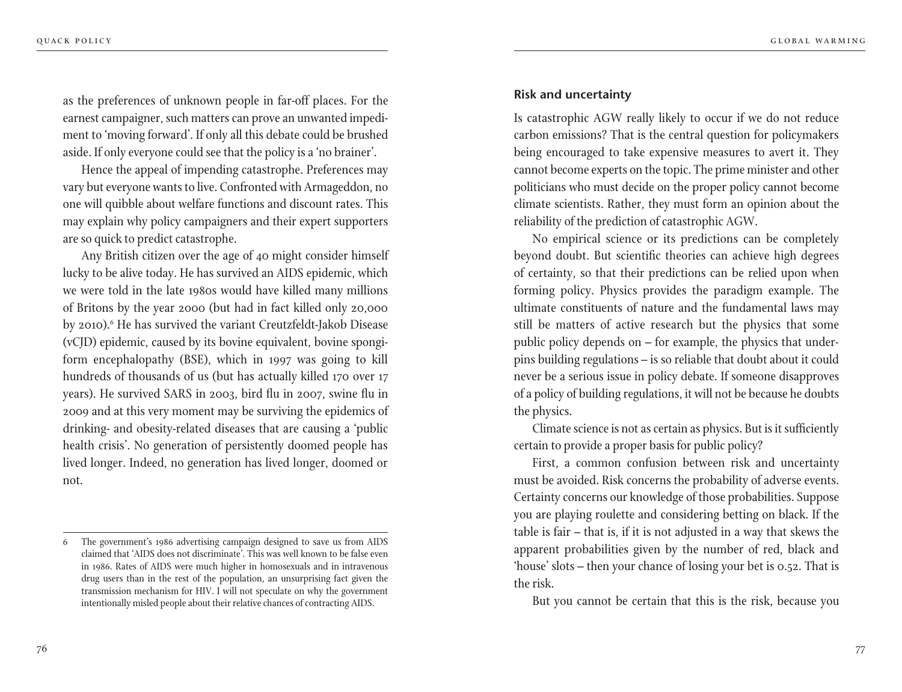as the preferences of unknown people in far-off places. For the earnest campaigner, such matters can prove an unwanted impediment to 'moving forward'. If only all this debate could be brushed aside. If only everyone could see that the policy is a 'no brainer'.

Hence the appeal of impending catastrophe. Preferences may vary but everyone wants to live. Confronted with Armageddon, no one will quibble about welfare functions and discount rates. This may explain why policy campaigners and their expert supporters are so quick to predict catastrophe.

Any British citizen over the age of 40 might consider himself lucky to be alive today. He has survived an AIDS epidemic, which we were told in the late 1980s would have killed many millions of Britons by the year 2000 (but had in fact killed only 20,000 by 2010).[6] He has survived the variant Creutzfeldt-Jakob Disease (vCJD) epidemic, caused by its bovine equivalent, bovine spongiform encephalopathy (BSE), which in 1997 was going to kill hundreds of thousands of us (but has actually killed 170 over 17 years). He survived SARS in 2003, bird flu in 2007, swine flu in 2009 and at this very moment may be surviving the epidemics of drinking- and obesity-related diseases that are causing a 'public health crisis'. No generation of persistently doomed people has lived longer. Indeed, no generation has lived longer, doomed or not.

6 The government's 1986 advertising campaign designed to save us from AIDS claimed that 'AIDS does not discriminate'. This was well known to be false even in 1986. Rates of AIDS were much higher in homosexuals and in intravenous drug users than in the rest of the population, an unsurprising fact given the transmission mechanism for HIV. I will not speculate on why the government intentionally misled people about their relative chances of contracting AIDS.

## Risk and uncertainty

Is catastrophic AGW really likely to occur if we do not reduce carbon emissions? That is the central question for policymakers being encouraged to take expensive measures to avert it. They cannot become experts on the topic. The prime minister and other politicians who must decide on the proper policy cannot become climate scientists. Rather, they must form an opinion about the reliability of the prediction of catastrophic AGW.

No empirical science or its predictions can be completely beyond doubt. But scientific theories can achieve high degrees of certainty, so that their predictions can be relied upon when forming policy. Physics provides the paradigm example. The ultimate constituents of nature and the fundamental laws may still be matters of active research but the physics that some public policy depends on – for example, the physics that underpins building regulations – is so reliable that doubt about it could never be a serious issue in policy debate. If someone disapproves of a policy of building regulations, it will not be because he doubts the physics.

Climate science is not as certain as physics. But is it sufficiently certain to provide a proper basis for public policy?

First, a common confusion between risk and uncertainty must be avoided. Risk concerns the probability of adverse events. Certainty concerns our knowledge of those probabilities. Suppose you are playing roulette and considering betting on black. If the table is fair – that is, if it is not adjusted in a way that skews the apparent probabilities given by the number of red, black and 'house' slots – then your chance of losing your bet is 0.52. That is the risk.

But you cannot be certain that this is the risk, because you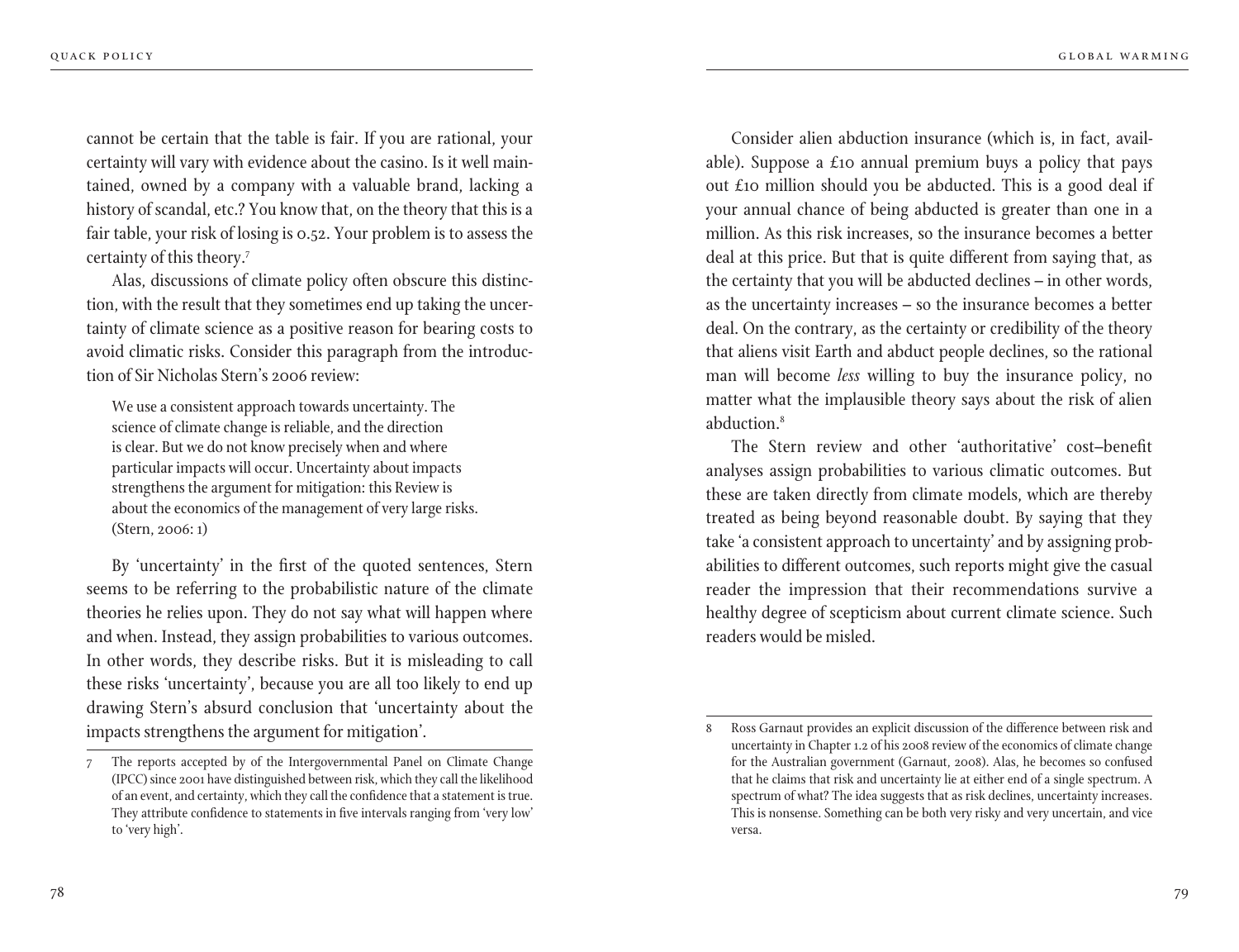cannot be certain that the table is fair. If you are rational, your certainty will vary with evidence about the casino. Is it well maintained, owned by a company with a valuable brand, lacking a history of scandal, etc.? You know that, on the theory that this is a fair table, your risk of losing is 0.52. Your problem is to assess the certainty of this theory.[7]

Alas, discussions of climate policy often obscure this distinction, with the result that they sometimes end up taking the uncertainty of climate science as a positive reason for bearing costs to avoid climatic risks. Consider this paragraph from the introduction of Sir Nicholas Stern's 2006 review:

> We use a consistent approach towards uncertainty. The science of climate change is reliable, and the direction is clear. But we do not know precisely when and where particular impacts will occur. Uncertainty about impacts strengthens the argument for mitigation: this Review is about the economics of the management of very large risks. (Stern, 2006: 1)

By 'uncertainty' in the first of the quoted sentences, Stern seems to be referring to the probabilistic nature of the climate theories he relies upon. They do not say what will happen where and when. Instead, they assign probabilities to various outcomes. In other words, they describe risks. But it is misleading to call these risks 'uncertainty', because you are all too likely to end up drawing Stern's absurd conclusion that 'uncertainty about the impacts strengthens the argument for mitigation'.

7 The reports accepted by of the Intergovernmental Panel on Climate Change (IPCC) since 2001 have distinguished between risk, which they call the likelihood of an event, and certainty, which they call the confidence that a statement is true. They attribute confidence to statements in five intervals ranging from 'very low' to 'very high'.

Consider alien abduction insurance (which is, in fact, available). Suppose a £10 annual premium buys a policy that pays out £10 million should you be abducted. This is a good deal if your annual chance of being abducted is greater than one in a million. As this risk increases, so the insurance becomes a better deal at this price. But that is quite different from saying that, as the certainty that you will be abducted declines – in other words, as the uncertainty increases – so the insurance becomes a better deal. On the contrary, as the certainty or credibility of the theory that aliens visit Earth and abduct people declines, so the rational man will become *less* willing to buy the insurance policy, no matter what the implausible theory says about the risk of alien abduction.[8]

The Stern review and other 'authoritative' cost–benefit analyses assign probabilities to various climatic outcomes. But these are taken directly from climate models, which are thereby treated as being beyond reasonable doubt. By saying that they take 'a consistent approach to uncertainty' and by assigning probabilities to different outcomes, such reports might give the casual reader the impression that their recommendations survive a healthy degree of scepticism about current climate science. Such readers would be misled.

8 Ross Garnaut provides an explicit discussion of the difference between risk and uncertainty in Chapter 1.2 of his 2008 review of the economics of climate change for the Australian government (Garnaut, 2008). Alas, he becomes so confused that he claims that risk and uncertainty lie at either end of a single spectrum. A spectrum of what? The idea suggests that as risk declines, uncertainty increases. This is nonsense. Something can be both very risky and very uncertain, and vice versa.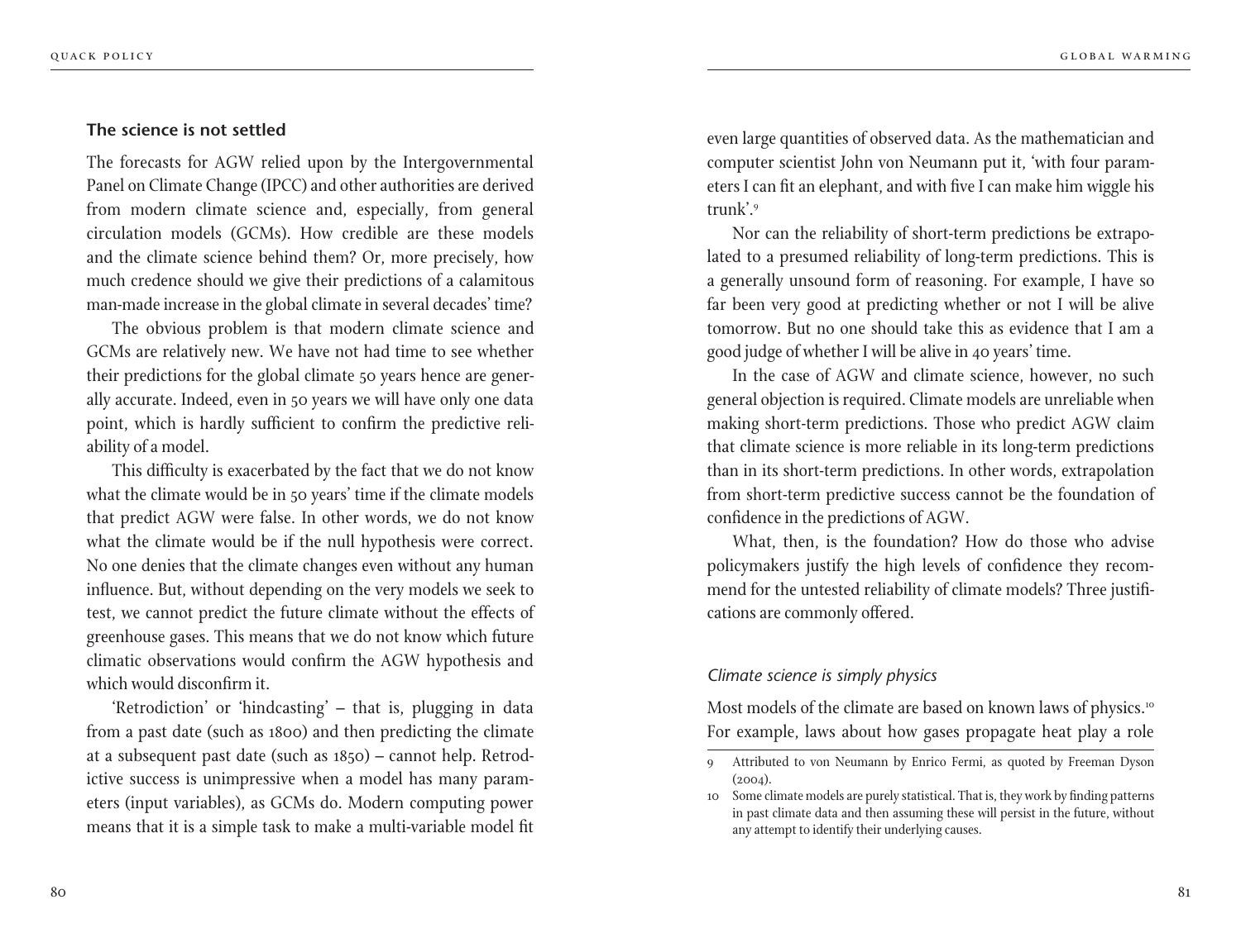## The science is not settled

The forecasts for AGW relied upon by the Intergovernmental Panel on Climate Change (IPCC) and other authorities are derived from modern climate science and, especially, from general circulation models (GCMs). How credible are these models and the climate science behind them? Or, more precisely, how much credence should we give their predictions of a calamitous man-made increase in the global climate in several decades' time?

The obvious problem is that modern climate science and GCMs are relatively new. We have not had time to see whether their predictions for the global climate 50 years hence are generally accurate. Indeed, even in 50 years we will have only one data point, which is hardly sufficient to confirm the predictive reliability of a model.

This difficulty is exacerbated by the fact that we do not know what the climate would be in 50 years' time if the climate models that predict AGW were false. In other words, we do not know what the climate would be if the null hypothesis were correct. No one denies that the climate changes even without any human influence. But, without depending on the very models we seek to test, we cannot predict the future climate without the effects of greenhouse gases. This means that we do not know which future climatic observations would confirm the AGW hypothesis and which would disconfirm it.

'Retrodiction' or 'hindcasting' – that is, plugging in data from a past date (such as 1800) and then predicting the climate at a subsequent past date (such as 1850) – cannot help. Retrodictive success is unimpressive when a model has many parameters (input variables), as GCMs do. Modern computing power means that it is a simple task to make a multi-variable model fit even large quantities of observed data. As the mathematician and computer scientist John von Neumann put it, 'with four parameters I can fit an elephant, and with five I can make him wiggle his trunk'.[9]

Nor can the reliability of short-term predictions be extrapolated to a presumed reliability of long-term predictions. This is a generally unsound form of reasoning. For example, I have so far been very good at predicting whether or not I will be alive tomorrow. But no one should take this as evidence that I am a good judge of whether I will be alive in 40 years' time.

In the case of AGW and climate science, however, no such general objection is required. Climate models are unreliable when making short-term predictions. Those who predict AGW claim that climate science is more reliable in its long-term predictions than in its short-term predictions. In other words, extrapolation from short-term predictive success cannot be the foundation of confidence in the predictions of AGW.

What, then, is the foundation? How do those who advise policymakers justify the high levels of confidence they recommend for the untested reliability of climate models? Three justifications are commonly offered.

### *Climate science is simply physics*

Most models of the climate are based on known laws of physics.[10] For example, laws about how gases propagate heat play a role

9 Attributed to von Neumann by Enrico Fermi, as quoted by Freeman Dyson (2004).

10 Some climate models are purely statistical. That is, they work by finding patterns in past climate data and then assuming these will persist in the future, without any attempt to identify their underlying causes.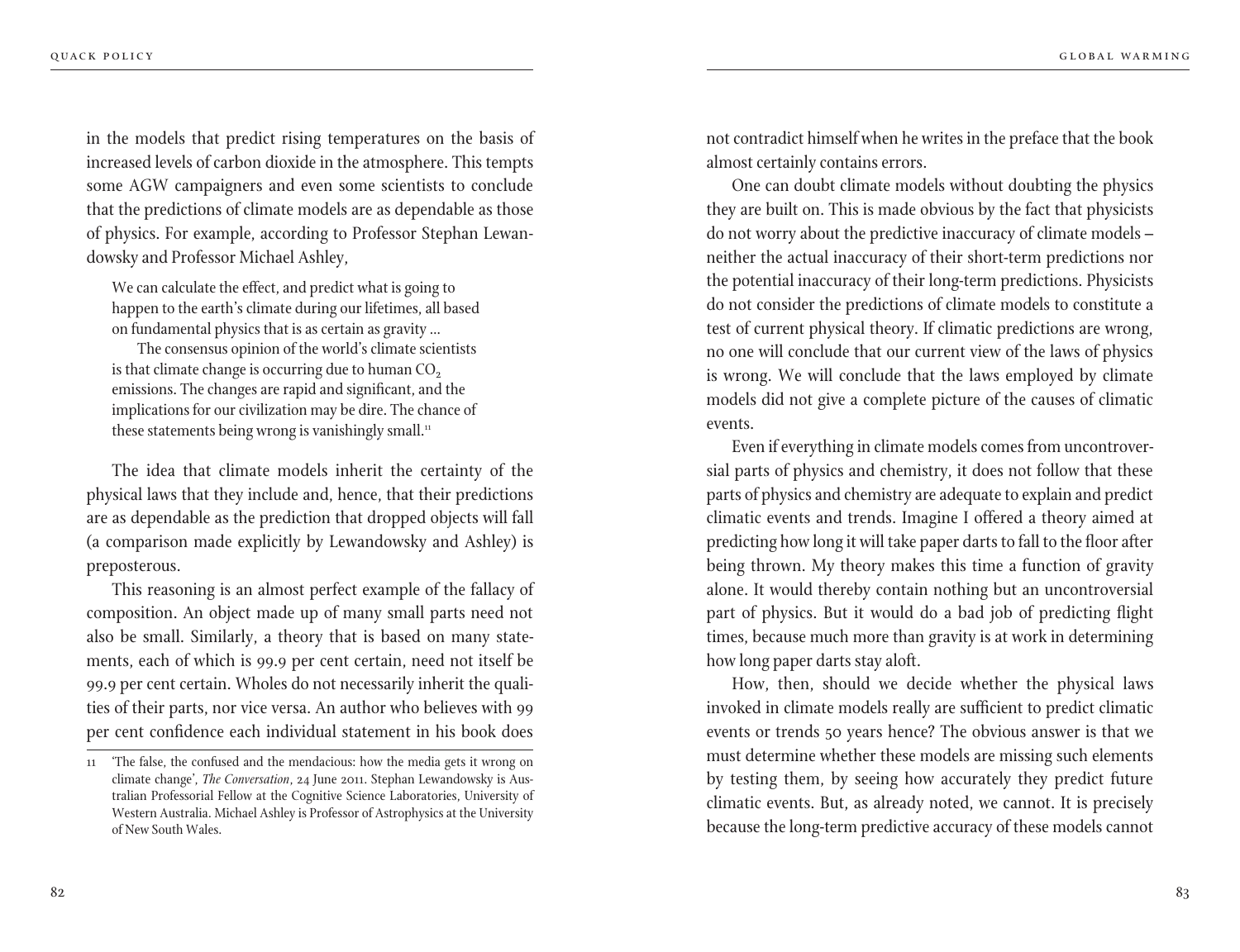in the models that predict rising temperatures on the basis of increased levels of carbon dioxide in the atmosphere. This tempts some AGW campaigners and even some scientists to conclude that the predictions of climate models are as dependable as those of physics. For example, according to Professor Stephan Lewandowsky and Professor Michael Ashley,

> We can calculate the effect, and predict what is going to happen to the earth's climate during our lifetimes, all based on fundamental physics that is as certain as gravity ...
>
> The consensus opinion of the world's climate scientists is that climate change is occurring due to human $CO_2$ emissions. The changes are rapid and significant, and the implications for our civilization may be dire. The chance of these statements being wrong is vanishingly small.[11]

The idea that climate models inherit the certainty of the physical laws that they include and, hence, that their predictions are as dependable as the prediction that dropped objects will fall (a comparison made explicitly by Lewandowsky and Ashley) is preposterous.

This reasoning is an almost perfect example of the fallacy of composition. An object made up of many small parts need not also be small. Similarly, a theory that is based on many statements, each of which is 99.9 per cent certain, need not itself be 99.9 per cent certain. Wholes do not necessarily inherit the qualities of their parts, nor vice versa. An author who believes with 99 per cent confidence each individual statement in his book does not contradict himself when he writes in the preface that the book almost certainly contains errors.

One can doubt climate models without doubting the physics they are built on. This is made obvious by the fact that physicists do not worry about the predictive inaccuracy of climate models – neither the actual inaccuracy of their short-term predictions nor the potential inaccuracy of their long-term predictions. Physicists do not consider the predictions of climate models to constitute a test of current physical theory. If climatic predictions are wrong, no one will conclude that our current view of the laws of physics is wrong. We will conclude that the laws employed by climate models did not give a complete picture of the causes of climatic events.

Even if everything in climate models comes from uncontroversial parts of physics and chemistry, it does not follow that these parts of physics and chemistry are adequate to explain and predict climatic events and trends. Imagine I offered a theory aimed at predicting how long it will take paper darts to fall to the floor after being thrown. My theory makes this time a function of gravity alone. It would thereby contain nothing but an uncontroversial part of physics. But it would do a bad job of predicting flight times, because much more than gravity is at work in determining how long paper darts stay aloft.

How, then, should we decide whether the physical laws invoked in climate models really are sufficient to predict climatic events or trends 50 years hence? The obvious answer is that we must determine whether these models are missing such elements by testing them, by seeing how accurately they predict future climatic events. But, as already noted, we cannot. It is precisely because the long-term predictive accuracy of these models cannot

---

11 'The false, the confused and the mendacious: how the media gets it wrong on climate change', *The Conversation*, 24 June 2011. Stephan Lewandowsky is Australian Professorial Fellow at the Cognitive Science Laboratories, University of Western Australia. Michael Ashley is Professor of Astrophysics at the University of New South Wales.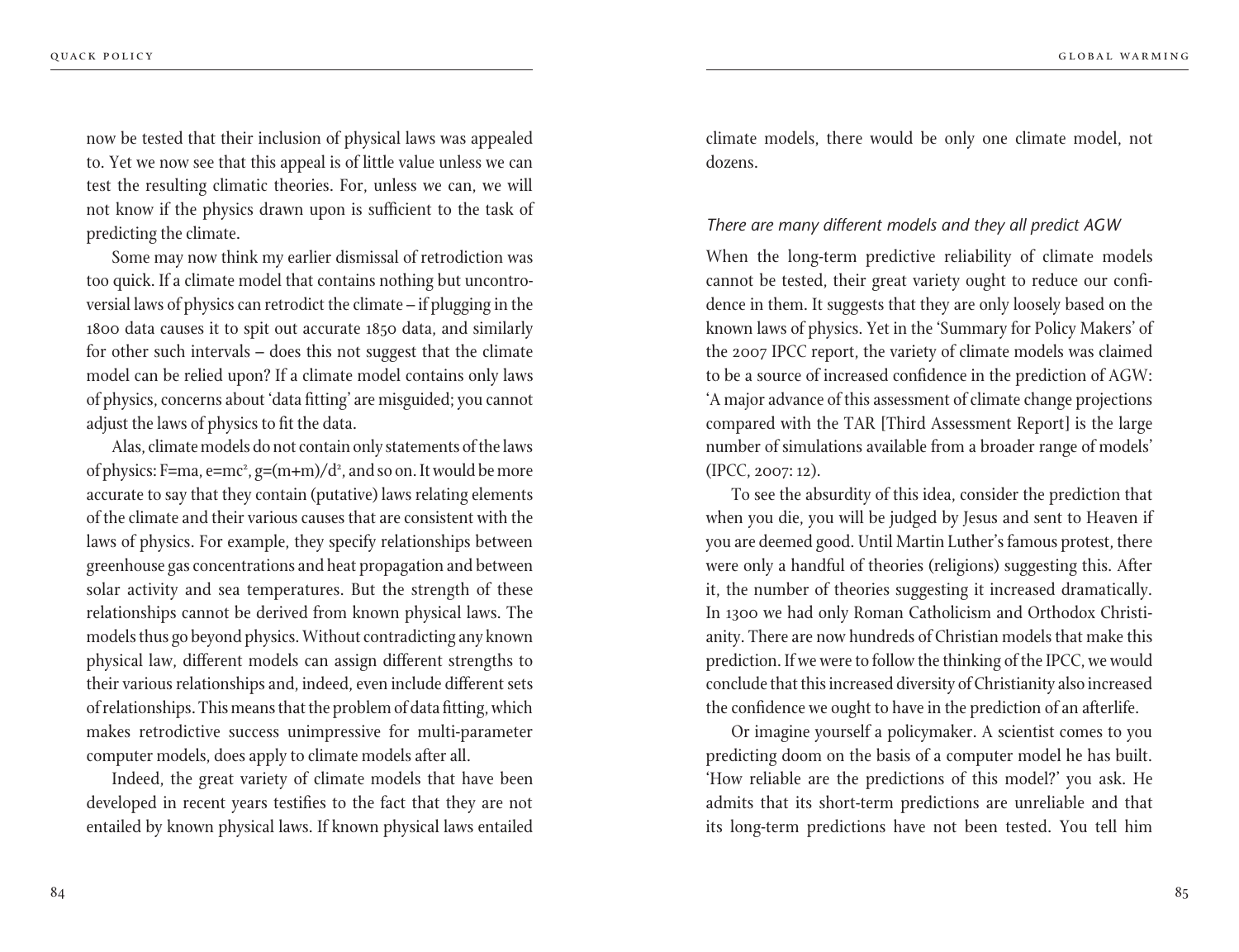now be tested that their inclusion of physical laws was appealed to. Yet we now see that this appeal is of little value unless we can test the resulting climatic theories. For, unless we can, we will not know if the physics drawn upon is sufficient to the task of predicting the climate.

Some may now think my earlier dismissal of retrodiction was too quick. If a climate model that contains nothing but uncontroversial laws of physics can retrodict the climate – if plugging in the 1800 data causes it to spit out accurate 1850 data, and similarly for other such intervals – does this not suggest that the climate model can be relied upon? If a climate model contains only laws of physics, concerns about 'data fitting' are misguided; you cannot adjust the laws of physics to fit the data.

Alas, climate models do not contain only statements of the laws of physics: $F=ma$, $e=mc^2$, $g=(m+m)/d^2$, and so on. It would be more accurate to say that they contain (putative) laws relating elements of the climate and their various causes that are consistent with the laws of physics. For example, they specify relationships between greenhouse gas concentrations and heat propagation and between solar activity and sea temperatures. But the strength of these relationships cannot be derived from known physical laws. The models thus go beyond physics. Without contradicting any known physical law, different models can assign different strengths to their various relationships and, indeed, even include different sets of relationships. This means that the problem of data fitting, which makes retrodictive success unimpressive for multi-parameter computer models, does apply to climate models after all.

Indeed, the great variety of climate models that have been developed in recent years testifies to the fact that they are not entailed by known physical laws. If known physical laws entailed climate models, there would be only one climate model, not dozens.

### *There are many different models and they all predict AGW*

When the long-term predictive reliability of climate models cannot be tested, their great variety ought to reduce our confidence in them. It suggests that they are only loosely based on the known laws of physics. Yet in the 'Summary for Policy Makers' of the 2007 IPCC report, the variety of climate models was claimed to be a source of increased confidence in the prediction of AGW: 'A major advance of this assessment of climate change projections compared with the TAR [Third Assessment Report] is the large number of simulations available from a broader range of models' (IPCC, 2007: 12).

To see the absurdity of this idea, consider the prediction that when you die, you will be judged by Jesus and sent to Heaven if you are deemed good. Until Martin Luther's famous protest, there were only a handful of theories (religions) suggesting this. After it, the number of theories suggesting it increased dramatically. In 1300 we had only Roman Catholicism and Orthodox Christianity. There are now hundreds of Christian models that make this prediction. If we were to follow the thinking of the IPCC, we would conclude that this increased diversity of Christianity also increased the confidence we ought to have in the prediction of an afterlife.

Or imagine yourself a policymaker. A scientist comes to you predicting doom on the basis of a computer model he has built. 'How reliable are the predictions of this model?' you ask. He admits that its short-term predictions are unreliable and that its long-term predictions have not been tested. You tell him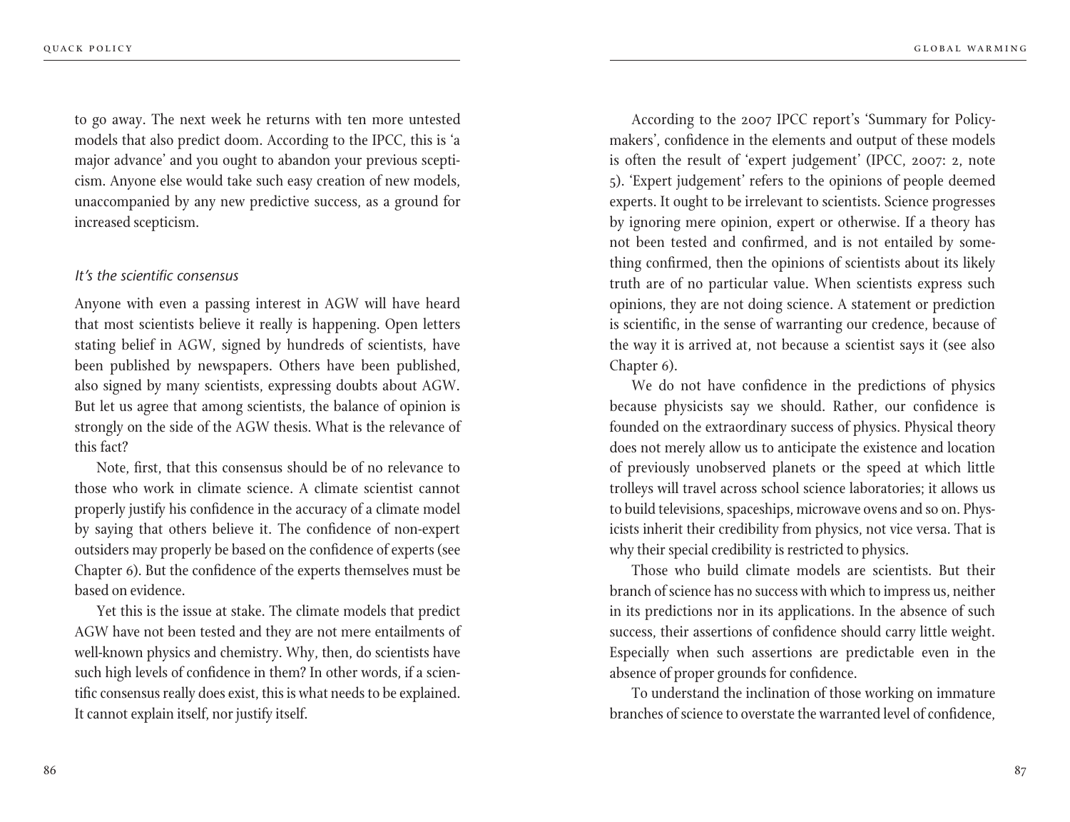to go away. The next week he returns with ten more untested models that also predict doom. According to the IPCC, this is 'a major advance' and you ought to abandon your previous scepticism. Anyone else would take such easy creation of new models, unaccompanied by any new predictive success, as a ground for increased scepticism.

### *It's the scientific consensus*

Anyone with even a passing interest in AGW will have heard that most scientists believe it really is happening. Open letters stating belief in AGW, signed by hundreds of scientists, have been published by newspapers. Others have been published, also signed by many scientists, expressing doubts about AGW. But let us agree that among scientists, the balance of opinion is strongly on the side of the AGW thesis. What is the relevance of this fact?

Note, first, that this consensus should be of no relevance to those who work in climate science. A climate scientist cannot properly justify his confidence in the accuracy of a climate model by saying that others believe it. The confidence of non-expert outsiders may properly be based on the confidence of experts (see Chapter 6). But the confidence of the experts themselves must be based on evidence.

Yet this is the issue at stake. The climate models that predict AGW have not been tested and they are not mere entailments of well-known physics and chemistry. Why, then, do scientists have such high levels of confidence in them? In other words, if a scientific consensus really does exist, this is what needs to be explained. It cannot explain itself, nor justify itself.

According to the 2007 IPCC report's 'Summary for Policymakers', confidence in the elements and output of these models is often the result of 'expert judgement' (IPCC, 2007: 2, note 5). 'Expert judgement' refers to the opinions of people deemed experts. It ought to be irrelevant to scientists. Science progresses by ignoring mere opinion, expert or otherwise. If a theory has not been tested and confirmed, and is not entailed by something confirmed, then the opinions of scientists about its likely truth are of no particular value. When scientists express such opinions, they are not doing science. A statement or prediction is scientific, in the sense of warranting our credence, because of the way it is arrived at, not because a scientist says it (see also Chapter 6).

We do not have confidence in the predictions of physics because physicists say we should. Rather, our confidence is founded on the extraordinary success of physics. Physical theory does not merely allow us to anticipate the existence and location of previously unobserved planets or the speed at which little trolleys will travel across school science laboratories; it allows us to build televisions, spaceships, microwave ovens and so on. Physicists inherit their credibility from physics, not vice versa. That is why their special credibility is restricted to physics.

Those who build climate models are scientists. But their branch of science has no success with which to impress us, neither in its predictions nor in its applications. In the absence of such success, their assertions of confidence should carry little weight. Especially when such assertions are predictable even in the absence of proper grounds for confidence.

To understand the inclination of those working on immature branches of science to overstate the warranted level of confidence,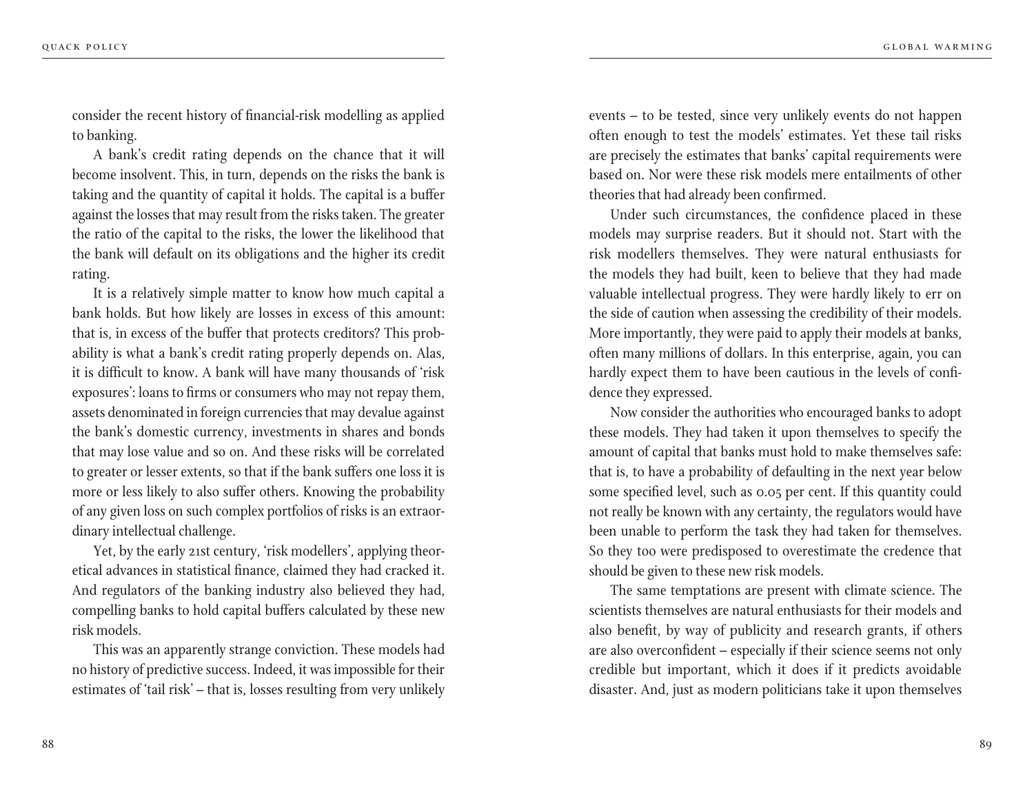consider the recent history of financial-risk modelling as applied to banking.

A bank's credit rating depends on the chance that it will become insolvent. This, in turn, depends on the risks the bank is taking and the quantity of capital it holds. The capital is a buffer against the losses that may result from the risks taken. The greater the ratio of the capital to the risks, the lower the likelihood that the bank will default on its obligations and the higher its credit rating.

It is a relatively simple matter to know how much capital a bank holds. But how likely are losses in excess of this amount: that is, in excess of the buffer that protects creditors? This probability is what a bank's credit rating properly depends on. Alas, it is difficult to know. A bank will have many thousands of 'risk exposures': loans to firms or consumers who may not repay them, assets denominated in foreign currencies that may devalue against the bank's domestic currency, investments in shares and bonds that may lose value and so on. And these risks will be correlated to greater or lesser extents, so that if the bank suffers one loss it is more or less likely to also suffer others. Knowing the probability of any given loss on such complex portfolios of risks is an extraordinary intellectual challenge.

Yet, by the early 21st century, 'risk modellers', applying theoretical advances in statistical finance, claimed they had cracked it. And regulators of the banking industry also believed they had, compelling banks to hold capital buffers calculated by these new risk models.

This was an apparently strange conviction. These models had no history of predictive success. Indeed, it was impossible for their estimates of 'tail risk' – that is, losses resulting from very unlikely events – to be tested, since very unlikely events do not happen often enough to test the models' estimates. Yet these tail risks are precisely the estimates that banks' capital requirements were based on. Nor were these risk models mere entailments of other theories that had already been confirmed.

Under such circumstances, the confidence placed in these models may surprise readers. But it should not. Start with the risk modellers themselves. They were natural enthusiasts for the models they had built, keen to believe that they had made valuable intellectual progress. They were hardly likely to err on the side of caution when assessing the credibility of their models. More importantly, they were paid to apply their models at banks, often many millions of dollars. In this enterprise, again, you can hardly expect them to have been cautious in the levels of confidence they expressed.

Now consider the authorities who encouraged banks to adopt these models. They had taken it upon themselves to specify the amount of capital that banks must hold to make themselves safe: that is, to have a probability of defaulting in the next year below some specified level, such as 0.05 per cent. If this quantity could not really be known with any certainty, the regulators would have been unable to perform the task they had taken for themselves. So they too were predisposed to overestimate the credence that should be given to these new risk models.

The same temptations are present with climate science. The scientists themselves are natural enthusiasts for their models and also benefit, by way of publicity and research grants, if others are also overconfident – especially if their science seems not only credible but important, which it does if it predicts avoidable disaster. And, just as modern politicians take it upon themselves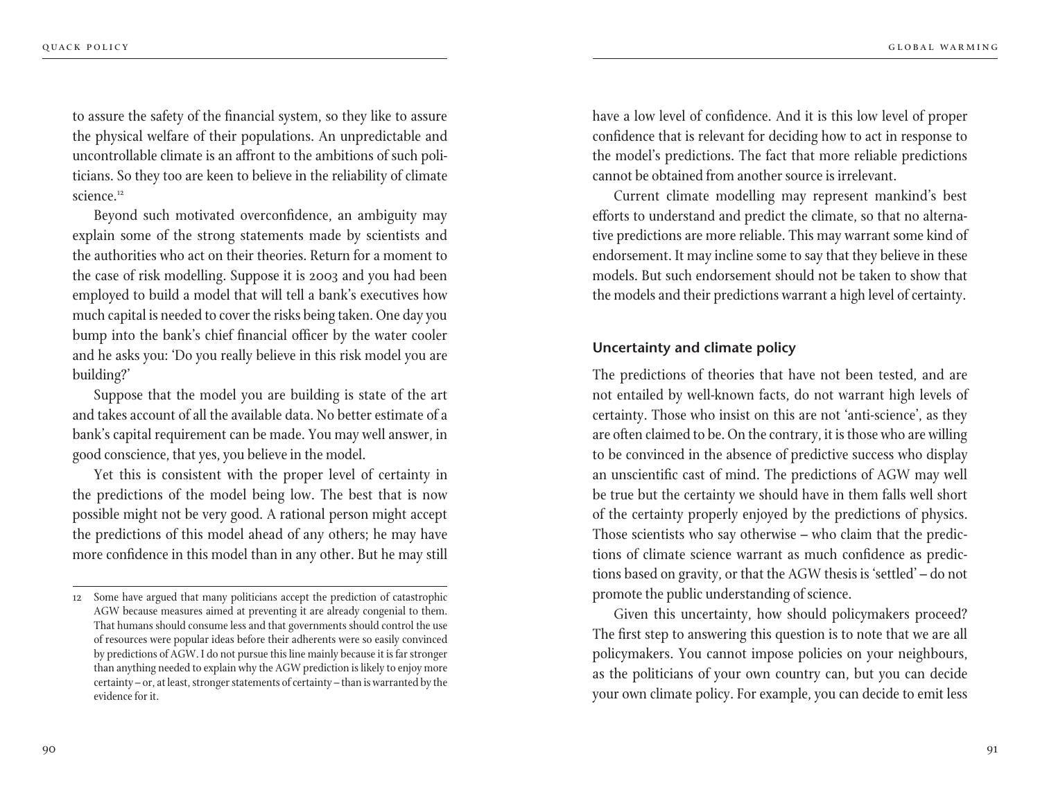to assure the safety of the financial system, so they like to assure the physical welfare of their populations. An unpredictable and uncontrollable climate is an affront to the ambitions of such politicians. So they too are keen to believe in the reliability of climate science.[12]

Beyond such motivated overconfidence, an ambiguity may explain some of the strong statements made by scientists and the authorities who act on their theories. Return for a moment to the case of risk modelling. Suppose it is 2003 and you had been employed to build a model that will tell a bank's executives how much capital is needed to cover the risks being taken. One day you bump into the bank's chief financial officer by the water cooler and he asks you: 'Do you really believe in this risk model you are building?'

Suppose that the model you are building is state of the art and takes account of all the available data. No better estimate of a bank's capital requirement can be made. You may well answer, in good conscience, that yes, you believe in the model.

Yet this is consistent with the proper level of certainty in the predictions of the model being low. The best that is now possible might not be very good. A rational person might accept the predictions of this model ahead of any others; he may have more confidence in this model than in any other. But he may still have a low level of confidence. And it is this low level of proper confidence that is relevant for deciding how to act in response to the model's predictions. The fact that more reliable predictions cannot be obtained from another source is irrelevant.

Current climate modelling may represent mankind's best efforts to understand and predict the climate, so that no alternative predictions are more reliable. This may warrant some kind of endorsement. It may incline some to say that they believe in these models. But such endorsement should not be taken to show that the models and their predictions warrant a high level of certainty.

## Uncertainty and climate policy

The predictions of theories that have not been tested, and are not entailed by well-known facts, do not warrant high levels of certainty. Those who insist on this are not 'anti-science', as they are often claimed to be. On the contrary, it is those who are willing to be convinced in the absence of predictive success who display an unscientific cast of mind. The predictions of AGW may well be true but the certainty we should have in them falls well short of the certainty properly enjoyed by the predictions of physics. Those scientists who say otherwise – who claim that the predictions of climate science warrant as much confidence as predictions based on gravity, or that the AGW thesis is 'settled' – do not promote the public understanding of science.

Given this uncertainty, how should policymakers proceed? The first step to answering this question is to note that we are all policymakers. You cannot impose policies on your neighbours, as the politicians of your own country can, but you can decide your own climate policy. For example, you can decide to emit less

---

12 Some have argued that many politicians accept the prediction of catastrophic AGW because measures aimed at preventing it are already congenial to them. That humans should consume less and that governments should control the use of resources were popular ideas before their adherents were so easily convinced by predictions of AGW. I do not pursue this line mainly because it is far stronger than anything needed to explain why the AGW prediction is likely to enjoy more certainty – or, at least, stronger statements of certainty – than is warranted by the evidence for it.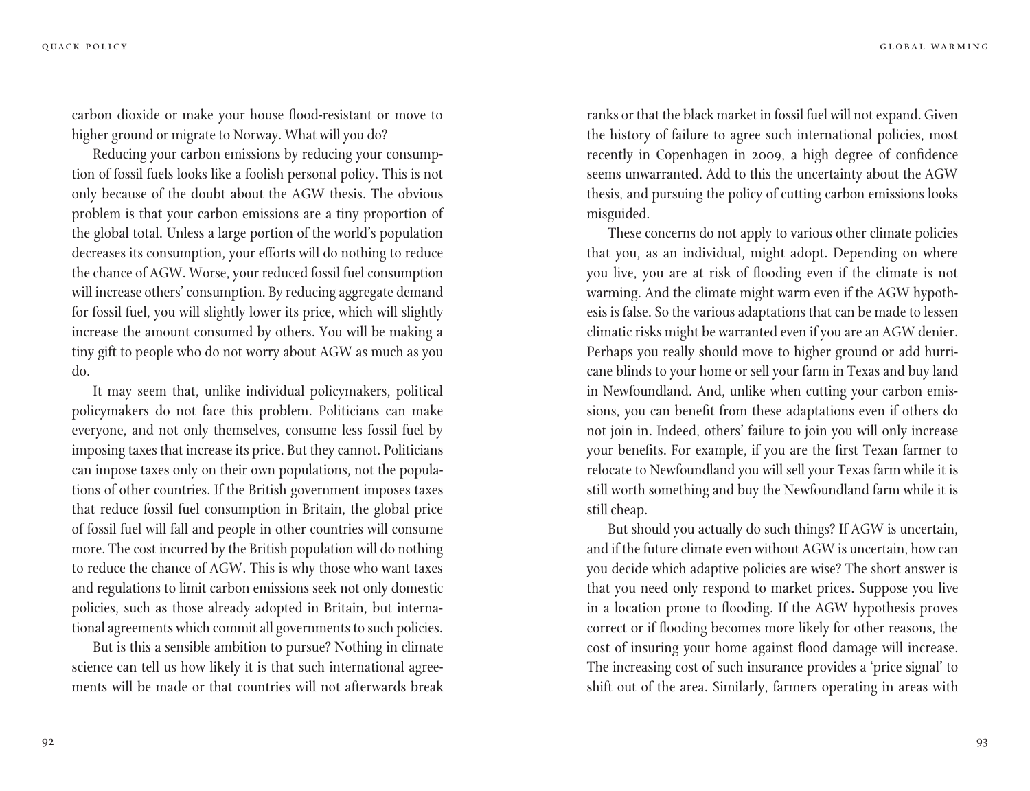carbon dioxide or make your house flood-resistant or move to higher ground or migrate to Norway. What will you do?

Reducing your carbon emissions by reducing your consumption of fossil fuels looks like a foolish personal policy. This is not only because of the doubt about the AGW thesis. The obvious problem is that your carbon emissions are a tiny proportion of the global total. Unless a large portion of the world's population decreases its consumption, your efforts will do nothing to reduce the chance of AGW. Worse, your reduced fossil fuel consumption will increase others' consumption. By reducing aggregate demand for fossil fuel, you will slightly lower its price, which will slightly increase the amount consumed by others. You will be making a tiny gift to people who do not worry about AGW as much as you do.

It may seem that, unlike individual policymakers, political policymakers do not face this problem. Politicians can make everyone, and not only themselves, consume less fossil fuel by imposing taxes that increase its price. But they cannot. Politicians can impose taxes only on their own populations, not the populations of other countries. If the British government imposes taxes that reduce fossil fuel consumption in Britain, the global price of fossil fuel will fall and people in other countries will consume more. The cost incurred by the British population will do nothing to reduce the chance of AGW. This is why those who want taxes and regulations to limit carbon emissions seek not only domestic policies, such as those already adopted in Britain, but international agreements which commit all governments to such policies.

But is this a sensible ambition to pursue? Nothing in climate science can tell us how likely it is that such international agreements will be made or that countries will not afterwards break ranks or that the black market in fossil fuel will not expand. Given the history of failure to agree such international policies, most recently in Copenhagen in 2009, a high degree of confidence seems unwarranted. Add to this the uncertainty about the AGW thesis, and pursuing the policy of cutting carbon emissions looks misguided.

These concerns do not apply to various other climate policies that you, as an individual, might adopt. Depending on where you live, you are at risk of flooding even if the climate is not warming. And the climate might warm even if the AGW hypothesis is false. So the various adaptations that can be made to lessen climatic risks might be warranted even if you are an AGW denier. Perhaps you really should move to higher ground or add hurricane blinds to your home or sell your farm in Texas and buy land in Newfoundland. And, unlike when cutting your carbon emissions, you can benefit from these adaptations even if others do not join in. Indeed, others' failure to join you will only increase your benefits. For example, if you are the first Texan farmer to relocate to Newfoundland you will sell your Texas farm while it is still worth something and buy the Newfoundland farm while it is still cheap.

But should you actually do such things? If AGW is uncertain, and if the future climate even without AGW is uncertain, how can you decide which adaptive policies are wise? The short answer is that you need only respond to market prices. Suppose you live in a location prone to flooding. If the AGW hypothesis proves correct or if flooding becomes more likely for other reasons, the cost of insuring your home against flood damage will increase. The increasing cost of such insurance provides a 'price signal' to shift out of the area. Similarly, farmers operating in areas with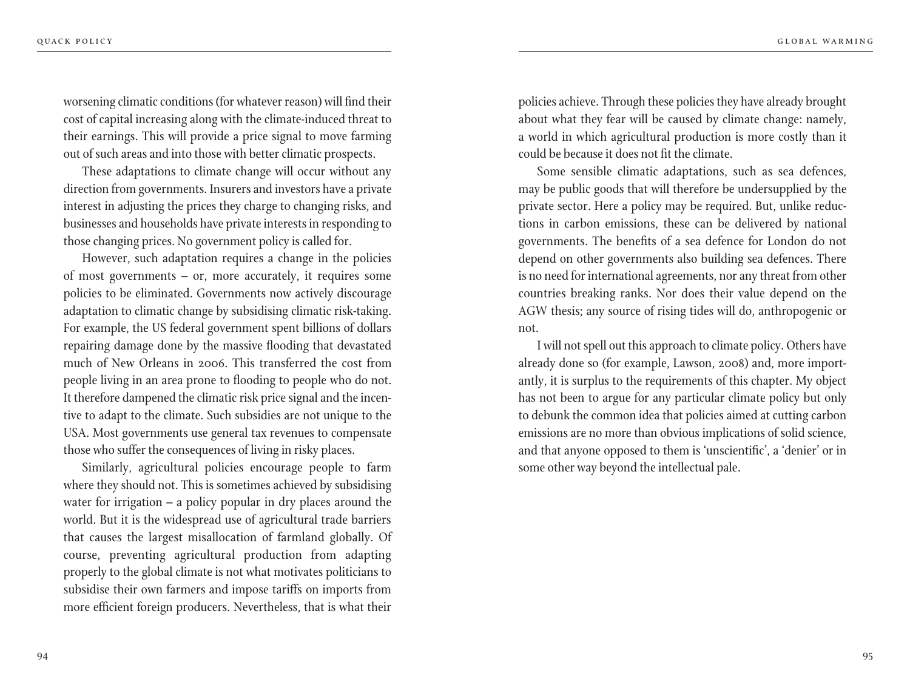worsening climatic conditions (for whatever reason) will find their cost of capital increasing along with the climate-induced threat to their earnings. This will provide a price signal to move farming out of such areas and into those with better climatic prospects.

These adaptations to climate change will occur without any direction from governments. Insurers and investors have a private interest in adjusting the prices they charge to changing risks, and businesses and households have private interests in responding to those changing prices. No government policy is called for.

However, such adaptation requires a change in the policies of most governments – or, more accurately, it requires some policies to be eliminated. Governments now actively discourage adaptation to climatic change by subsidising climatic risk-taking. For example, the US federal government spent billions of dollars repairing damage done by the massive flooding that devastated much of New Orleans in 2006. This transferred the cost from people living in an area prone to flooding to people who do not. It therefore dampened the climatic risk price signal and the incentive to adapt to the climate. Such subsidies are not unique to the USA. Most governments use general tax revenues to compensate those who suffer the consequences of living in risky places.

Similarly, agricultural policies encourage people to farm where they should not. This is sometimes achieved by subsidising water for irrigation – a policy popular in dry places around the world. But it is the widespread use of agricultural trade barriers that causes the largest misallocation of farmland globally. Of course, preventing agricultural production from adapting properly to the global climate is not what motivates politicians to subsidise their own farmers and impose tariffs on imports from more efficient foreign producers. Nevertheless, that is what their policies achieve. Through these policies they have already brought about what they fear will be caused by climate change: namely, a world in which agricultural production is more costly than it could be because it does not fit the climate.

Some sensible climatic adaptations, such as sea defences, may be public goods that will therefore be undersupplied by the private sector. Here a policy may be required. But, unlike reductions in carbon emissions, these can be delivered by national governments. The benefits of a sea defence for London do not depend on other governments also building sea defences. There is no need for international agreements, nor any threat from other countries breaking ranks. Nor does their value depend on the AGW thesis; any source of rising tides will do, anthropogenic or not.

I will not spell out this approach to climate policy. Others have already done so (for example, Lawson, 2008) and, more importantly, it is surplus to the requirements of this chapter. My object has not been to argue for any particular climate policy but only to debunk the common idea that policies aimed at cutting carbon emissions are no more than obvious implications of solid science, and that anyone opposed to them is 'unscientific', a 'denier' or in some other way beyond the intellectual pale.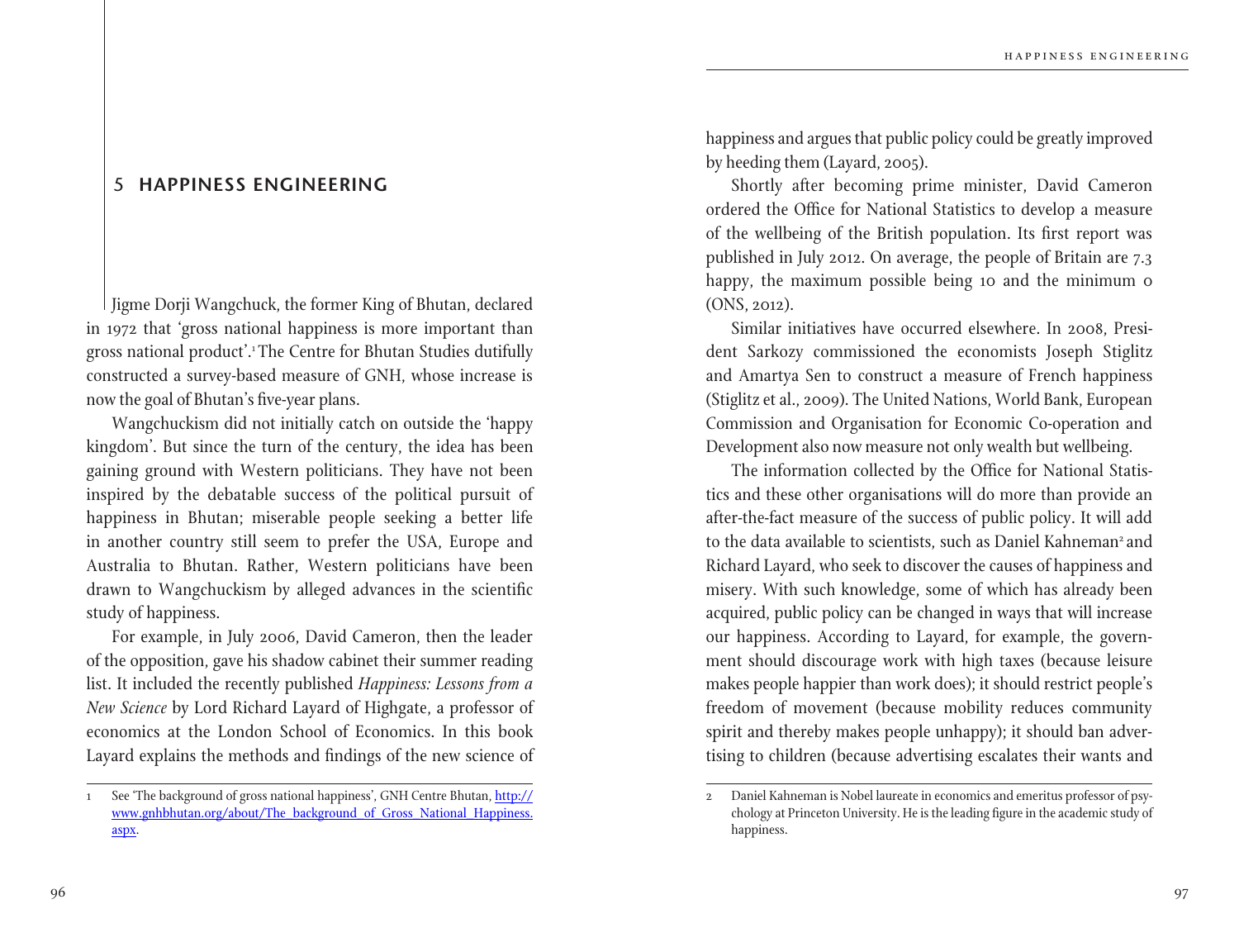# 5 HAPPINESS ENGINEERING

Jigme Dorji Wangchuck, the former King of Bhutan, declared in 1972 that 'gross national happiness is more important than gross national product'.[1] The Centre for Bhutan Studies dutifully constructed a survey-based measure of GNH, whose increase is now the goal of Bhutan's five-year plans.

Wangchuckism did not initially catch on outside the 'happy kingdom'. But since the turn of the century, the idea has been gaining ground with Western politicians. They have not been inspired by the debatable success of the political pursuit of happiness in Bhutan; miserable people seeking a better life in another country still seem to prefer the USA, Europe and Australia to Bhutan. Rather, Western politicians have been drawn to Wangchuckism by alleged advances in the scientific study of happiness.

For example, in July 2006, David Cameron, then the leader of the opposition, gave his shadow cabinet their summer reading list. It included the recently published *Happiness: Lessons from a New Science* by Lord Richard Layard of Highgate, a professor of economics at the London School of Economics. In this book Layard explains the methods and findings of the new science of happiness and argues that public policy could be greatly improved by heeding them (Layard, 2005).

Shortly after becoming prime minister, David Cameron ordered the Office for National Statistics to develop a measure of the wellbeing of the British population. Its first report was published in July 2012. On average, the people of Britain are 7.3 happy, the maximum possible being 10 and the minimum 0 (ONS, 2012).

Similar initiatives have occurred elsewhere. In 2008, President Sarkozy commissioned the economists Joseph Stiglitz and Amartya Sen to construct a measure of French happiness (Stiglitz et al., 2009). The United Nations, World Bank, European Commission and Organisation for Economic Co-operation and Development also now measure not only wealth but wellbeing.

The information collected by the Office for National Statistics and these other organisations will do more than provide an after-the-fact measure of the success of public policy. It will add to the data available to scientists, such as Daniel Kahneman[2] and Richard Layard, who seek to discover the causes of happiness and misery. With such knowledge, some of which has already been acquired, public policy can be changed in ways that will increase our happiness. According to Layard, for example, the government should discourage work with high taxes (because leisure makes people happier than work does); it should restrict people's freedom of movement (because mobility reduces community spirit and thereby makes people unhappy); it should ban advertising to children (because advertising escalates their wants and

---

1 See 'The background of gross national happiness', GNH Centre Bhutan, http://www.gnhbhutan.org/about/The_background_of_Gross_National_Happiness.aspx.

2 Daniel Kahneman is Nobel laureate in economics and emeritus professor of psychology at Princeton University. He is the leading figure in the academic study of happiness.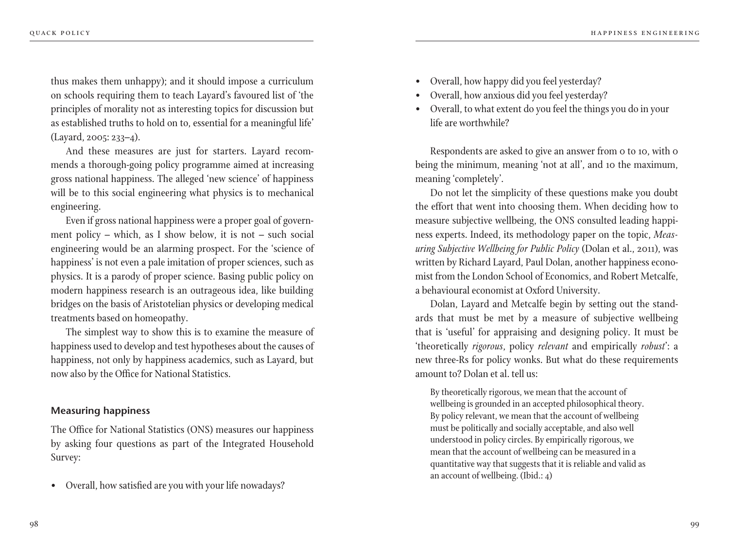thus makes them unhappy); and it should impose a curriculum on schools requiring them to teach Layard's favoured list of 'the principles of morality not as interesting topics for discussion but as established truths to hold on to, essential for a meaningful life' (Layard, 2005: 233–4).

And these measures are just for starters. Layard recommends a thorough-going policy programme aimed at increasing gross national happiness. The alleged 'new science' of happiness will be to this social engineering what physics is to mechanical engineering.

Even if gross national happiness were a proper goal of government policy – which, as I show below, it is not – such social engineering would be an alarming prospect. For the 'science of happiness' is not even a pale imitation of proper sciences, such as physics. It is a parody of proper science. Basing public policy on modern happiness research is an outrageous idea, like building bridges on the basis of Aristotelian physics or developing medical treatments based on homeopathy.

The simplest way to show this is to examine the measure of happiness used to develop and test hypotheses about the causes of happiness, not only by happiness academics, such as Layard, but now also by the Office for National Statistics.

### Measuring happiness

The Office for National Statistics (ONS) measures our happiness by asking four questions as part of the Integrated Household Survey:

- Overall, how satisfied are you with your life nowadays?
- Overall, how happy did you feel yesterday?
- Overall, how anxious did you feel yesterday?
- Overall, to what extent do you feel the things you do in your life are worthwhile?

Respondents are asked to give an answer from 0 to 10, with 0 being the minimum, meaning 'not at all', and 10 the maximum, meaning 'completely'.

Do not let the simplicity of these questions make you doubt the effort that went into choosing them. When deciding how to measure subjective wellbeing, the ONS consulted leading happiness experts. Indeed, its methodology paper on the topic, *Measuring Subjective Wellbeing for Public Policy* (Dolan et al., 2011), was written by Richard Layard, Paul Dolan, another happiness economist from the London School of Economics, and Robert Metcalfe, a behavioural economist at Oxford University.

Dolan, Layard and Metcalfe begin by setting out the standards that must be met by a measure of subjective wellbeing that is 'useful' for appraising and designing policy. It must be 'theoretically *rigorous*, policy *relevant* and empirically *robust*': a new three-Rs for policy wonks. But what do these requirements amount to? Dolan et al. tell us:

> By theoretically rigorous, we mean that the account of wellbeing is grounded in an accepted philosophical theory. By policy relevant, we mean that the account of wellbeing must be politically and socially acceptable, and also well understood in policy circles. By empirically rigorous, we mean that the account of wellbeing can be measured in a quantitative way that suggests that it is reliable and valid as an account of wellbeing. (Ibid.: 4)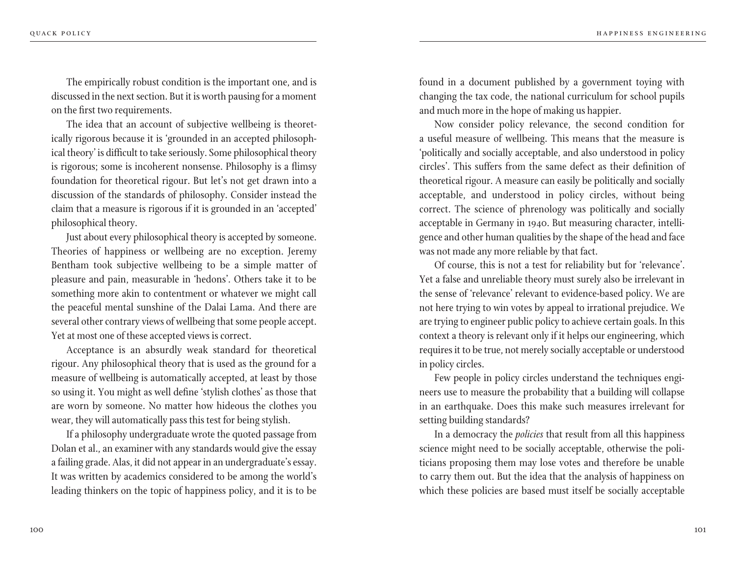The empirically robust condition is the important one, and is discussed in the next section. But it is worth pausing for a moment on the first two requirements.

The idea that an account of subjective wellbeing is theoretically rigorous because it is 'grounded in an accepted philosophical theory' is difficult to take seriously. Some philosophical theory is rigorous; some is incoherent nonsense. Philosophy is a flimsy foundation for theoretical rigour. But let's not get drawn into a discussion of the standards of philosophy. Consider instead the claim that a measure is rigorous if it is grounded in an 'accepted' philosophical theory.

Just about every philosophical theory is accepted by someone. Theories of happiness or wellbeing are no exception. Jeremy Bentham took subjective wellbeing to be a simple matter of pleasure and pain, measurable in 'hedons'. Others take it to be something more akin to contentment or whatever we might call the peaceful mental sunshine of the Dalai Lama. And there are several other contrary views of wellbeing that some people accept. Yet at most one of these accepted views is correct.

Acceptance is an absurdly weak standard for theoretical rigour. Any philosophical theory that is used as the ground for a measure of wellbeing is automatically accepted, at least by those so using it. You might as well define 'stylish clothes' as those that are worn by someone. No matter how hideous the clothes you wear, they will automatically pass this test for being stylish.

If a philosophy undergraduate wrote the quoted passage from Dolan et al., an examiner with any standards would give the essay a failing grade. Alas, it did not appear in an undergraduate's essay. It was written by academics considered to be among the world's leading thinkers on the topic of happiness policy, and it is to be found in a document published by a government toying with changing the tax code, the national curriculum for school pupils and much more in the hope of making us happier.

Now consider policy relevance, the second condition for a useful measure of wellbeing. This means that the measure is 'politically and socially acceptable, and also understood in policy circles'. This suffers from the same defect as their definition of theoretical rigour. A measure can easily be politically and socially acceptable, and understood in policy circles, without being correct. The science of phrenology was politically and socially acceptable in Germany in 1940. But measuring character, intelligence and other human qualities by the shape of the head and face was not made any more reliable by that fact.

Of course, this is not a test for reliability but for 'relevance'. Yet a false and unreliable theory must surely also be irrelevant in the sense of 'relevance' relevant to evidence-based policy. We are not here trying to win votes by appeal to irrational prejudice. We are trying to engineer public policy to achieve certain goals. In this context a theory is relevant only if it helps our engineering, which requires it to be true, not merely socially acceptable or understood in policy circles.

Few people in policy circles understand the techniques engineers use to measure the probability that a building will collapse in an earthquake. Does this make such measures irrelevant for setting building standards?

In a democracy the *policies* that result from all this happiness science might need to be socially acceptable, otherwise the politicians proposing them may lose votes and therefore be unable to carry them out. But the idea that the analysis of happiness on which these policies are based must itself be socially acceptable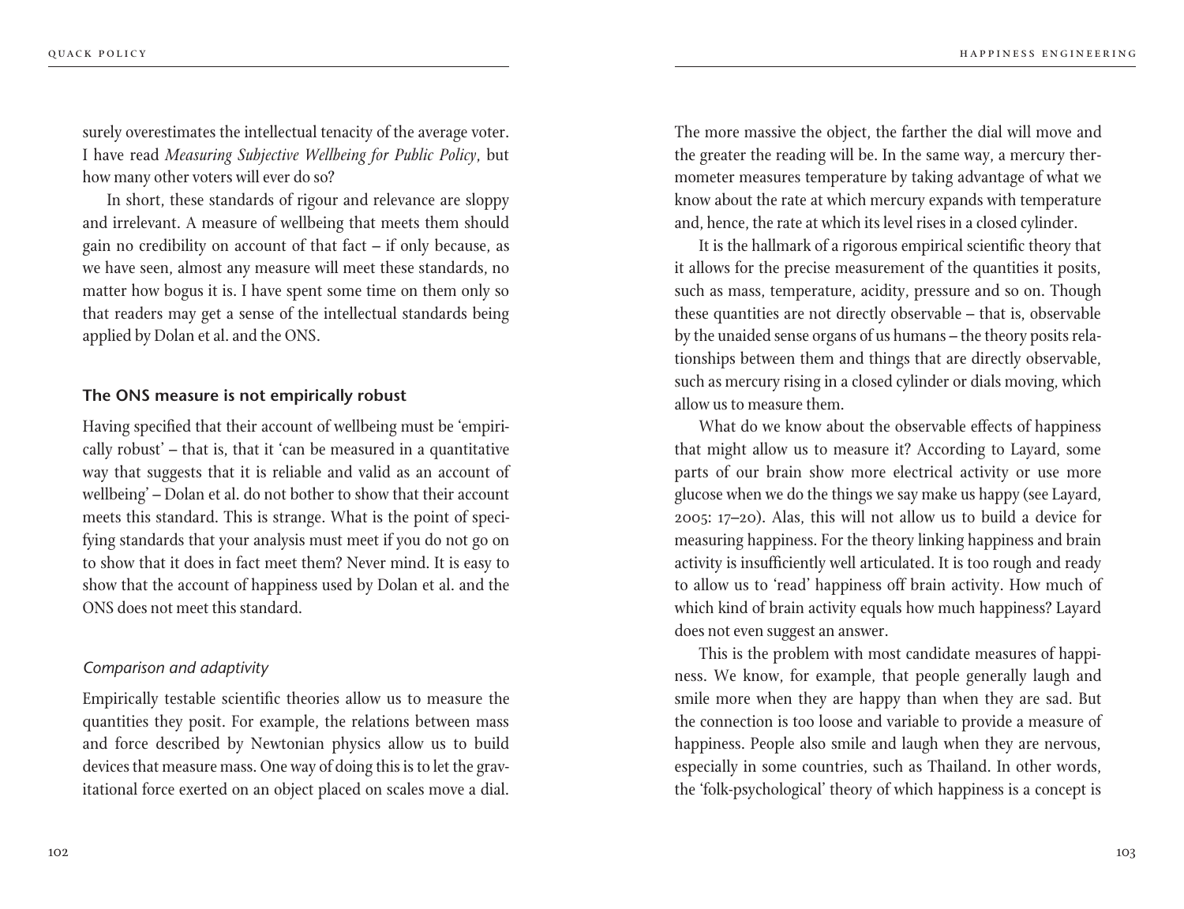surely overestimates the intellectual tenacity of the average voter. I have read *Measuring Subjective Wellbeing for Public Policy*, but how many other voters will ever do so?

In short, these standards of rigour and relevance are sloppy and irrelevant. A measure of wellbeing that meets them should gain no credibility on account of that fact – if only because, as we have seen, almost any measure will meet these standards, no matter how bogus it is. I have spent some time on them only so that readers may get a sense of the intellectual standards being applied by Dolan et al. and the ONS.

## The ONS measure is not empirically robust

Having specified that their account of wellbeing must be 'empirically robust' – that is, that it 'can be measured in a quantitative way that suggests that it is reliable and valid as an account of wellbeing' – Dolan et al. do not bother to show that their account meets this standard. This is strange. What is the point of specifying standards that your analysis must meet if you do not go on to show that it does in fact meet them? Never mind. It is easy to show that the account of happiness used by Dolan et al. and the ONS does not meet this standard.

### *Comparison and adaptivity*

Empirically testable scientific theories allow us to measure the quantities they posit. For example, the relations between mass and force described by Newtonian physics allow us to build devices that measure mass. One way of doing this is to let the gravitational force exerted on an object placed on scales move a dial. The more massive the object, the farther the dial will move and the greater the reading will be. In the same way, a mercury thermometer measures temperature by taking advantage of what we know about the rate at which mercury expands with temperature and, hence, the rate at which its level rises in a closed cylinder.

It is the hallmark of a rigorous empirical scientific theory that it allows for the precise measurement of the quantities it posits, such as mass, temperature, acidity, pressure and so on. Though these quantities are not directly observable – that is, observable by the unaided sense organs of us humans – the theory posits relationships between them and things that are directly observable, such as mercury rising in a closed cylinder or dials moving, which allow us to measure them.

What do we know about the observable effects of happiness that might allow us to measure it? According to Layard, some parts of our brain show more electrical activity or use more glucose when we do the things we say make us happy (see Layard, 2005: 17–20). Alas, this will not allow us to build a device for measuring happiness. For the theory linking happiness and brain activity is insufficiently well articulated. It is too rough and ready to allow us to 'read' happiness off brain activity. How much of which kind of brain activity equals how much happiness? Layard does not even suggest an answer.

This is the problem with most candidate measures of happiness. We know, for example, that people generally laugh and smile more when they are happy than when they are sad. But the connection is too loose and variable to provide a measure of happiness. People also smile and laugh when they are nervous, especially in some countries, such as Thailand. In other words, the 'folk-psychological' theory of which happiness is a concept is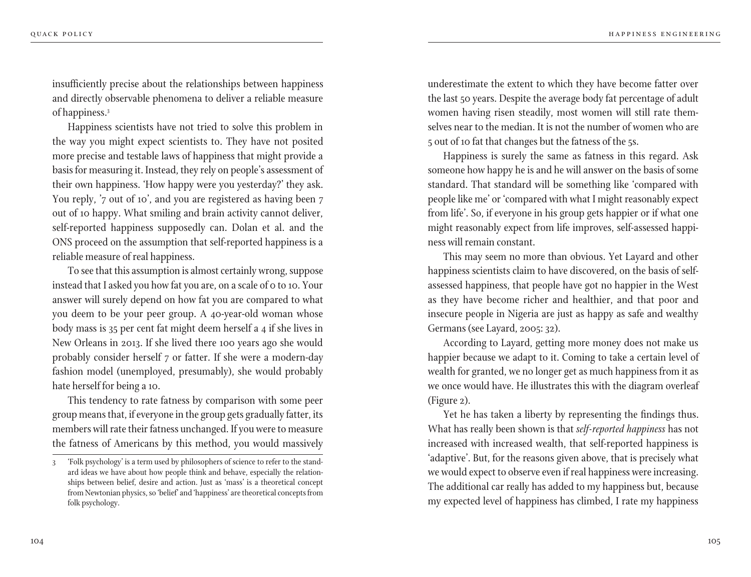insufficiently precise about the relationships between happiness and directly observable phenomena to deliver a reliable measure of happiness.[3]

Happiness scientists have not tried to solve this problem in the way you might expect scientists to. They have not posited more precise and testable laws of happiness that might provide a basis for measuring it. Instead, they rely on people's assessment of their own happiness. 'How happy were you yesterday?' they ask. You reply, '7 out of 10', and you are registered as having been 7 out of 10 happy. What smiling and brain activity cannot deliver, self-reported happiness supposedly can. Dolan et al. and the ONS proceed on the assumption that self-reported happiness is a reliable measure of real happiness.

To see that this assumption is almost certainly wrong, suppose instead that I asked you how fat you are, on a scale of 0 to 10. Your answer will surely depend on how fat you are compared to what you deem to be your peer group. A 40-year-old woman whose body mass is 35 per cent fat might deem herself a 4 if she lives in New Orleans in 2013. If she lived there 100 years ago she would probably consider herself 7 or fatter. If she were a modern-day fashion model (unemployed, presumably), she would probably hate herself for being a 10.

This tendency to rate fatness by comparison with some peer group means that, if everyone in the group gets gradually fatter, its members will rate their fatness unchanged. If you were to measure the fatness of Americans by this method, you would massively underestimate the extent to which they have become fatter over the last 50 years. Despite the average body fat percentage of adult women having risen steadily, most women will still rate themselves near to the median. It is not the number of women who are 5 out of 10 fat that changes but the fatness of the 5s.

Happiness is surely the same as fatness in this regard. Ask someone how happy he is and he will answer on the basis of some standard. That standard will be something like 'compared with people like me' or 'compared with what I might reasonably expect from life'. So, if everyone in his group gets happier or if what one might reasonably expect from life improves, self-assessed happiness will remain constant.

This may seem no more than obvious. Yet Layard and other happiness scientists claim to have discovered, on the basis of self-assessed happiness, that people have got no happier in the West as they have become richer and healthier, and that poor and insecure people in Nigeria are just as happy as safe and wealthy Germans (see Layard, 2005: 32).

According to Layard, getting more money does not make us happier because we adapt to it. Coming to take a certain level of wealth for granted, we no longer get as much happiness from it as we once would have. He illustrates this with the diagram overleaf (Figure 2).

Yet he has taken a liberty by representing the findings thus. What has really been shown is that *self-reported happiness* has not increased with increased wealth, that self-reported happiness is 'adaptive'. But, for the reasons given above, that is precisely what we would expect to observe even if real happiness were increasing. The additional car really has added to my happiness but, because my expected level of happiness has climbed, I rate my happiness

---

3 'Folk psychology' is a term used by philosophers of science to refer to the standard ideas we have about how people think and behave, especially the relationships between belief, desire and action. Just as 'mass' is a theoretical concept from Newtonian physics, so 'belief' and 'happiness' are theoretical concepts from folk psychology.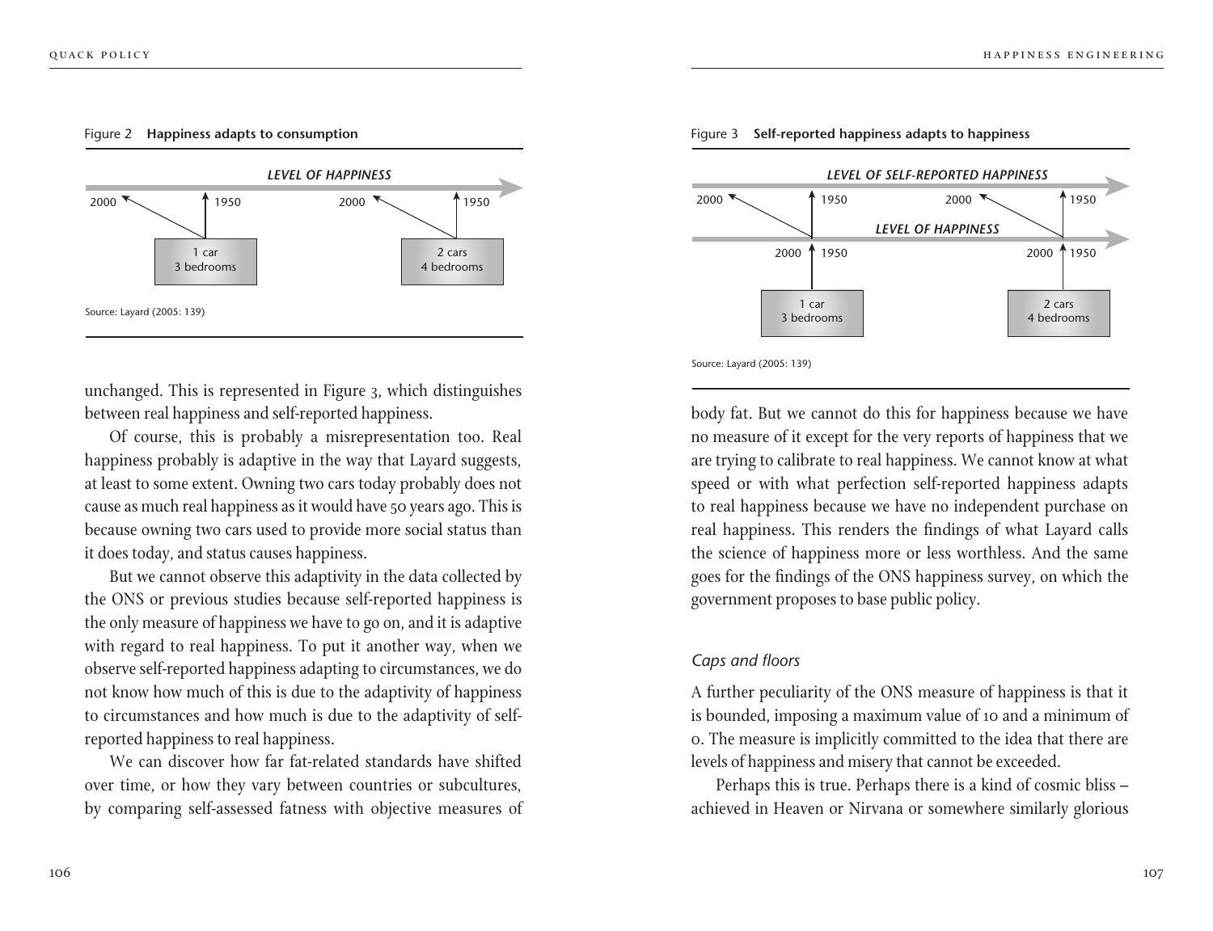Figure 2 **Happiness adapts to consumption**

LEVEL OF HAPPINESS

2000 1950 2000 1950

1 car
3 bedrooms

2 cars
4 bedrooms

Source: Layard (2005: 139)

unchanged. This is represented in Figure 3, which distinguishes between real happiness and self-reported happiness.

Of course, this is probably a misrepresentation too. Real happiness probably is adaptive in the way that Layard suggests, at least to some extent. Owning two cars today probably does not cause as much real happiness as it would have 50 years ago. This is because owning two cars used to provide more social status than it does today, and status causes happiness.

But we cannot observe this adaptivity in the data collected by the ONS or previous studies because self-reported happiness is the only measure of happiness we have to go on, and it is adaptive with regard to real happiness. To put it another way, when we observe self-reported happiness adapting to circumstances, we do not know how much of this is due to the adaptivity of happiness to circumstances and how much is due to the adaptivity of self-reported happiness to real happiness.

We can discover how far fat-related standards have shifted over time, or how they vary between countries or subcultures, by comparing self-assessed fatness with objective measures of body fat. But we cannot do this for happiness because we have no measure of it except for the very reports of happiness that we are trying to calibrate to real happiness. We cannot know at what speed or with what perfection self-reported happiness adapts to real happiness because we have no independent purchase on real happiness. This renders the findings of what Layard calls the science of happiness more or less worthless. And the same goes for the findings of the ONS happiness survey, on which the government proposes to base public policy.

Figure 3 **Self-reported happiness adapts to happiness**

LEVEL OF SELF-REPORTED HAPPINESS

2000 1950 2000 1950

LEVEL OF HAPPINESS

2000 1950 2000 1950

1 car
3 bedrooms

2 cars
4 bedrooms

Source: Layard (2005: 139)

### *Caps and floors*

A further peculiarity of the ONS measure of happiness is that it is bounded, imposing a maximum value of 10 and a minimum of 0. The measure is implicitly committed to the idea that there are levels of happiness and misery that cannot be exceeded.

Perhaps this is true. Perhaps there is a kind of cosmic bliss – achieved in Heaven or Nirvana or somewhere similarly glorious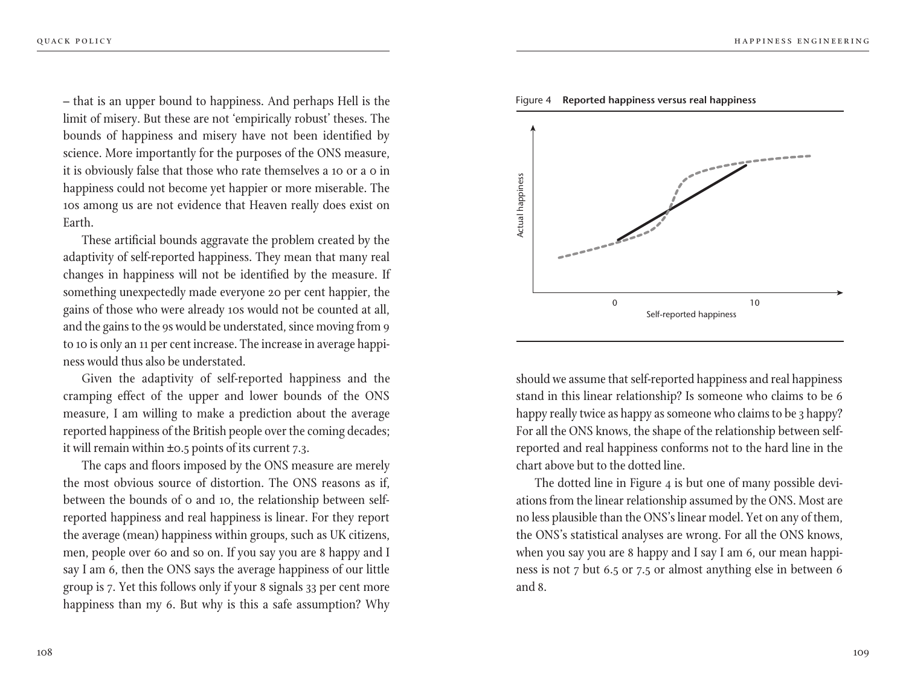– that is an upper bound to happiness. And perhaps Hell is the limit of misery. But these are not 'empirically robust' theses. The bounds of happiness and misery have not been identified by science. More importantly for the purposes of the ONS measure, it is obviously false that those who rate themselves a 10 or a 0 in happiness could not become yet happier or more miserable. The 10s among us are not evidence that Heaven really does exist on Earth.

These artificial bounds aggravate the problem created by the adaptivity of self-reported happiness. They mean that many real changes in happiness will not be identified by the measure. If something unexpectedly made everyone 20 per cent happier, the gains of those who were already 10s would not be counted at all, and the gains to the 9s would be understated, since moving from 9 to 10 is only an 11 per cent increase. The increase in average happiness would thus also be understated.

Given the adaptivity of self-reported happiness and the cramping effect of the upper and lower bounds of the ONS measure, I am willing to make a prediction about the average reported happiness of the British people over the coming decades; it will remain within ±0.5 points of its current 7.3.

The caps and floors imposed by the ONS measure are merely the most obvious source of distortion. The ONS reasons as if, between the bounds of 0 and 10, the relationship between self-reported happiness and real happiness is linear. For they report the average (mean) happiness within groups, such as UK citizens, men, people over 60 and so on. If you say you are 8 happy and I say I am 6, then the ONS says the average happiness of our little group is 7. Yet this follows only if your 8 signals 33 per cent more happiness than my 6. But why is this a safe assumption? Why

Figure 4 **Reported happiness versus real happiness**

Actual happiness

0 10

Self-reported happiness

should we assume that self-reported happiness and real happiness stand in this linear relationship? Is someone who claims to be 6 happy really twice as happy as someone who claims to be 3 happy? For all the ONS knows, the shape of the relationship between self-reported and real happiness conforms not to the hard line in the chart above but to the dotted line.

The dotted line in Figure 4 is but one of many possible deviations from the linear relationship assumed by the ONS. Most are no less plausible than the ONS's linear model. Yet on any of them, the ONS's statistical analyses are wrong. For all the ONS knows, when you say you are 8 happy and I say I am 6, our mean happiness is not 7 but 6.5 or 7.5 or almost anything else in between 6 and 8.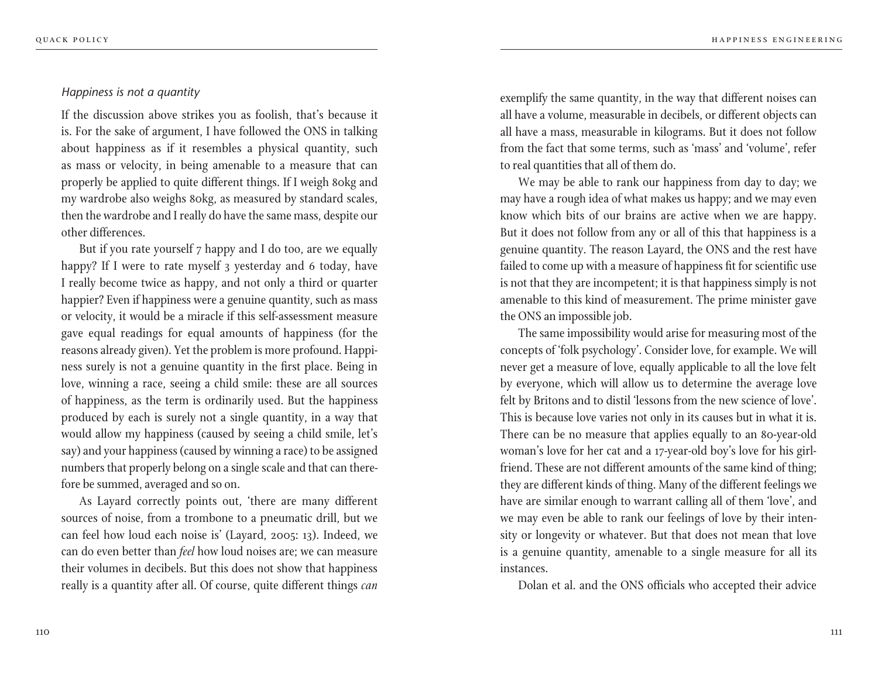### *Happiness is not a quantity*

If the discussion above strikes you as foolish, that's because it is. For the sake of argument, I have followed the ONS in talking about happiness as if it resembles a physical quantity, such as mass or velocity, in being amenable to a measure that can properly be applied to quite different things. If I weigh 80kg and my wardrobe also weighs 80kg, as measured by standard scales, then the wardrobe and I really do have the same mass, despite our other differences.

But if you rate yourself 7 happy and I do too, are we equally happy? If I were to rate myself 3 yesterday and 6 today, have I really become twice as happy, and not only a third or quarter happier? Even if happiness were a genuine quantity, such as mass or velocity, it would be a miracle if this self-assessment measure gave equal readings for equal amounts of happiness (for the reasons already given). Yet the problem is more profound. Happiness surely is not a genuine quantity in the first place. Being in love, winning a race, seeing a child smile: these are all sources of happiness, as the term is ordinarily used. But the happiness produced by each is surely not a single quantity, in a way that would allow my happiness (caused by seeing a child smile, let's say) and your happiness (caused by winning a race) to be assigned numbers that properly belong on a single scale and that can therefore be summed, averaged and so on.

As Layard correctly points out, 'there are many different sources of noise, from a trombone to a pneumatic drill, but we can feel how loud each noise is' (Layard, 2005: 13). Indeed, we can do even better than *feel* how loud noises are; we can measure their volumes in decibels. But this does not show that happiness really is a quantity after all. Of course, quite different things *can* exemplify the same quantity, in the way that different noises can all have a volume, measurable in decibels, or different objects can all have a mass, measurable in kilograms. But it does not follow from the fact that some terms, such as 'mass' and 'volume', refer to real quantities that all of them do.

We may be able to rank our happiness from day to day; we may have a rough idea of what makes us happy; and we may even know which bits of our brains are active when we are happy. But it does not follow from any or all of this that happiness is a genuine quantity. The reason Layard, the ONS and the rest have failed to come up with a measure of happiness fit for scientific use is not that they are incompetent; it is that happiness simply is not amenable to this kind of measurement. The prime minister gave the ONS an impossible job.

The same impossibility would arise for measuring most of the concepts of 'folk psychology'. Consider love, for example. We will never get a measure of love, equally applicable to all the love felt by everyone, which will allow us to determine the average love felt by Britons and to distil 'lessons from the new science of love'. This is because love varies not only in its causes but in what it is. There can be no measure that applies equally to an 80-year-old woman's love for her cat and a 17-year-old boy's love for his girlfriend. These are not different amounts of the same kind of thing; they are different kinds of thing. Many of the different feelings we have are similar enough to warrant calling all of them 'love', and we may even be able to rank our feelings of love by their intensity or longevity or whatever. But that does not mean that love is a genuine quantity, amenable to a single measure for all its instances.

Dolan et al. and the ONS officials who accepted their advice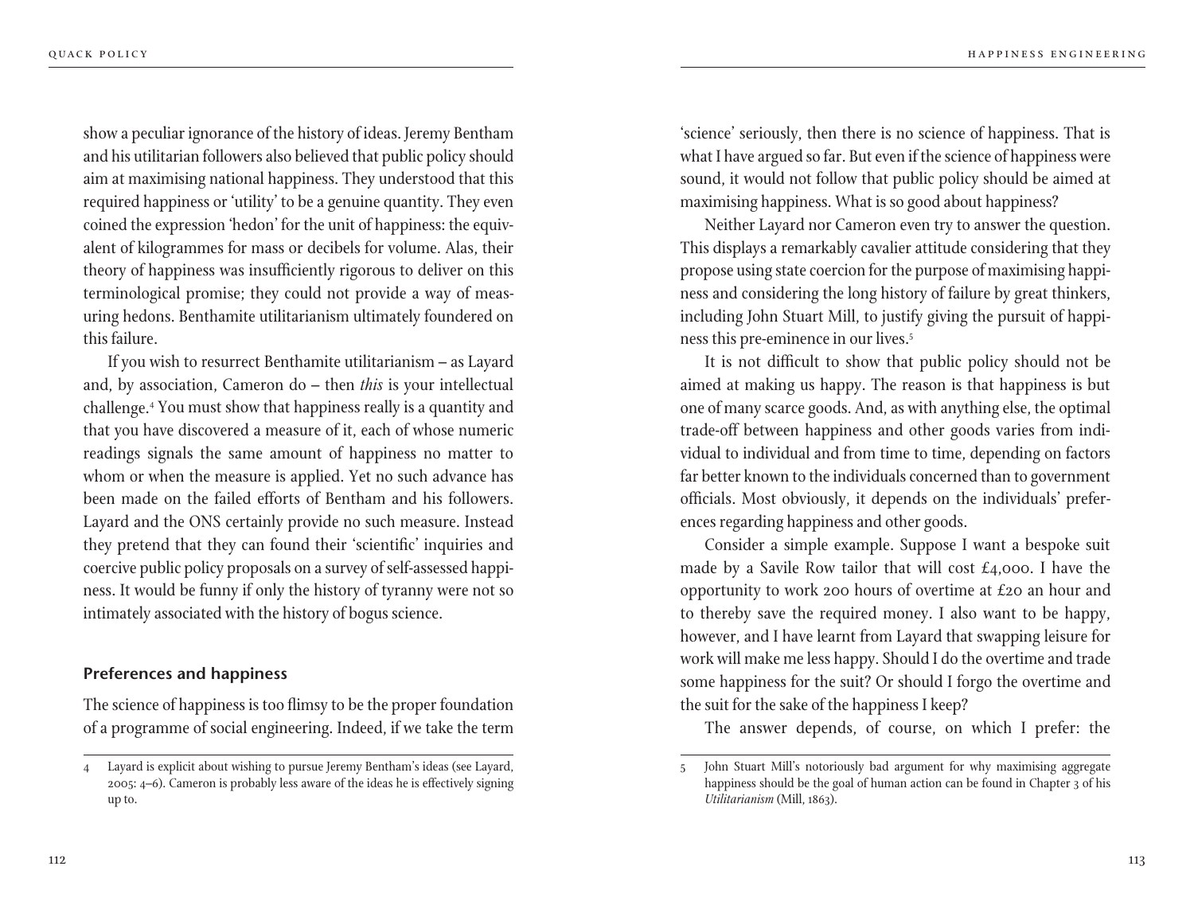show a peculiar ignorance of the history of ideas. Jeremy Bentham and his utilitarian followers also believed that public policy should aim at maximising national happiness. They understood that this required happiness or 'utility' to be a genuine quantity. They even coined the expression 'hedon' for the unit of happiness: the equivalent of kilogrammes for mass or decibels for volume. Alas, their theory of happiness was insufficiently rigorous to deliver on this terminological promise; they could not provide a way of measuring hedons. Benthamite utilitarianism ultimately foundered on this failure.

If you wish to resurrect Benthamite utilitarianism – as Layard and, by association, Cameron do – then *this* is your intellectual challenge.[4] You must show that happiness really is a quantity and that you have discovered a measure of it, each of whose numeric readings signals the same amount of happiness no matter to whom or when the measure is applied. Yet no such advance has been made on the failed efforts of Bentham and his followers. Layard and the ONS certainly provide no such measure. Instead they pretend that they can found their 'scientific' inquiries and coercive public policy proposals on a survey of self-assessed happiness. It would be funny if only the history of tyranny were not so intimately associated with the history of bogus science.

### Preferences and happiness

The science of happiness is too flimsy to be the proper foundation of a programme of social engineering. Indeed, if we take the term 'science' seriously, then there is no science of happiness. That is what I have argued so far. But even if the science of happiness were sound, it would not follow that public policy should be aimed at maximising happiness. What is so good about happiness?

Neither Layard nor Cameron even try to answer the question. This displays a remarkably cavalier attitude considering that they propose using state coercion for the purpose of maximising happiness and considering the long history of failure by great thinkers, including John Stuart Mill, to justify giving the pursuit of happiness this pre-eminence in our lives.[5]

It is not difficult to show that public policy should not be aimed at making us happy. The reason is that happiness is but one of many scarce goods. And, as with anything else, the optimal trade-off between happiness and other goods varies from individual to individual and from time to time, depending on factors far better known to the individuals concerned than to government officials. Most obviously, it depends on the individuals' preferences regarding happiness and other goods.

Consider a simple example. Suppose I want a bespoke suit made by a Savile Row tailor that will cost £4,000. I have the opportunity to work 200 hours of overtime at £20 an hour and to thereby save the required money. I also want to be happy, however, and I have learnt from Layard that swapping leisure for work will make me less happy. Should I do the overtime and trade some happiness for the suit? Or should I forgo the overtime and the suit for the sake of the happiness I keep?

The answer depends, of course, on which I prefer: the

---

4 Layard is explicit about wishing to pursue Jeremy Bentham's ideas (see Layard, 2005: 4–6). Cameron is probably less aware of the ideas he is effectively signing up to.

5 John Stuart Mill's notoriously bad argument for why maximising aggregate happiness should be the goal of human action can be found in Chapter 3 of his *Utilitarianism* (Mill, 1863).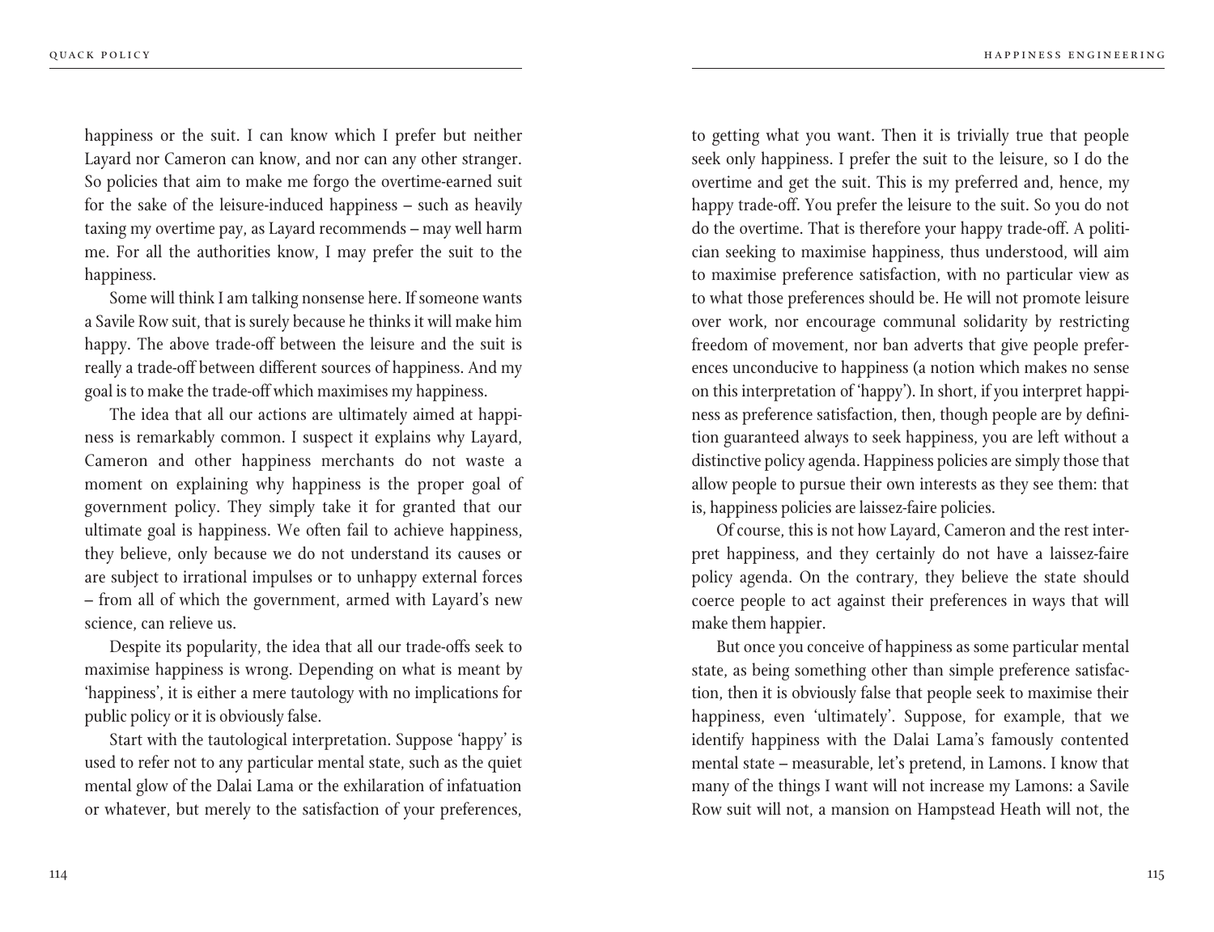happiness or the suit. I can know which I prefer but neither Layard nor Cameron can know, and nor can any other stranger. So policies that aim to make me forgo the overtime-earned suit for the sake of the leisure-induced happiness – such as heavily taxing my overtime pay, as Layard recommends – may well harm me. For all the authorities know, I may prefer the suit to the happiness.

Some will think I am talking nonsense here. If someone wants a Savile Row suit, that is surely because he thinks it will make him happy. The above trade-off between the leisure and the suit is really a trade-off between different sources of happiness. And my goal is to make the trade-off which maximises my happiness.

The idea that all our actions are ultimately aimed at happiness is remarkably common. I suspect it explains why Layard, Cameron and other happiness merchants do not waste a moment on explaining why happiness is the proper goal of government policy. They simply take it for granted that our ultimate goal is happiness. We often fail to achieve happiness, they believe, only because we do not understand its causes or are subject to irrational impulses or to unhappy external forces – from all of which the government, armed with Layard's new science, can relieve us.

Despite its popularity, the idea that all our trade-offs seek to maximise happiness is wrong. Depending on what is meant by 'happiness', it is either a mere tautology with no implications for public policy or it is obviously false.

Start with the tautological interpretation. Suppose 'happy' is used to refer not to any particular mental state, such as the quiet mental glow of the Dalai Lama or the exhilaration of infatuation or whatever, but merely to the satisfaction of your preferences, to getting what you want. Then it is trivially true that people seek only happiness. I prefer the suit to the leisure, so I do the overtime and get the suit. This is my preferred and, hence, my happy trade-off. You prefer the leisure to the suit. So you do not do the overtime. That is therefore your happy trade-off. A politician seeking to maximise happiness, thus understood, will aim to maximise preference satisfaction, with no particular view as to what those preferences should be. He will not promote leisure over work, nor encourage communal solidarity by restricting freedom of movement, nor ban adverts that give people preferences unconducive to happiness (a notion which makes no sense on this interpretation of 'happy'). In short, if you interpret happiness as preference satisfaction, then, though people are by definition guaranteed always to seek happiness, you are left without a distinctive policy agenda. Happiness policies are simply those that allow people to pursue their own interests as they see them: that is, happiness policies are laissez-faire policies.

Of course, this is not how Layard, Cameron and the rest interpret happiness, and they certainly do not have a laissez-faire policy agenda. On the contrary, they believe the state should coerce people to act against their preferences in ways that will make them happier.

But once you conceive of happiness as some particular mental state, as being something other than simple preference satisfaction, then it is obviously false that people seek to maximise their happiness, even 'ultimately'. Suppose, for example, that we identify happiness with the Dalai Lama's famously contented mental state – measurable, let's pretend, in Lamons. I know that many of the things I want will not increase my Lamons: a Savile Row suit will not, a mansion on Hampstead Heath will not, the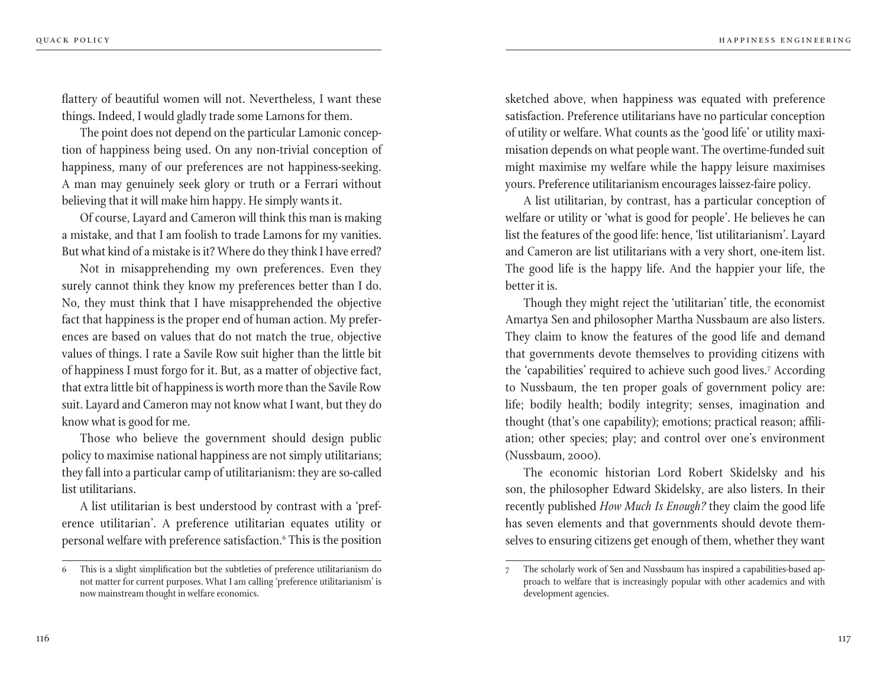flattery of beautiful women will not. Nevertheless, I want these things. Indeed, I would gladly trade some Lamons for them.

The point does not depend on the particular Lamonic conception of happiness being used. On any non-trivial conception of happiness, many of our preferences are not happiness-seeking. A man may genuinely seek glory or truth or a Ferrari without believing that it will make him happy. He simply wants it.

Of course, Layard and Cameron will think this man is making a mistake, and that I am foolish to trade Lamons for my vanities. But what kind of a mistake is it? Where do they think I have erred?

Not in misapprehending my own preferences. Even they surely cannot think they know my preferences better than I do. No, they must think that I have misapprehended the objective fact that happiness is the proper end of human action. My preferences are based on values that do not match the true, objective values of things. I rate a Savile Row suit higher than the little bit of happiness I must forgo for it. But, as a matter of objective fact, that extra little bit of happiness is worth more than the Savile Row suit. Layard and Cameron may not know what I want, but they do know what is good for me.

Those who believe the government should design public policy to maximise national happiness are not simply utilitarians; they fall into a particular camp of utilitarianism: they are so-called list utilitarians.

A list utilitarian is best understood by contrast with a 'preference utilitarian'. A preference utilitarian equates utility or personal welfare with preference satisfaction.[6] This is the position sketched above, when happiness was equated with preference satisfaction. Preference utilitarians have no particular conception of utility or welfare. What counts as the 'good life' or utility maximisation depends on what people want. The overtime-funded suit might maximise my welfare while the happy leisure maximises yours. Preference utilitarianism encourages laissez-faire policy.

A list utilitarian, by contrast, has a particular conception of welfare or utility or 'what is good for people'. He believes he can list the features of the good life: hence, 'list utilitarianism'. Layard and Cameron are list utilitarians with a very short, one-item list. The good life is the happy life. And the happier your life, the better it is.

Though they might reject the 'utilitarian' title, the economist Amartya Sen and philosopher Martha Nussbaum are also listers. They claim to know the features of the good life and demand that governments devote themselves to providing citizens with the 'capabilities' required to achieve such good lives.[7] According to Nussbaum, the ten proper goals of government policy are: life; bodily health; bodily integrity; senses, imagination and thought (that's one capability); emotions; practical reason; affiliation; other species; play; and control over one's environment (Nussbaum, 2000).

The economic historian Lord Robert Skidelsky and his son, the philosopher Edward Skidelsky, are also listers. In their recently published *How Much Is Enough?* they claim the good life has seven elements and that governments should devote themselves to ensuring citizens get enough of them, whether they want

---

6 This is a slight simplification but the subtleties of preference utilitarianism do not matter for current purposes. What I am calling 'preference utilitarianism' is now mainstream thought in welfare economics.

7 The scholarly work of Sen and Nussbaum has inspired a capabilities-based approach to welfare that is increasingly popular with other academics and with development agencies.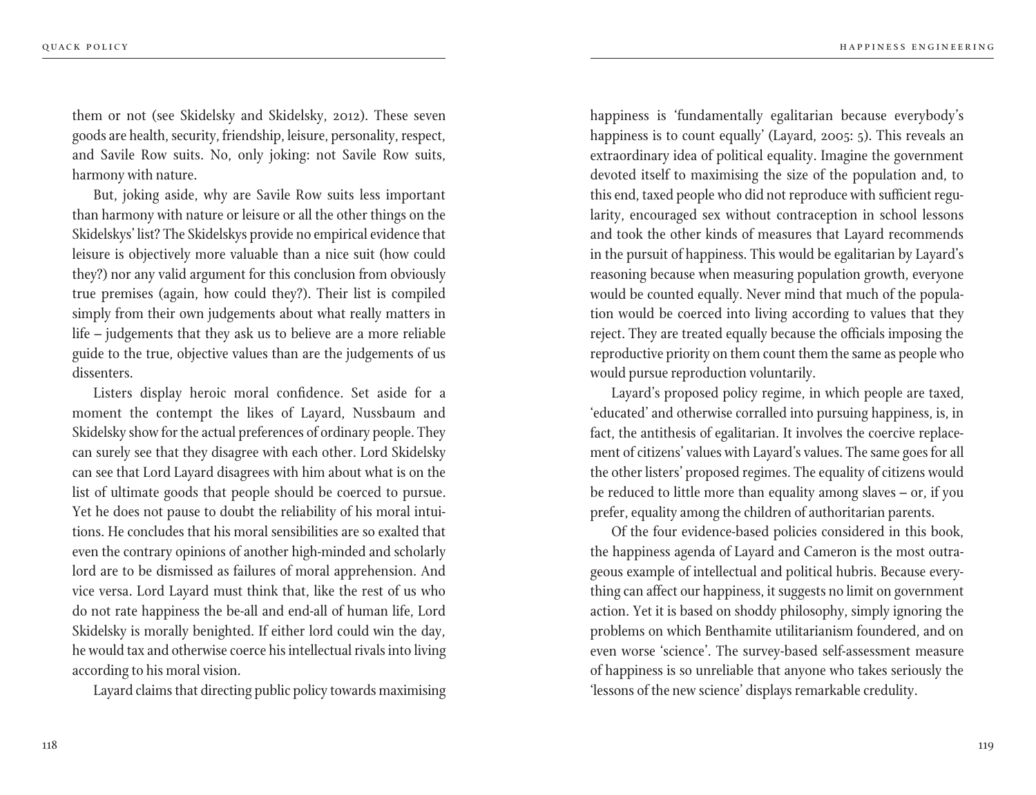them or not (see Skidelsky and Skidelsky, 2012). These seven goods are health, security, friendship, leisure, personality, respect, and Savile Row suits. No, only joking: not Savile Row suits, harmony with nature.

But, joking aside, why are Savile Row suits less important than harmony with nature or leisure or all the other things on the Skidelskys' list? The Skidelskys provide no empirical evidence that leisure is objectively more valuable than a nice suit (how could they?) nor any valid argument for this conclusion from obviously true premises (again, how could they?). Their list is compiled simply from their own judgements about what really matters in life – judgements that they ask us to believe are a more reliable guide to the true, objective values than are the judgements of us dissenters.

Listers display heroic moral confidence. Set aside for a moment the contempt the likes of Layard, Nussbaum and Skidelsky show for the actual preferences of ordinary people. They can surely see that they disagree with each other. Lord Skidelsky can see that Lord Layard disagrees with him about what is on the list of ultimate goods that people should be coerced to pursue. Yet he does not pause to doubt the reliability of his moral intuitions. He concludes that his moral sensibilities are so exalted that even the contrary opinions of another high-minded and scholarly lord are to be dismissed as failures of moral apprehension. And vice versa. Lord Layard must think that, like the rest of us who do not rate happiness the be-all and end-all of human life, Lord Skidelsky is morally benighted. If either lord could win the day, he would tax and otherwise coerce his intellectual rivals into living according to his moral vision.

Layard claims that directing public policy towards maximising happiness is 'fundamentally egalitarian because everybody's happiness is to count equally' (Layard, 2005: 5). This reveals an extraordinary idea of political equality. Imagine the government devoted itself to maximising the size of the population and, to this end, taxed people who did not reproduce with sufficient regularity, encouraged sex without contraception in school lessons and took the other kinds of measures that Layard recommends in the pursuit of happiness. This would be egalitarian by Layard's reasoning because when measuring population growth, everyone would be counted equally. Never mind that much of the population would be coerced into living according to values that they reject. They are treated equally because the officials imposing the reproductive priority on them count them the same as people who would pursue reproduction voluntarily.

Layard's proposed policy regime, in which people are taxed, 'educated' and otherwise corralled into pursuing happiness, is, in fact, the antithesis of egalitarian. It involves the coercive replacement of citizens' values with Layard's values. The same goes for all the other listers' proposed regimes. The equality of citizens would be reduced to little more than equality among slaves – or, if you prefer, equality among the children of authoritarian parents.

Of the four evidence-based policies considered in this book, the happiness agenda of Layard and Cameron is the most outrageous example of intellectual and political hubris. Because everything can affect our happiness, it suggests no limit on government action. Yet it is based on shoddy philosophy, simply ignoring the problems on which Benthamite utilitarianism foundered, and on even worse 'science'. The survey-based self-assessment measure of happiness is so unreliable that anyone who takes seriously the 'lessons of the new science' displays remarkable credulity.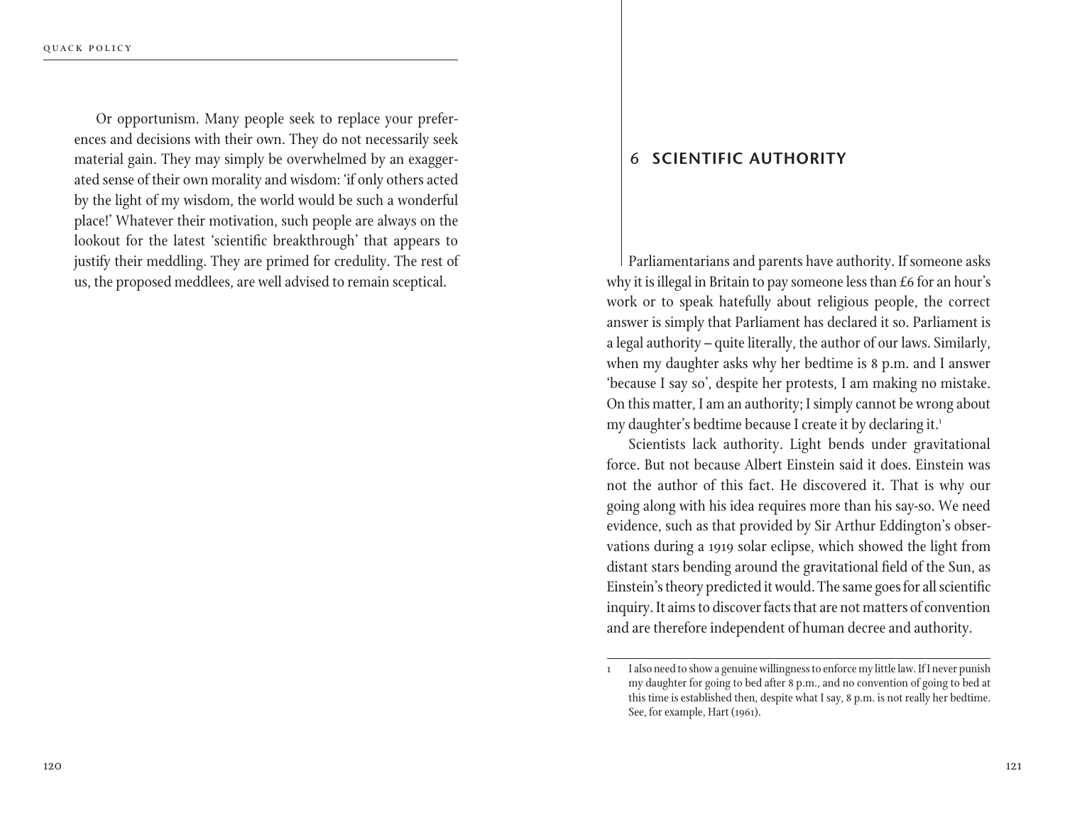Or opportunism. Many people seek to replace your preferences and decisions with their own. They do not necessarily seek material gain. They may simply be overwhelmed by an exaggerated sense of their own morality and wisdom: 'if only others acted by the light of my wisdom, the world would be such a wonderful place!' Whatever their motivation, such people are always on the lookout for the latest 'scientific breakthrough' that appears to justify their meddling. They are primed for credulity. The rest of us, the proposed meddlees, are well advised to remain sceptical.

## 6 SCIENTIFIC AUTHORITY

Parliamentarians and parents have authority. If someone asks why it is illegal in Britain to pay someone less than £6 for an hour's work or to speak hatefully about religious people, the correct answer is simply that Parliament has declared it so. Parliament is a legal authority – quite literally, the author of our laws. Similarly, when my daughter asks why her bedtime is 8 p.m. and I answer 'because I say so', despite her protests, I am making no mistake. On this matter, I am an authority; I simply cannot be wrong about my daughter's bedtime because I create it by declaring it.[1]

Scientists lack authority. Light bends under gravitational force. But not because Albert Einstein said it does. Einstein was not the author of this fact. He discovered it. That is why our going along with his idea requires more than his say-so. We need evidence, such as that provided by Sir Arthur Eddington's observations during a 1919 solar eclipse, which showed the light from distant stars bending around the gravitational field of the Sun, as Einstein's theory predicted it would. The same goes for all scientific inquiry. It aims to discover facts that are not matters of convention and are therefore independent of human decree and authority.

---

1 I also need to show a genuine willingness to enforce my little law. If I never punish my daughter for going to bed after 8 p.m., and no convention of going to bed at this time is established then, despite what I say, 8 p.m. is not really her bedtime. See, for example, Hart (1961).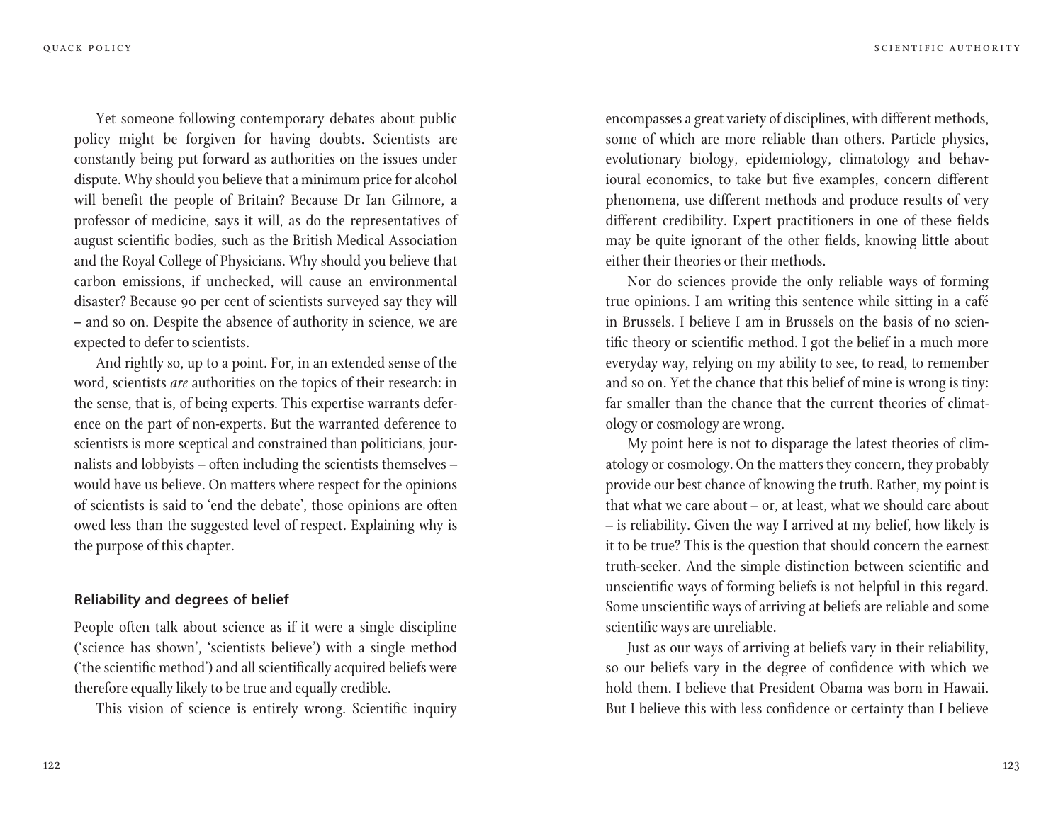Yet someone following contemporary debates about public policy might be forgiven for having doubts. Scientists are constantly being put forward as authorities on the issues under dispute. Why should you believe that a minimum price for alcohol will benefit the people of Britain? Because Dr Ian Gilmore, a professor of medicine, says it will, as do the representatives of august scientific bodies, such as the British Medical Association and the Royal College of Physicians. Why should you believe that carbon emissions, if unchecked, will cause an environmental disaster? Because 90 per cent of scientists surveyed say they will – and so on. Despite the absence of authority in science, we are expected to defer to scientists.

And rightly so, up to a point. For, in an extended sense of the word, scientists *are* authorities on the topics of their research: in the sense, that is, of being experts. This expertise warrants deference on the part of non-experts. But the warranted deference to scientists is more sceptical and constrained than politicians, journalists and lobbyists – often including the scientists themselves – would have us believe. On matters where respect for the opinions of scientists is said to 'end the debate', those opinions are often owed less than the suggested level of respect. Explaining why is the purpose of this chapter.

## Reliability and degrees of belief

People often talk about science as if it were a single discipline ('science has shown', 'scientists believe') with a single method ('the scientific method') and all scientifically acquired beliefs were therefore equally likely to be true and equally credible.

This vision of science is entirely wrong. Scientific inquiry encompasses a great variety of disciplines, with different methods, some of which are more reliable than others. Particle physics, evolutionary biology, epidemiology, climatology and behavioural economics, to take but five examples, concern different phenomena, use different methods and produce results of very different credibility. Expert practitioners in one of these fields may be quite ignorant of the other fields, knowing little about either their theories or their methods.

Nor do sciences provide the only reliable ways of forming true opinions. I am writing this sentence while sitting in a café in Brussels. I believe I am in Brussels on the basis of no scientific theory or scientific method. I got the belief in a much more everyday way, relying on my ability to see, to read, to remember and so on. Yet the chance that this belief of mine is wrong is tiny: far smaller than the chance that the current theories of climatology or cosmology are wrong.

My point here is not to disparage the latest theories of climatology or cosmology. On the matters they concern, they probably provide our best chance of knowing the truth. Rather, my point is that what we care about – or, at least, what we should care about – is reliability. Given the way I arrived at my belief, how likely is it to be true? This is the question that should concern the earnest truth-seeker. And the simple distinction between scientific and unscientific ways of forming beliefs is not helpful in this regard. Some unscientific ways of arriving at beliefs are reliable and some scientific ways are unreliable.

Just as our ways of arriving at beliefs vary in their reliability, so our beliefs vary in the degree of confidence with which we hold them. I believe that President Obama was born in Hawaii. But I believe this with less confidence or certainty than I believe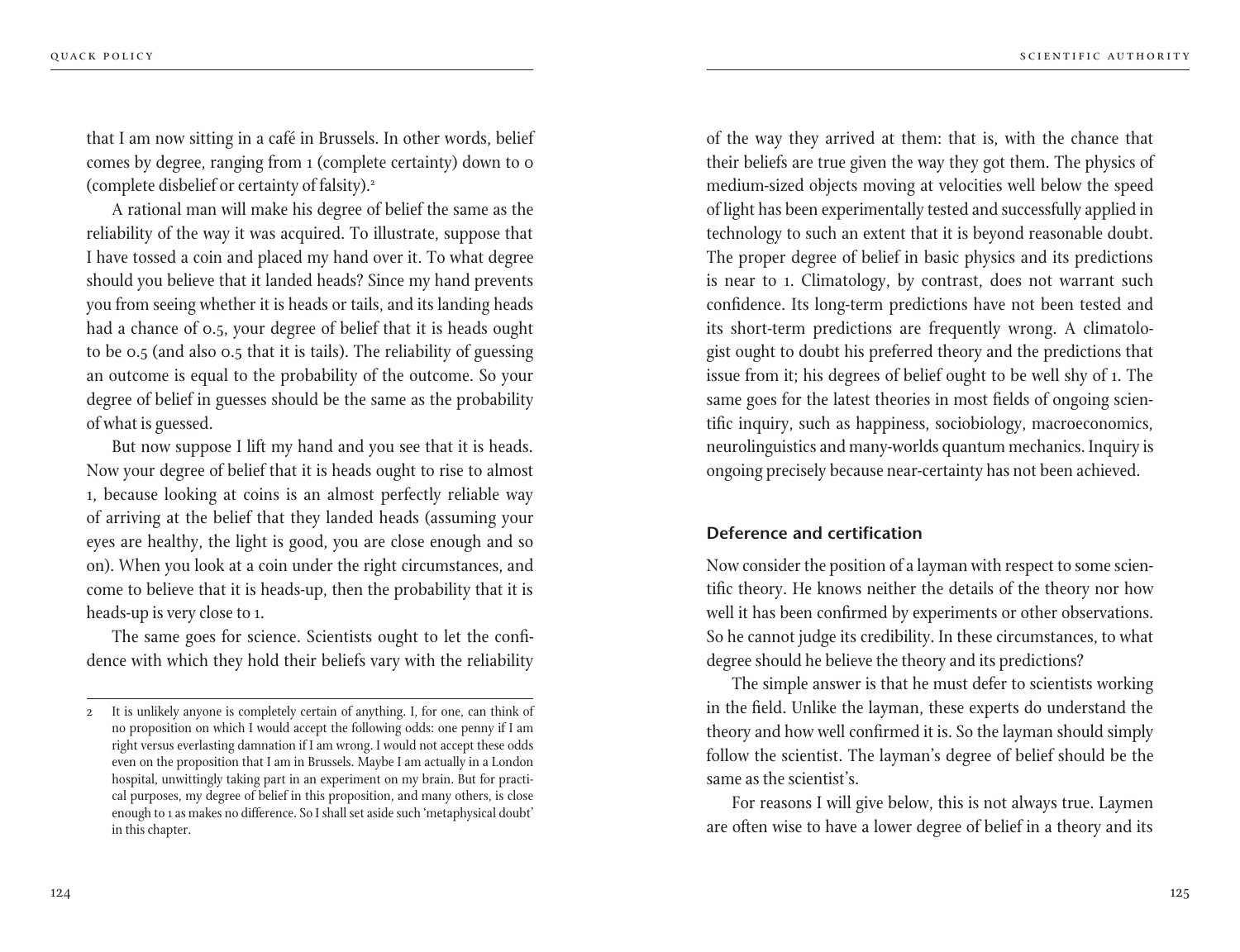that I am now sitting in a café in Brussels. In other words, belief comes by degree, ranging from 1 (complete certainty) down to 0 (complete disbelief or certainty of falsity).[2]

A rational man will make his degree of belief the same as the reliability of the way it was acquired. To illustrate, suppose that I have tossed a coin and placed my hand over it. To what degree should you believe that it landed heads? Since my hand prevents you from seeing whether it is heads or tails, and its landing heads had a chance of 0.5, your degree of belief that it is heads ought to be 0.5 (and also 0.5 that it is tails). The reliability of guessing an outcome is equal to the probability of the outcome. So your degree of belief in guesses should be the same as the probability of what is guessed.

But now suppose I lift my hand and you see that it is heads. Now your degree of belief that it is heads ought to rise to almost 1, because looking at coins is an almost perfectly reliable way of arriving at the belief that they landed heads (assuming your eyes are healthy, the light is good, you are close enough and so on). When you look at a coin under the right circumstances, and come to believe that it is heads-up, then the probability that it is heads-up is very close to 1.

The same goes for science. Scientists ought to let the confidence with which they hold their beliefs vary with the reliability of the way they arrived at them: that is, with the chance that their beliefs are true given the way they got them. The physics of medium-sized objects moving at velocities well below the speed of light has been experimentally tested and successfully applied in technology to such an extent that it is beyond reasonable doubt. The proper degree of belief in basic physics and its predictions is near to 1. Climatology, by contrast, does not warrant such confidence. Its long-term predictions have not been tested and its short-term predictions are frequently wrong. A climatologist ought to doubt his preferred theory and the predictions that issue from it; his degrees of belief ought to be well shy of 1. The same goes for the latest theories in most fields of ongoing scientific inquiry, such as happiness, sociobiology, macroeconomics, neurolinguistics and many-worlds quantum mechanics. Inquiry is ongoing precisely because near-certainty has not been achieved.

## Deference and certification

Now consider the position of a layman with respect to some scientific theory. He knows neither the details of the theory nor how well it has been confirmed by experiments or other observations. So he cannot judge its credibility. In these circumstances, to what degree should he believe the theory and its predictions?

The simple answer is that he must defer to scientists working in the field. Unlike the layman, these experts do understand the theory and how well confirmed it is. So the layman should simply follow the scientist. The layman's degree of belief should be the same as the scientist's.

For reasons I will give below, this is not always true. Laymen are often wise to have a lower degree of belief in a theory and its

---

[2] It is unlikely anyone is completely certain of anything. I, for one, can think of no proposition on which I would accept the following odds: one penny if I am right versus everlasting damnation if I am wrong. I would not accept these odds even on the proposition that I am in Brussels. Maybe I am actually in a London hospital, unwittingly taking part in an experiment on my brain. But for practical purposes, my degree of belief in this proposition, and many others, is close enough to 1 as makes no difference. So I shall set aside such 'metaphysical doubt' in this chapter.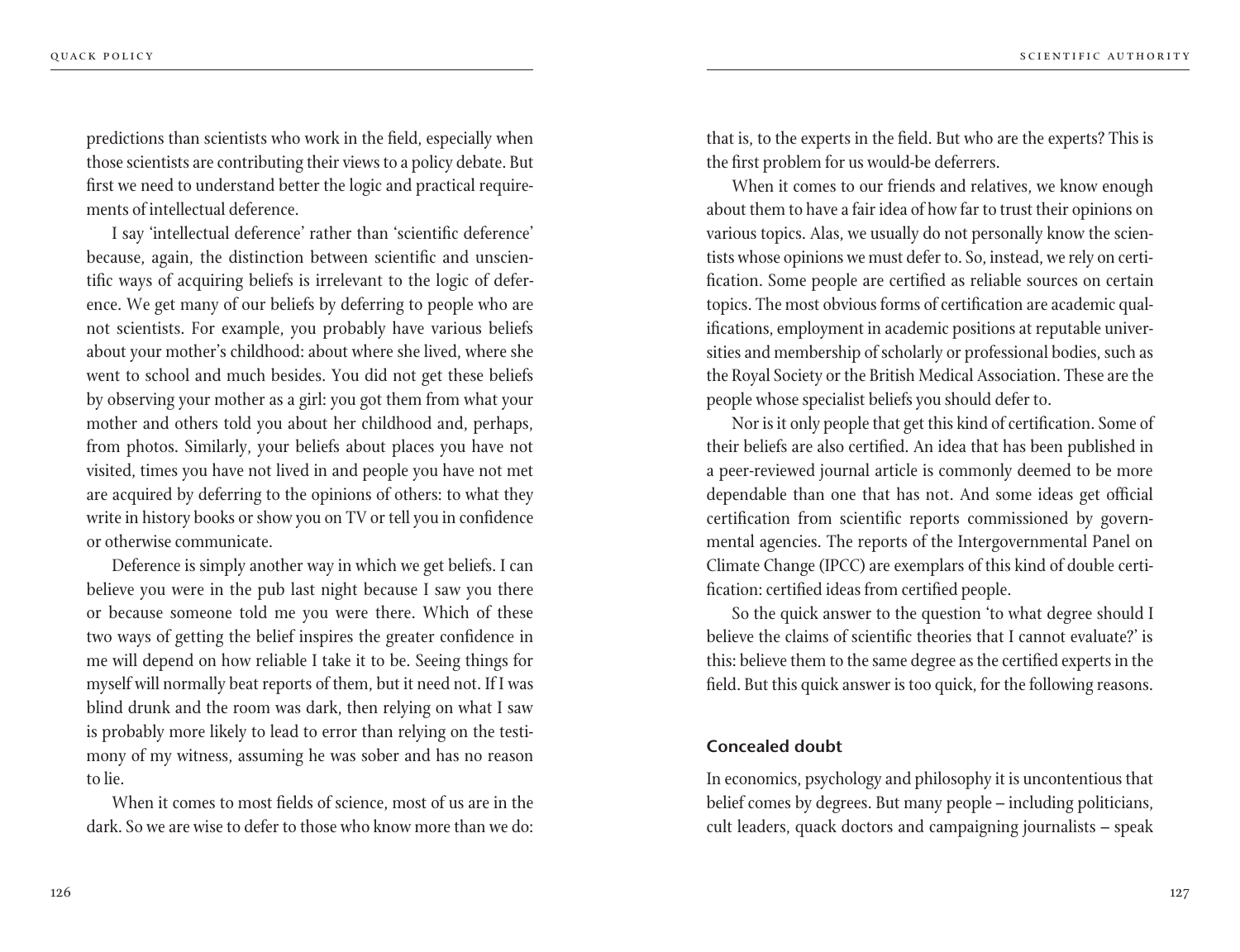predictions than scientists who work in the field, especially when those scientists are contributing their views to a policy debate. But first we need to understand better the logic and practical requirements of intellectual deference.

I say 'intellectual deference' rather than 'scientific deference' because, again, the distinction between scientific and unscientific ways of acquiring beliefs is irrelevant to the logic of deference. We get many of our beliefs by deferring to people who are not scientists. For example, you probably have various beliefs about your mother's childhood: about where she lived, where she went to school and much besides. You did not get these beliefs by observing your mother as a girl: you got them from what your mother and others told you about her childhood and, perhaps, from photos. Similarly, your beliefs about places you have not visited, times you have not lived in and people you have not met are acquired by deferring to the opinions of others: to what they write in history books or show you on TV or tell you in confidence or otherwise communicate.

Deference is simply another way in which we get beliefs. I can believe you were in the pub last night because I saw you there or because someone told me you were there. Which of these two ways of getting the belief inspires the greater confidence in me will depend on how reliable I take it to be. Seeing things for myself will normally beat reports of them, but it need not. If I was blind drunk and the room was dark, then relying on what I saw is probably more likely to lead to error than relying on the testimony of my witness, assuming he was sober and has no reason to lie.

When it comes to most fields of science, most of us are in the dark. So we are wise to defer to those who know more than we do: that is, to the experts in the field. But who are the experts? This is the first problem for us would-be deferrers.

When it comes to our friends and relatives, we know enough about them to have a fair idea of how far to trust their opinions on various topics. Alas, we usually do not personally know the scientists whose opinions we must defer to. So, instead, we rely on certification. Some people are certified as reliable sources on certain topics. The most obvious forms of certification are academic qualifications, employment in academic positions at reputable universities and membership of scholarly or professional bodies, such as the Royal Society or the British Medical Association. These are the people whose specialist beliefs you should defer to.

Nor is it only people that get this kind of certification. Some of their beliefs are also certified. An idea that has been published in a peer-reviewed journal article is commonly deemed to be more dependable than one that has not. And some ideas get official certification from scientific reports commissioned by governmental agencies. The reports of the Intergovernmental Panel on Climate Change (IPCC) are exemplars of this kind of double certification: certified ideas from certified people.

So the quick answer to the question 'to what degree should I believe the claims of scientific theories that I cannot evaluate?' is this: believe them to the same degree as the certified experts in the field. But this quick answer is too quick, for the following reasons.

## Concealed doubt

In economics, psychology and philosophy it is uncontentious that belief comes by degrees. But many people – including politicians, cult leaders, quack doctors and campaigning journalists – speak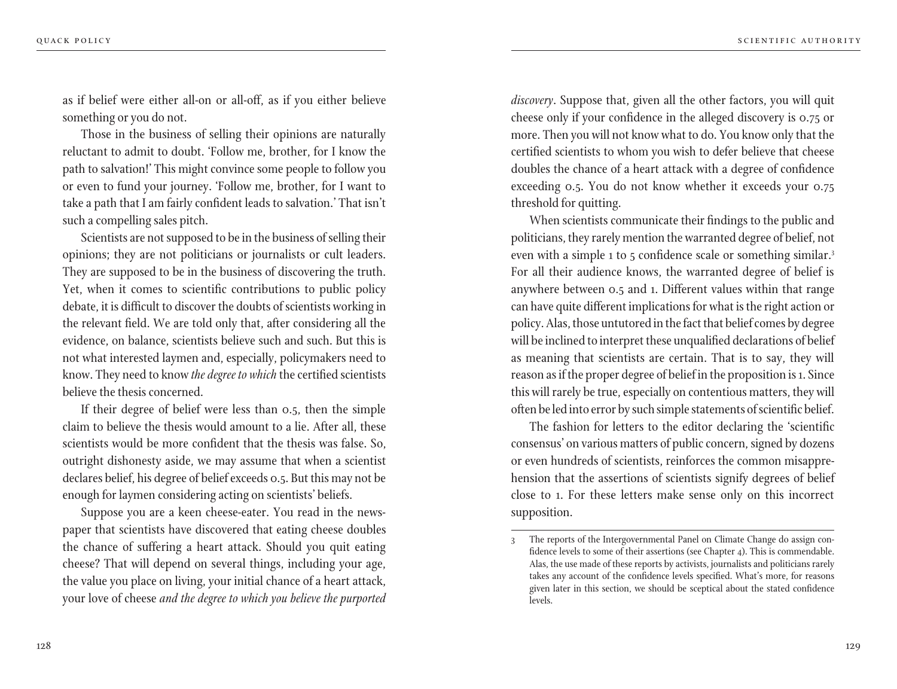as if belief were either all-on or all-off, as if you either believe something or you do not.

Those in the business of selling their opinions are naturally reluctant to admit to doubt. 'Follow me, brother, for I know the path to salvation!' This might convince some people to follow you or even to fund your journey. 'Follow me, brother, for I want to take a path that I am fairly confident leads to salvation.' That isn't such a compelling sales pitch.

Scientists are not supposed to be in the business of selling their opinions; they are not politicians or journalists or cult leaders. They are supposed to be in the business of discovering the truth. Yet, when it comes to scientific contributions to public policy debate, it is difficult to discover the doubts of scientists working in the relevant field. We are told only that, after considering all the evidence, on balance, scientists believe such and such. But this is not what interested laymen and, especially, policymakers need to know. They need to know *the degree to which* the certified scientists believe the thesis concerned.

If their degree of belief were less than 0.5, then the simple claim to believe the thesis would amount to a lie. After all, these scientists would be more confident that the thesis was false. So, outright dishonesty aside, we may assume that when a scientist declares belief, his degree of belief exceeds 0.5. But this may not be enough for laymen considering acting on scientists' beliefs.

Suppose you are a keen cheese-eater. You read in the newspaper that scientists have discovered that eating cheese doubles the chance of suffering a heart attack. Should you quit eating cheese? That will depend on several things, including your age, the value you place on living, your initial chance of a heart attack, your love of cheese *and the degree to which you believe the purported discovery*. Suppose that, given all the other factors, you will quit cheese only if your confidence in the alleged discovery is 0.75 or more. Then you will not know what to do. You know only that the certified scientists to whom you wish to defer believe that cheese doubles the chance of a heart attack with a degree of confidence exceeding 0.5. You do not know whether it exceeds your 0.75 threshold for quitting.

When scientists communicate their findings to the public and politicians, they rarely mention the warranted degree of belief, not even with a simple 1 to 5 confidence scale or something similar.[3] For all their audience knows, the warranted degree of belief is anywhere between 0.5 and 1. Different values within that range can have quite different implications for what is the right action or policy. Alas, those untutored in the fact that belief comes by degree will be inclined to interpret these unqualified declarations of belief as meaning that scientists are certain. That is to say, they will reason as if the proper degree of belief in the proposition is 1. Since this will rarely be true, especially on contentious matters, they will often be led into error by such simple statements of scientific belief.

The fashion for letters to the editor declaring the 'scientific consensus' on various matters of public concern, signed by dozens or even hundreds of scientists, reinforces the common misapprehension that the assertions of scientists signify degrees of belief close to 1. For these letters make sense only on this incorrect supposition.

---

3 The reports of the Intergovernmental Panel on Climate Change do assign confidence levels to some of their assertions (see Chapter 4). This is commendable. Alas, the use made of these reports by activists, journalists and politicians rarely takes any account of the confidence levels specified. What's more, for reasons given later in this section, we should be sceptical about the stated confidence levels.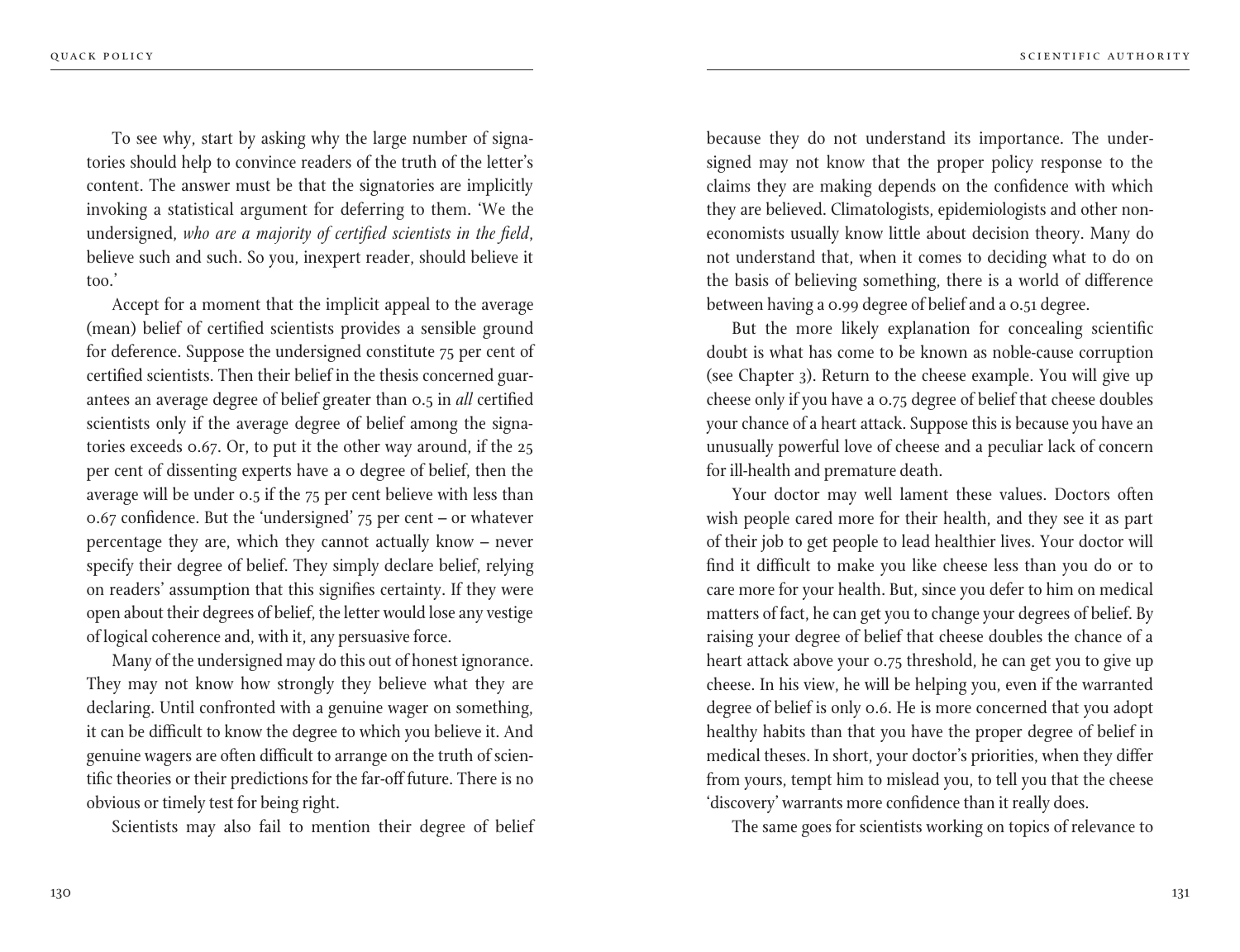To see why, start by asking why the large number of signatories should help to convince readers of the truth of the letter's content. The answer must be that the signatories are implicitly invoking a statistical argument for deferring to them. 'We the undersigned, *who are a majority of certified scientists in the field*, believe such and such. So you, inexpert reader, should believe it too.'

Accept for a moment that the implicit appeal to the average (mean) belief of certified scientists provides a sensible ground for deference. Suppose the undersigned constitute 75 per cent of certified scientists. Then their belief in the thesis concerned guarantees an average degree of belief greater than 0.5 in *all* certified scientists only if the average degree of belief among the signatories exceeds 0.67. Or, to put it the other way around, if the 25 per cent of dissenting experts have a 0 degree of belief, then the average will be under 0.5 if the 75 per cent believe with less than 0.67 confidence. But the 'undersigned' 75 per cent – or whatever percentage they are, which they cannot actually know – never specify their degree of belief. They simply declare belief, relying on readers' assumption that this signifies certainty. If they were open about their degrees of belief, the letter would lose any vestige of logical coherence and, with it, any persuasive force.

Many of the undersigned may do this out of honest ignorance. They may not know how strongly they believe what they are declaring. Until confronted with a genuine wager on something, it can be difficult to know the degree to which you believe it. And genuine wagers are often difficult to arrange on the truth of scientific theories or their predictions for the far-off future. There is no obvious or timely test for being right.

Scientists may also fail to mention their degree of belief because they do not understand its importance. The undersigned may not know that the proper policy response to the claims they are making depends on the confidence with which they are believed. Climatologists, epidemiologists and other non-economists usually know little about decision theory. Many do not understand that, when it comes to deciding what to do on the basis of believing something, there is a world of difference between having a 0.99 degree of belief and a 0.51 degree.

But the more likely explanation for concealing scientific doubt is what has come to be known as noble-cause corruption (see Chapter 3). Return to the cheese example. You will give up cheese only if you have a 0.75 degree of belief that cheese doubles your chance of a heart attack. Suppose this is because you have an unusually powerful love of cheese and a peculiar lack of concern for ill-health and premature death.

Your doctor may well lament these values. Doctors often wish people cared more for their health, and they see it as part of their job to get people to lead healthier lives. Your doctor will find it difficult to make you like cheese less than you do or to care more for your health. But, since you defer to him on medical matters of fact, he can get you to change your degrees of belief. By raising your degree of belief that cheese doubles the chance of a heart attack above your 0.75 threshold, he can get you to give up cheese. In his view, he will be helping you, even if the warranted degree of belief is only 0.6. He is more concerned that you adopt healthy habits than that you have the proper degree of belief in medical theses. In short, your doctor's priorities, when they differ from yours, tempt him to mislead you, to tell you that the cheese 'discovery' warrants more confidence than it really does.

The same goes for scientists working on topics of relevance to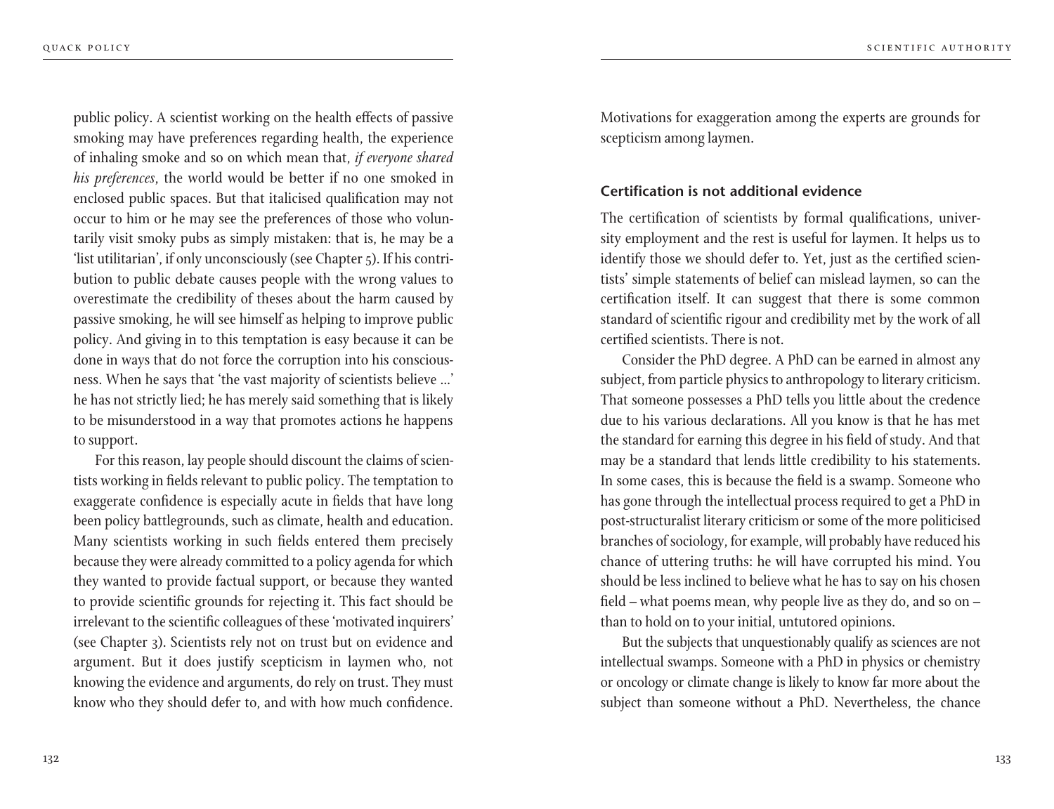public policy. A scientist working on the health effects of passive smoking may have preferences regarding health, the experience of inhaling smoke and so on which mean that, *if everyone shared his preferences*, the world would be better if no one smoked in enclosed public spaces. But that italicised qualification may not occur to him or he may see the preferences of those who voluntarily visit smoky pubs as simply mistaken: that is, he may be a 'list utilitarian', if only unconsciously (see Chapter 5). If his contribution to public debate causes people with the wrong values to overestimate the credibility of theses about the harm caused by passive smoking, he will see himself as helping to improve public policy. And giving in to this temptation is easy because it can be done in ways that do not force the corruption into his consciousness. When he says that 'the vast majority of scientists believe ...' he has not strictly lied; he has merely said something that is likely to be misunderstood in a way that promotes actions he happens to support.

For this reason, lay people should discount the claims of scientists working in fields relevant to public policy. The temptation to exaggerate confidence is especially acute in fields that have long been policy battlegrounds, such as climate, health and education. Many scientists working in such fields entered them precisely because they were already committed to a policy agenda for which they wanted to provide factual support, or because they wanted to provide scientific grounds for rejecting it. This fact should be irrelevant to the scientific colleagues of these 'motivated inquirers' (see Chapter 3). Scientists rely not on trust but on evidence and argument. But it does justify scepticism in laymen who, not knowing the evidence and arguments, do rely on trust. They must know who they should defer to, and with how much confidence. Motivations for exaggeration among the experts are grounds for scepticism among laymen.

### Certification is not additional evidence

The certification of scientists by formal qualifications, university employment and the rest is useful for laymen. It helps us to identify those we should defer to. Yet, just as the certified scientists' simple statements of belief can mislead laymen, so can the certification itself. It can suggest that there is some common standard of scientific rigour and credibility met by the work of all certified scientists. There is not.

Consider the PhD degree. A PhD can be earned in almost any subject, from particle physics to anthropology to literary criticism. That someone possesses a PhD tells you little about the credence due to his various declarations. All you know is that he has met the standard for earning this degree in his field of study. And that may be a standard that lends little credibility to his statements. In some cases, this is because the field is a swamp. Someone who has gone through the intellectual process required to get a PhD in post-structuralist literary criticism or some of the more politicised branches of sociology, for example, will probably have reduced his chance of uttering truths: he will have corrupted his mind. You should be less inclined to believe what he has to say on his chosen field – what poems mean, why people live as they do, and so on – than to hold on to your initial, untutored opinions.

But the subjects that unquestionably qualify as sciences are not intellectual swamps. Someone with a PhD in physics or chemistry or oncology or climate change is likely to know far more about the subject than someone without a PhD. Nevertheless, the chance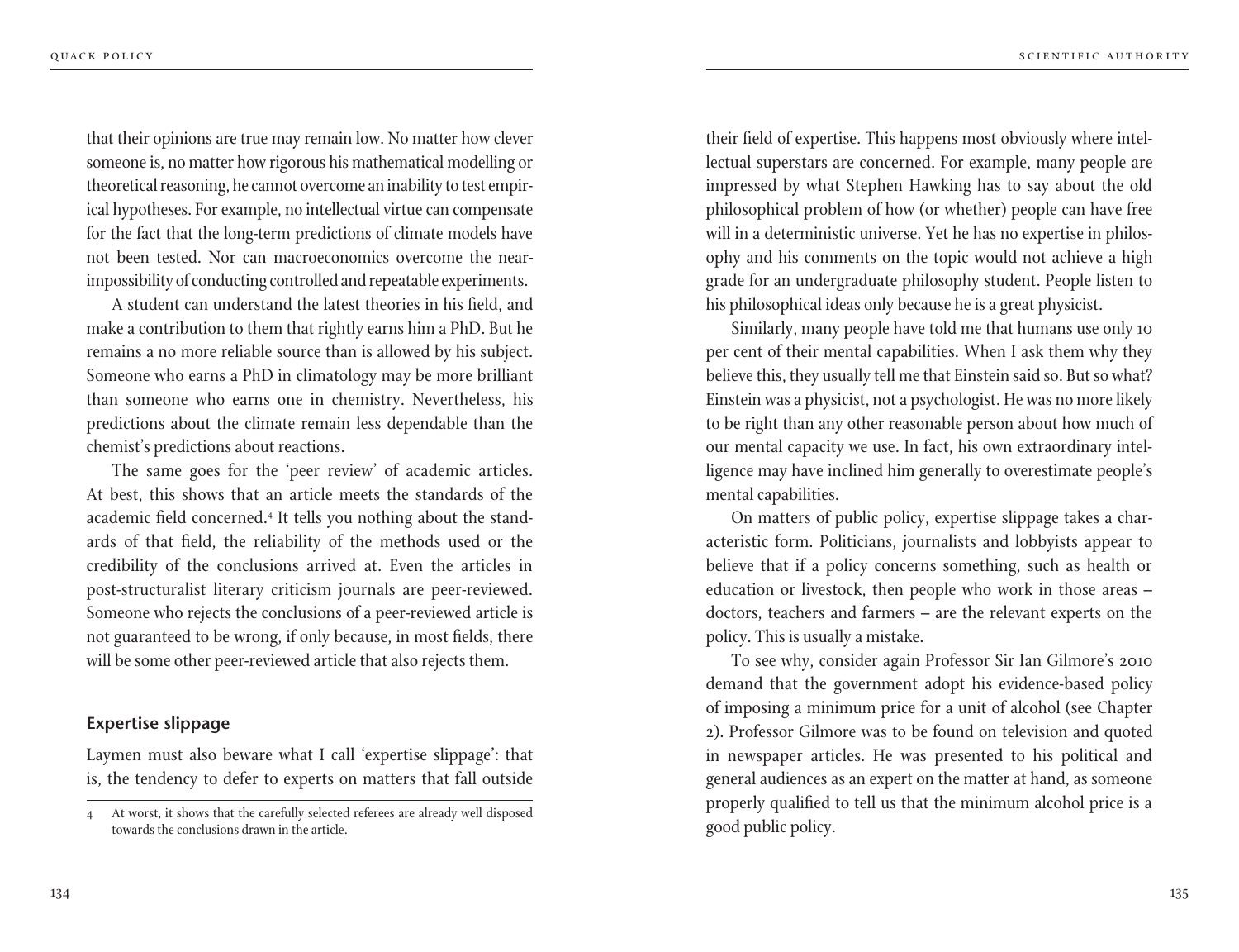that their opinions are true may remain low. No matter how clever someone is, no matter how rigorous his mathematical modelling or theoretical reasoning, he cannot overcome an inability to test empirical hypotheses. For example, no intellectual virtue can compensate for the fact that the long-term predictions of climate models have not been tested. Nor can macroeconomics overcome the near-impossibility of conducting controlled and repeatable experiments.

A student can understand the latest theories in his field, and make a contribution to them that rightly earns him a PhD. But he remains a no more reliable source than is allowed by his subject. Someone who earns a PhD in climatology may be more brilliant than someone who earns one in chemistry. Nevertheless, his predictions about the climate remain less dependable than the chemist's predictions about reactions.

The same goes for the 'peer review' of academic articles. At best, this shows that an article meets the standards of the academic field concerned.[4] It tells you nothing about the standards of that field, the reliability of the methods used or the credibility of the conclusions arrived at. Even the articles in post-structuralist literary criticism journals are peer-reviewed. Someone who rejects the conclusions of a peer-reviewed article is not guaranteed to be wrong, if only because, in most fields, there will be some other peer-reviewed article that also rejects them.

### Expertise slippage

Laymen must also beware what I call 'expertise slippage': that is, the tendency to defer to experts on matters that fall outside their field of expertise. This happens most obviously where intellectual superstars are concerned. For example, many people are impressed by what Stephen Hawking has to say about the old philosophical problem of how (or whether) people can have free will in a deterministic universe. Yet he has no expertise in philosophy and his comments on the topic would not achieve a high grade for an undergraduate philosophy student. People listen to his philosophical ideas only because he is a great physicist.

Similarly, many people have told me that humans use only 10 per cent of their mental capabilities. When I ask them why they believe this, they usually tell me that Einstein said so. But so what? Einstein was a physicist, not a psychologist. He was no more likely to be right than any other reasonable person about how much of our mental capacity we use. In fact, his own extraordinary intelligence may have inclined him generally to overestimate people's mental capabilities.

On matters of public policy, expertise slippage takes a characteristic form. Politicians, journalists and lobbyists appear to believe that if a policy concerns something, such as health or education or livestock, then people who work in those areas – doctors, teachers and farmers – are the relevant experts on the policy. This is usually a mistake.

To see why, consider again Professor Sir Ian Gilmore's 2010 demand that the government adopt his evidence-based policy of imposing a minimum price for a unit of alcohol (see Chapter 2). Professor Gilmore was to be found on television and quoted in newspaper articles. He was presented to his political and general audiences as an expert on the matter at hand, as someone properly qualified to tell us that the minimum alcohol price is a good public policy.

4 At worst, it shows that the carefully selected referees are already well disposed towards the conclusions drawn in the article.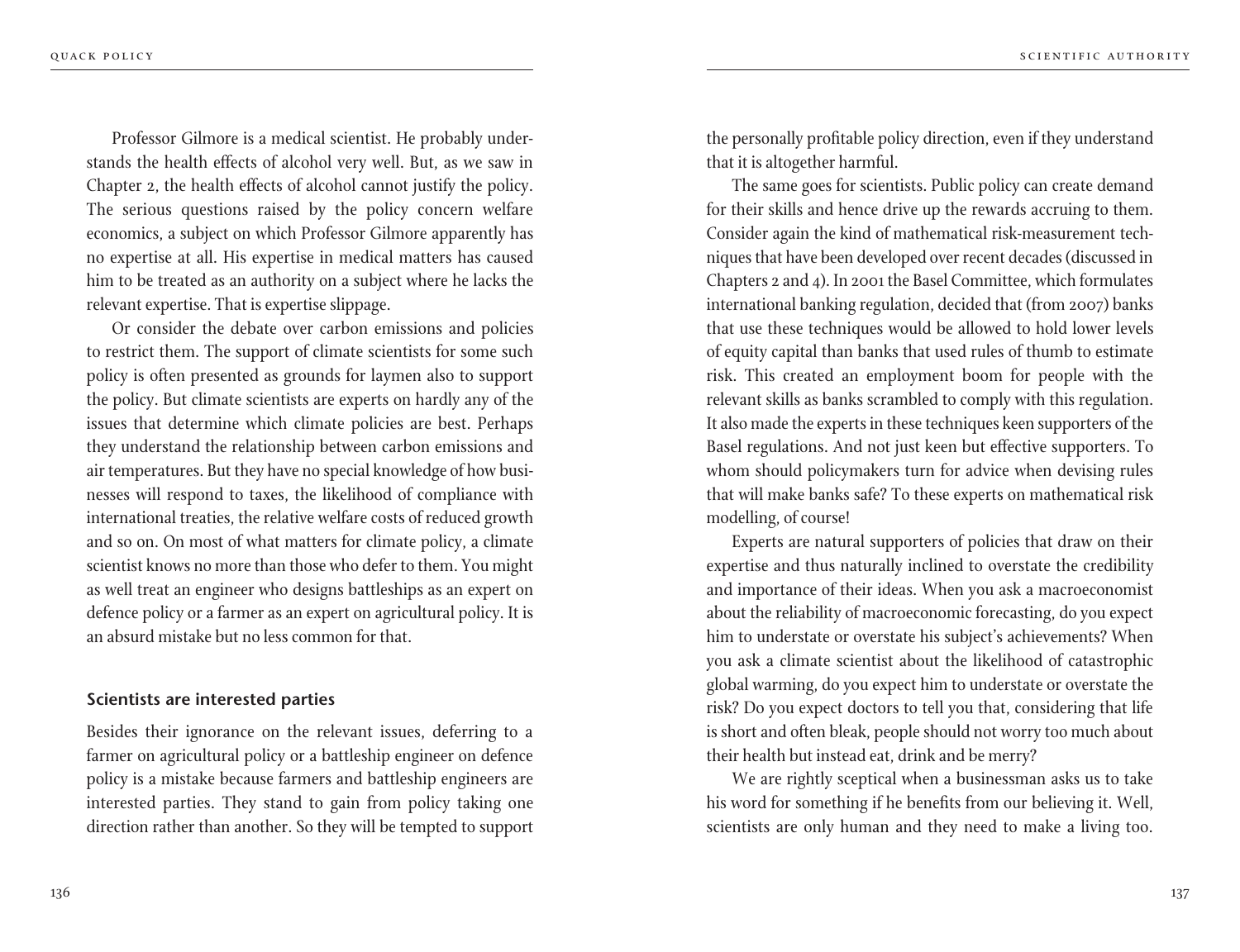Professor Gilmore is a medical scientist. He probably understands the health effects of alcohol very well. But, as we saw in Chapter 2, the health effects of alcohol cannot justify the policy. The serious questions raised by the policy concern welfare economics, a subject on which Professor Gilmore apparently has no expertise at all. His expertise in medical matters has caused him to be treated as an authority on a subject where he lacks the relevant expertise. That is expertise slippage.

Or consider the debate over carbon emissions and policies to restrict them. The support of climate scientists for some such policy is often presented as grounds for laymen also to support the policy. But climate scientists are experts on hardly any of the issues that determine which climate policies are best. Perhaps they understand the relationship between carbon emissions and air temperatures. But they have no special knowledge of how businesses will respond to taxes, the likelihood of compliance with international treaties, the relative welfare costs of reduced growth and so on. On most of what matters for climate policy, a climate scientist knows no more than those who defer to them. You might as well treat an engineer who designs battleships as an expert on defence policy or a farmer as an expert on agricultural policy. It is an absurd mistake but no less common for that.

### Scientists are interested parties

Besides their ignorance on the relevant issues, deferring to a farmer on agricultural policy or a battleship engineer on defence policy is a mistake because farmers and battleship engineers are interested parties. They stand to gain from policy taking one direction rather than another. So they will be tempted to support the personally profitable policy direction, even if they understand that it is altogether harmful.

The same goes for scientists. Public policy can create demand for their skills and hence drive up the rewards accruing to them. Consider again the kind of mathematical risk-measurement techniques that have been developed over recent decades (discussed in Chapters 2 and 4). In 2001 the Basel Committee, which formulates international banking regulation, decided that (from 2007) banks that use these techniques would be allowed to hold lower levels of equity capital than banks that used rules of thumb to estimate risk. This created an employment boom for people with the relevant skills as banks scrambled to comply with this regulation. It also made the experts in these techniques keen supporters of the Basel regulations. And not just keen but effective supporters. To whom should policymakers turn for advice when devising rules that will make banks safe? To these experts on mathematical risk modelling, of course!

Experts are natural supporters of policies that draw on their expertise and thus naturally inclined to overstate the credibility and importance of their ideas. When you ask a macroeconomist about the reliability of macroeconomic forecasting, do you expect him to understate or overstate his subject's achievements? When you ask a climate scientist about the likelihood of catastrophic global warming, do you expect him to understate or overstate the risk? Do you expect doctors to tell you that, considering that life is short and often bleak, people should not worry too much about their health but instead eat, drink and be merry?

We are rightly sceptical when a businessman asks us to take his word for something if he benefits from our believing it. Well, scientists are only human and they need to make a living too.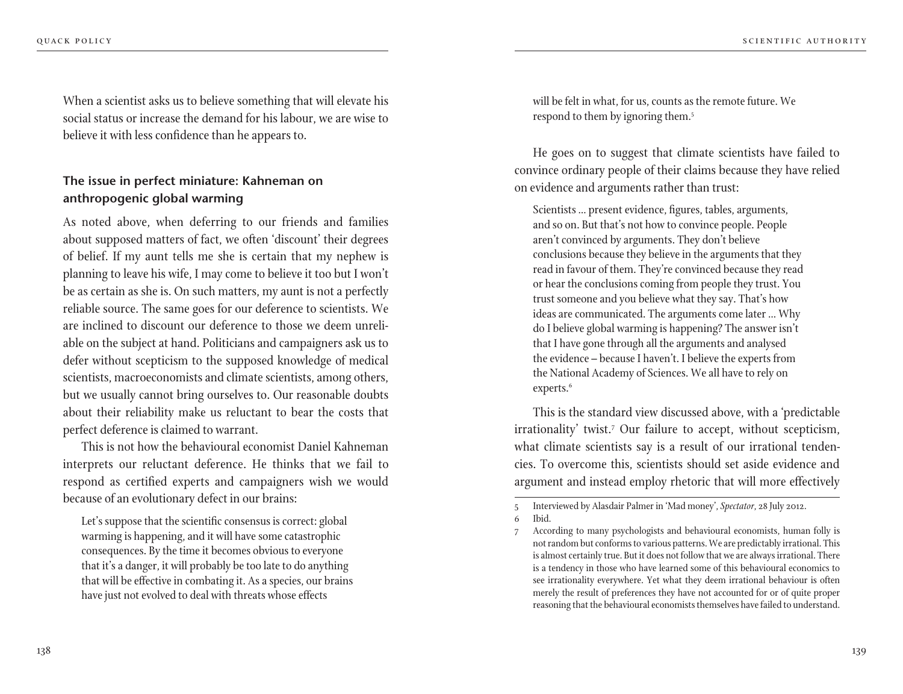When a scientist asks us to believe something that will elevate his social status or increase the demand for his labour, we are wise to believe it with less confidence than he appears to.

### The issue in perfect miniature: Kahneman on anthropogenic global warming

As noted above, when deferring to our friends and families about supposed matters of fact, we often 'discount' their degrees of belief. If my aunt tells me she is certain that my nephew is planning to leave his wife, I may come to believe it too but I won't be as certain as she is. On such matters, my aunt is not a perfectly reliable source. The same goes for our deference to scientists. We are inclined to discount our deference to those we deem unreliable on the subject at hand. Politicians and campaigners ask us to defer without scepticism to the supposed knowledge of medical scientists, macroeconomists and climate scientists, among others, but we usually cannot bring ourselves to. Our reasonable doubts about their reliability make us reluctant to bear the costs that perfect deference is claimed to warrant.

This is not how the behavioural economist Daniel Kahneman interprets our reluctant deference. He thinks that we fail to respond as certified experts and campaigners wish we would because of an evolutionary defect in our brains:

> Let's suppose that the scientific consensus is correct: global warming is happening, and it will have some catastrophic consequences. By the time it becomes obvious to everyone that it's a danger, it will probably be too late to do anything that will be effective in combating it. As a species, our brains have just not evolved to deal with threats whose effects will be felt in what, for us, counts as the remote future. We respond to them by ignoring them.[5]

He goes on to suggest that climate scientists have failed to convince ordinary people of their claims because they have relied on evidence and arguments rather than trust:

> Scientists ... present evidence, figures, tables, arguments, and so on. But that's not how to convince people. People aren't convinced by arguments. They don't believe conclusions because they believe in the arguments that they read in favour of them. They're convinced because they read or hear the conclusions coming from people they trust. You trust someone and you believe what they say. That's how ideas are communicated. The arguments come later ... Why do I believe global warming is happening? The answer isn't that I have gone through all the arguments and analysed the evidence – because I haven't. I believe the experts from the National Academy of Sciences. We all have to rely on experts.[6]

This is the standard view discussed above, with a 'predictable irrationality' twist.[7] Our failure to accept, without scepticism, what climate scientists say is a result of our irrational tendencies. To overcome this, scientists should set aside evidence and argument and instead employ rhetoric that will more effectively

---

5 Interviewed by Alasdair Palmer in 'Mad money', *Spectator*, 28 July 2012.

6 Ibid.

7 According to many psychologists and behavioural economists, human folly is not random but conforms to various patterns. We are predictably irrational. This is almost certainly true. But it does not follow that we are always irrational. There is a tendency in those who have learned some of this behavioural economics to see irrationality everywhere. Yet what they deem irrational behaviour is often merely the result of preferences they have not accounted for or of quite proper reasoning that the behavioural economists themselves have failed to understand.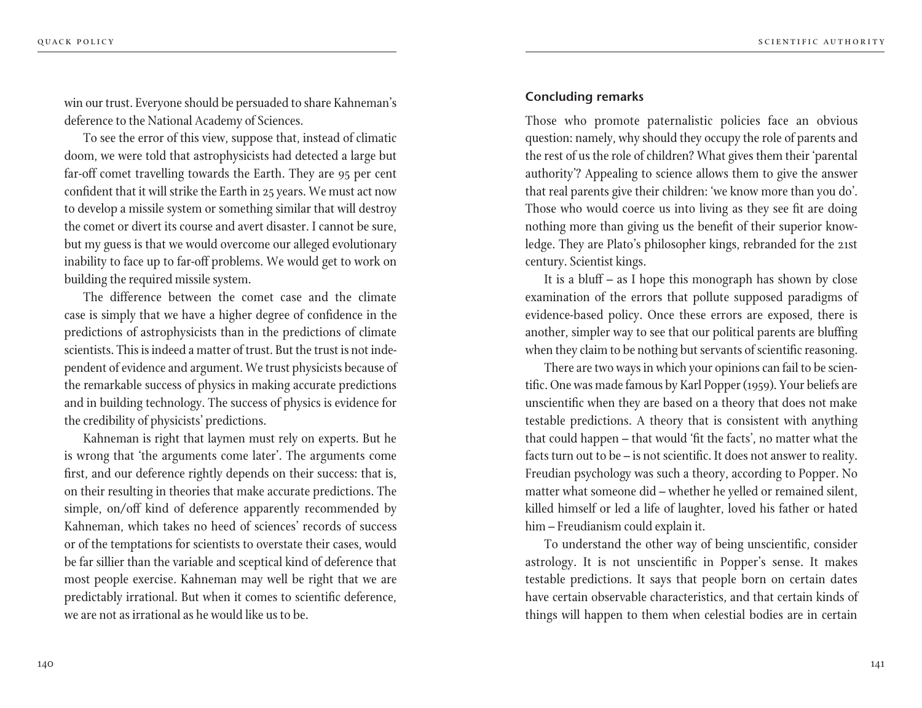win our trust. Everyone should be persuaded to share Kahneman's deference to the National Academy of Sciences.

To see the error of this view, suppose that, instead of climatic doom, we were told that astrophysicists had detected a large but far-off comet travelling towards the Earth. They are 95 per cent confident that it will strike the Earth in 25 years. We must act now to develop a missile system or something similar that will destroy the comet or divert its course and avert disaster. I cannot be sure, but my guess is that we would overcome our alleged evolutionary inability to face up to far-off problems. We would get to work on building the required missile system.

The difference between the comet case and the climate case is simply that we have a higher degree of confidence in the predictions of astrophysicists than in the predictions of climate scientists. This is indeed a matter of trust. But the trust is not independent of evidence and argument. We trust physicists because of the remarkable success of physics in making accurate predictions and in building technology. The success of physics is evidence for the credibility of physicists' predictions.

Kahneman is right that laymen must rely on experts. But he is wrong that 'the arguments come later'. The arguments come first, and our deference rightly depends on their success: that is, on their resulting in theories that make accurate predictions. The simple, on/off kind of deference apparently recommended by Kahneman, which takes no heed of sciences' records of success or of the temptations for scientists to overstate their cases, would be far sillier than the variable and sceptical kind of deference that most people exercise. Kahneman may well be right that we are predictably irrational. But when it comes to scientific deference, we are not as irrational as he would like us to be.

## Concluding remarks

Those who promote paternalistic policies face an obvious question: namely, why should they occupy the role of parents and the rest of us the role of children? What gives them their 'parental authority'? Appealing to science allows them to give the answer that real parents give their children: 'we know more than you do'. Those who would coerce us into living as they see fit are doing nothing more than giving us the benefit of their superior knowledge. They are Plato's philosopher kings, rebranded for the 21st century. Scientist kings.

It is a bluff – as I hope this monograph has shown by close examination of the errors that pollute supposed paradigms of evidence-based policy. Once these errors are exposed, there is another, simpler way to see that our political parents are bluffing when they claim to be nothing but servants of scientific reasoning.

There are two ways in which your opinions can fail to be scientific. One was made famous by Karl Popper (1959). Your beliefs are unscientific when they are based on a theory that does not make testable predictions. A theory that is consistent with anything that could happen – that would 'fit the facts', no matter what the facts turn out to be – is not scientific. It does not answer to reality. Freudian psychology was such a theory, according to Popper. No matter what someone did – whether he yelled or remained silent, killed himself or led a life of laughter, loved his father or hated him – Freudianism could explain it.

To understand the other way of being unscientific, consider astrology. It is not unscientific in Popper's sense. It makes testable predictions. It says that people born on certain dates have certain observable characteristics, and that certain kinds of things will happen to them when celestial bodies are in certain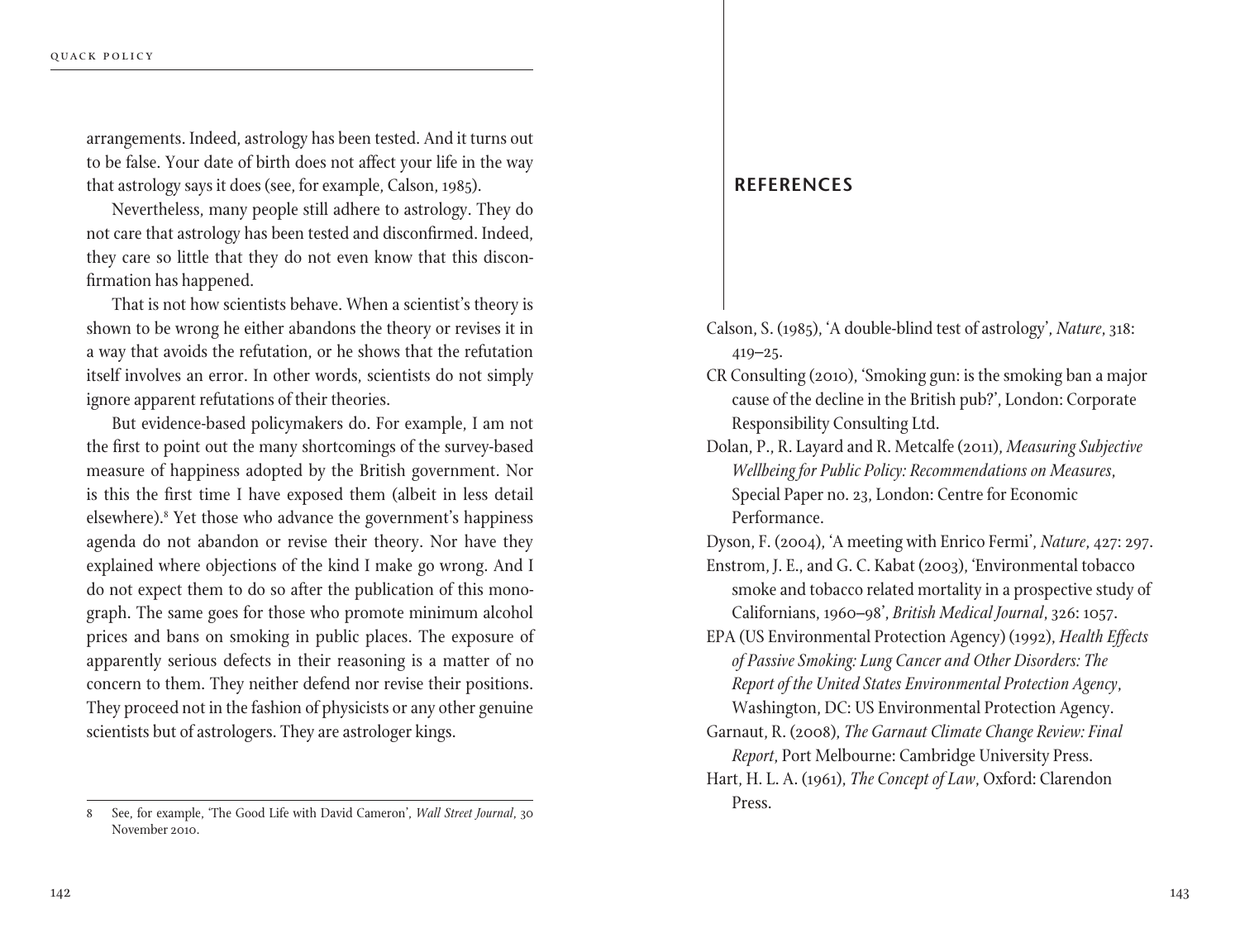arrangements. Indeed, astrology has been tested. And it turns out to be false. Your date of birth does not affect your life in the way that astrology says it does (see, for example, Calson, 1985).

Nevertheless, many people still adhere to astrology. They do not care that astrology has been tested and disconfirmed. Indeed, they care so little that they do not even know that this disconfirmation has happened.

That is not how scientists behave. When a scientist's theory is shown to be wrong he either abandons the theory or revises it in a way that avoids the refutation, or he shows that the refutation itself involves an error. In other words, scientists do not simply ignore apparent refutations of their theories.

But evidence-based policymakers do. For example, I am not the first to point out the many shortcomings of the survey-based measure of happiness adopted by the British government. Nor is this the first time I have exposed them (albeit in less detail elsewhere).[8] Yet those who advance the government's happiness agenda do not abandon or revise their theory. Nor have they explained where objections of the kind I make go wrong. And I do not expect them to do so after the publication of this monograph. The same goes for those who promote minimum alcohol prices and bans on smoking in public places. The exposure of apparently serious defects in their reasoning is a matter of no concern to them. They neither defend nor revise their positions. They proceed not in the fashion of physicists or any other genuine scientists but of astrologers. They are astrologer kings.

8 See, for example, 'The Good Life with David Cameron', *Wall Street Journal*, 30 November 2010.

# REFERENCES

Calson, S. (1985), 'A double-blind test of astrology', *Nature*, 318: 419–25.

CR Consulting (2010), 'Smoking gun: is the smoking ban a major cause of the decline in the British pub?', London: Corporate Responsibility Consulting Ltd.

Dolan, P., R. Layard and R. Metcalfe (2011), *Measuring Subjective Wellbeing for Public Policy: Recommendations on Measures*, Special Paper no. 23, London: Centre for Economic Performance.

Dyson, F. (2004), 'A meeting with Enrico Fermi', *Nature*, 427: 297.

Enstrom, J. E., and G. C. Kabat (2003), 'Environmental tobacco smoke and tobacco related mortality in a prospective study of Californians, 1960–98', *British Medical Journal*, 326: 1057.

EPA (US Environmental Protection Agency) (1992), *Health Effects of Passive Smoking: Lung Cancer and Other Disorders: The Report of the United States Environmental Protection Agency*, Washington, DC: US Environmental Protection Agency.

Garnaut, R. (2008), *The Garnaut Climate Change Review: Final Report*, Port Melbourne: Cambridge University Press.

Hart, H. L. A. (1961), *The Concept of Law*, Oxford: Clarendon Press.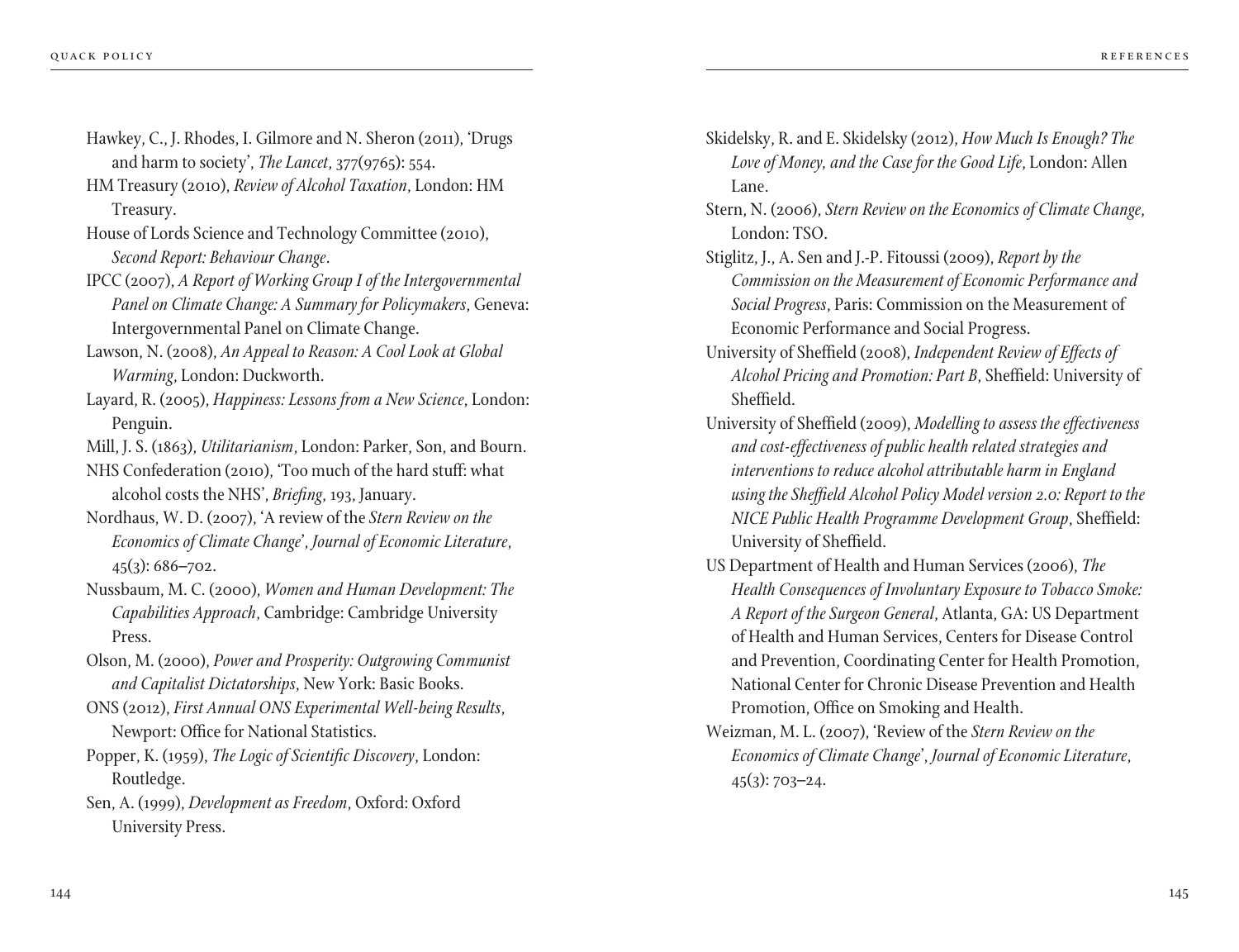Hawkey, C., J. Rhodes, I. Gilmore and N. Sheron (2011), 'Drugs and harm to society', *The Lancet*, 377(9765): 554.

HM Treasury (2010), *Review of Alcohol Taxation*, London: HM Treasury.

House of Lords Science and Technology Committee (2010), *Second Report: Behaviour Change*.

IPCC (2007), *A Report of Working Group I of the Intergovernmental Panel on Climate Change: A Summary for Policymakers*, Geneva: Intergovernmental Panel on Climate Change.

Lawson, N. (2008), *An Appeal to Reason: A Cool Look at Global Warming*, London: Duckworth.

Layard, R. (2005), *Happiness: Lessons from a New Science*, London: Penguin.

Mill, J. S. (1863), *Utilitarianism*, London: Parker, Son, and Bourn.

NHS Confederation (2010), 'Too much of the hard stuff: what alcohol costs the NHS', *Briefing*, 193, January.

Nordhaus, W. D. (2007), 'A review of the *Stern Review on the Economics of Climate Change*', *Journal of Economic Literature*, 45(3): 686–702.

Nussbaum, M. C. (2000), *Women and Human Development: The Capabilities Approach*, Cambridge: Cambridge University Press.

Olson, M. (2000), *Power and Prosperity: Outgrowing Communist and Capitalist Dictatorships*, New York: Basic Books.

ONS (2012), *First Annual ONS Experimental Well-being Results*, Newport: Office for National Statistics.

Popper, K. (1959), *The Logic of Scientific Discovery*, London: Routledge.

Sen, A. (1999), *Development as Freedom*, Oxford: Oxford University Press.

Skidelsky, R. and E. Skidelsky (2012), *How Much Is Enough? The Love of Money, and the Case for the Good Life*, London: Allen Lane.

Stern, N. (2006), *Stern Review on the Economics of Climate Change*, London: TSO.

Stiglitz, J., A. Sen and J.-P. Fitoussi (2009), *Report by the Commission on the Measurement of Economic Performance and Social Progress*, Paris: Commission on the Measurement of Economic Performance and Social Progress.

University of Sheffield (2008), *Independent Review of Effects of Alcohol Pricing and Promotion: Part B*, Sheffield: University of Sheffield.

University of Sheffield (2009), *Modelling to assess the effectiveness and cost-effectiveness of public health related strategies and interventions to reduce alcohol attributable harm in England using the Sheffield Alcohol Policy Model version 2.0: Report to the NICE Public Health Programme Development Group*, Sheffield: University of Sheffield.

US Department of Health and Human Services (2006), *The Health Consequences of Involuntary Exposure to Tobacco Smoke: A Report of the Surgeon General*, Atlanta, GA: US Department of Health and Human Services, Centers for Disease Control and Prevention, Coordinating Center for Health Promotion, National Center for Chronic Disease Prevention and Health Promotion, Office on Smoking and Health.

Weizman, M. L. (2007), 'Review of the *Stern Review on the Economics of Climate Change*', *Journal of Economic Literature*, 45(3): 703–24.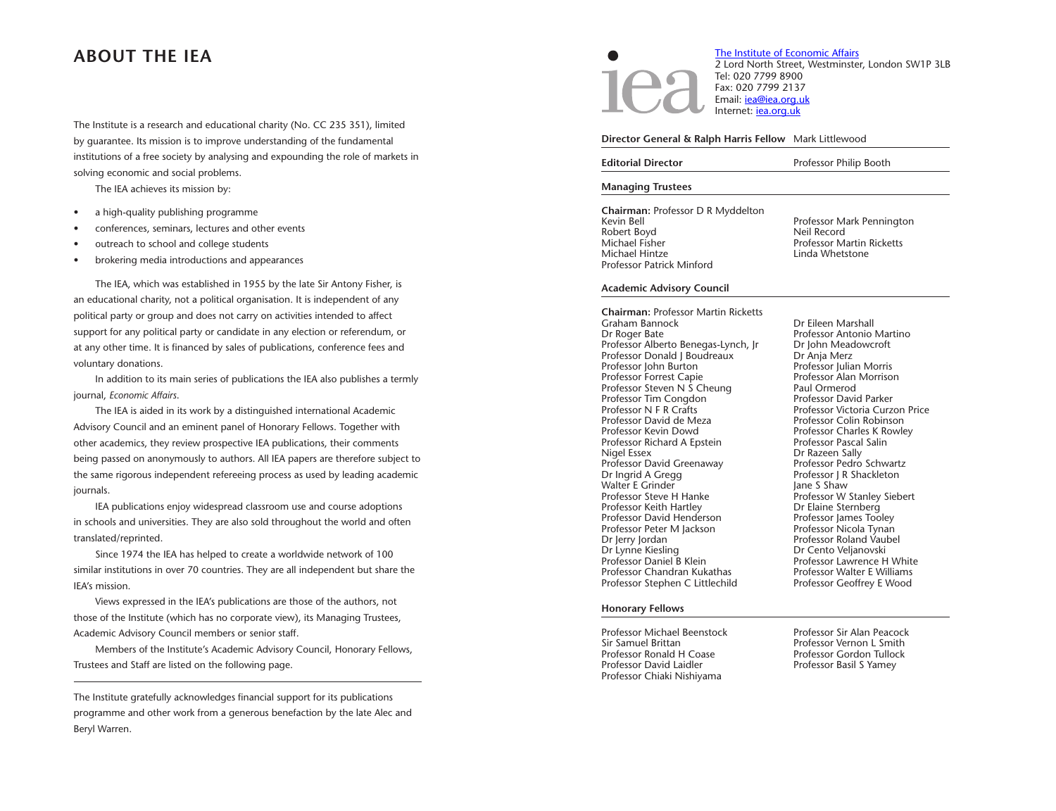# ABOUT THE IEA

The Institute is a research and educational charity (No. CC 235 351), limited by guarantee. Its mission is to improve understanding of the fundamental institutions of a free society by analysing and expounding the role of markets in solving economic and social problems.

The IEA achieves its mission by:

- a high-quality publishing programme
- conferences, seminars, lectures and other events
- outreach to school and college students
- brokering media introductions and appearances

The IEA, which was established in 1955 by the late Sir Antony Fisher, is an educational charity, not a political organisation. It is independent of any political party or group and does not carry on activities intended to affect support for any political party or candidate in any election or referendum, or at any other time. It is financed by sales of publications, conference fees and voluntary donations.

In addition to its main series of publications the IEA also publishes a termly journal, *Economic Affairs*.

The IEA is aided in its work by a distinguished international Academic Advisory Council and an eminent panel of Honorary Fellows. Together with other academics, they review prospective IEA publications, their comments being passed on anonymously to authors. All IEA papers are therefore subject to the same rigorous independent refereeing process as used by leading academic journals.

IEA publications enjoy widespread classroom use and course adoptions in schools and universities. They are also sold throughout the world and often translated/reprinted.

Since 1974 the IEA has helped to create a worldwide network of 100 similar institutions in over 70 countries. They are all independent but share the IEA's mission.

Views expressed in the IEA's publications are those of the authors, not those of the Institute (which has no corporate view), its Managing Trustees, Academic Advisory Council members or senior staff.

Members of the Institute's Academic Advisory Council, Honorary Fellows, Trustees and Staff are listed on the following page.

---

The Institute gratefully acknowledges financial support for its publications programme and other work from a generous benefaction by the late Alec and Beryl Warren.

[The Institute of Economic Affairs](https://iea.org.uk)
2 Lord North Street, Westminster, London SW1P 3LB
Tel: 020 7799 8900
Fax: 020 7799 2137
Email: iea@iea.org.uk
Internet: iea.org.uk

**Director General & Ralph Harris Fellow** Mark Littlewood

**Editorial Director** Professor Philip Booth

**Managing Trustees**

**Chairman:** Professor D R Myddelton
Kevin Bell
Robert Boyd
Michael Fisher
Michael Hintze
Professor Patrick Minford
Professor Mark Pennington
Neil Record
Professor Martin Ricketts
Linda Whetstone

**Academic Advisory Council**

**Chairman:** Professor Martin Ricketts
Graham Bannock
Dr Roger Bate
Professor Alberto Benegas-Lynch, Jr
Professor Donald J Boudreaux
Professor John Burton
Professor Forrest Capie
Professor Steven N S Cheung
Professor Tim Congdon
Professor N F R Crafts
Professor David de Meza
Professor Kevin Dowd
Professor Richard A Epstein
Nigel Essex
Professor David Greenaway
Dr Ingrid A Gregg
Walter E Grinder
Professor Steve H Hanke
Professor Keith Hartley
Professor David Henderson
Professor Peter M Jackson
Dr Jerry Jordan
Dr Lynne Kiesling
Professor Daniel B Klein
Professor Chandran Kukathas
Professor Stephen C Littlechild
Dr Eileen Marshall
Professor Antonio Martino
Dr John Meadowcroft
Dr Anja Merz
Professor Julian Morris
Professor Alan Morrison
Paul Ormerod
Professor David Parker
Professor Victoria Curzon Price
Professor Colin Robinson
Professor Charles K Rowley
Professor Pascal Salin
Dr Razeen Sally
Professor Pedro Schwartz
Professor J R Shackleton
Jane S Shaw
Professor W Stanley Siebert
Dr Elaine Sternberg
Professor James Tooley
Professor Nicola Tynan
Professor Roland Vaubel
Dr Cento Veljanovski
Professor Lawrence H White
Professor Walter E Williams
Professor Geoffrey E Wood

**Honorary Fellows**

Professor Michael Beenstock
Sir Samuel Brittan
Professor Ronald H Coase
Professor David Laidler
Professor Chiaki Nishiyama
Professor Sir Alan Peacock
Professor Vernon L Smith
Professor Gordon Tullock
Professor Basil S Yamey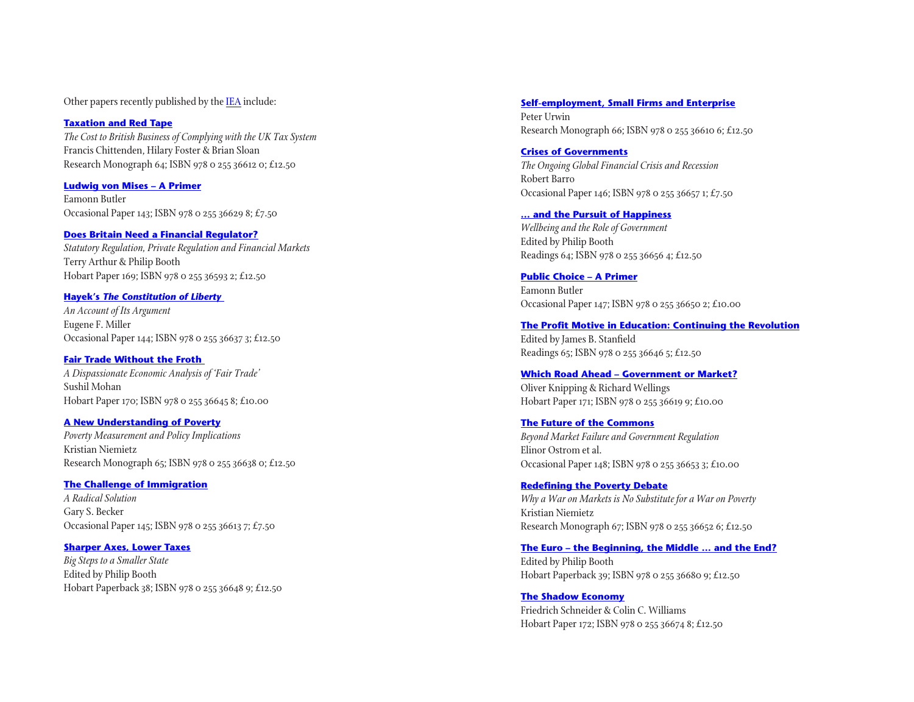Other papers recently published by the IEA include:

**Taxation and Red Tape**
*The Cost to British Business of Complying with the UK Tax System*
Francis Chittenden, Hilary Foster & Brian Sloan
Research Monograph 64; ISBN 978 0 255 36612 0; £12.50

**Ludwig von Mises – A Primer**
Eamonn Butler
Occasional Paper 143; ISBN 978 0 255 36629 8; £7.50

**Does Britain Need a Financial Regulator?**
*Statutory Regulation, Private Regulation and Financial Markets*
Terry Arthur & Philip Booth
Hobart Paper 169; ISBN 978 0 255 36593 2; £12.50

**Hayek's *The Constitution of Liberty***
*An Account of Its Argument*
Eugene F. Miller
Occasional Paper 144; ISBN 978 0 255 36637 3; £12.50

**Fair Trade Without the Froth**
*A Dispassionate Economic Analysis of 'Fair Trade'*
Sushil Mohan
Hobart Paper 170; ISBN 978 0 255 36645 8; £10.00

**A New Understanding of Poverty**
*Poverty Measurement and Policy Implications*
Kristian Niemietz
Research Monograph 65; ISBN 978 0 255 36638 0; £12.50

**The Challenge of Immigration**
*A Radical Solution*
Gary S. Becker
Occasional Paper 145; ISBN 978 0 255 36613 7; £7.50

**Sharper Axes, Lower Taxes**
*Big Steps to a Smaller State*
Edited by Philip Booth
Hobart Paperback 38; ISBN 978 0 255 36648 9; £12.50

**Self-employment, Small Firms and Enterprise**
Peter Urwin
Research Monograph 66; ISBN 978 0 255 36610 6; £12.50

**Crises of Governments**
*The Ongoing Global Financial Crisis and Recession*
Robert Barro
Occasional Paper 146; ISBN 978 0 255 36657 1; £7.50

**… and the Pursuit of Happiness**
*Wellbeing and the Role of Government*
Edited by Philip Booth
Readings 64; ISBN 978 0 255 36656 4; £12.50

**Public Choice – A Primer**
Eamonn Butler
Occasional Paper 147; ISBN 978 0 255 36650 2; £10.00

**The Profit Motive in Education: Continuing the Revolution**
Edited by James B. Stanfield
Readings 65; ISBN 978 0 255 36646 5; £12.50

**Which Road Ahead – Government or Market?**
Oliver Knipping & Richard Wellings
Hobart Paper 171; ISBN 978 0 255 36619 9; £10.00

**The Future of the Commons**
*Beyond Market Failure and Government Regulation*
Elinor Ostrom et al.
Occasional Paper 148; ISBN 978 0 255 36653 3; £10.00

**Redefining the Poverty Debate**
*Why a War on Markets is No Substitute for a War on Poverty*
Kristian Niemietz
Research Monograph 67; ISBN 978 0 255 36652 6; £12.50

**The Euro – the Beginning, the Middle … and the End?**
Edited by Philip Booth
Hobart Paperback 39; ISBN 978 0 255 36680 9; £12.50

**The Shadow Economy**
Friedrich Schneider & Colin C. Williams
Hobart Paper 172; ISBN 978 0 255 36674 8; £12.50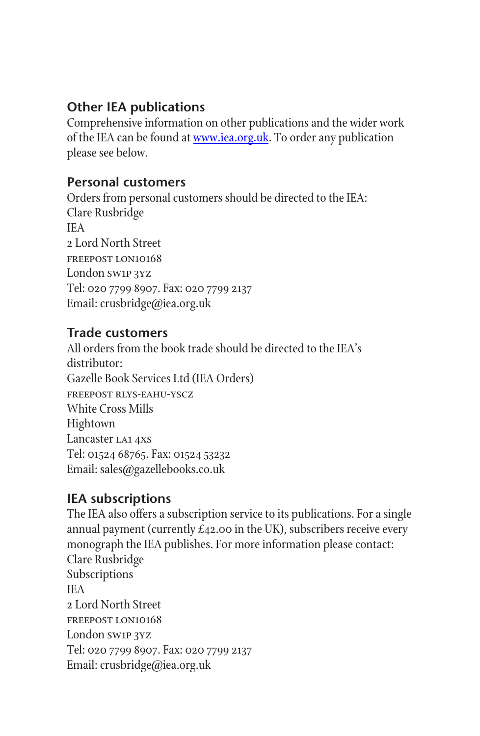## Other IEA publications

Comprehensive information on other publications and the wider work of the IEA can be found at www.iea.org.uk. To order any publication please see below.

## Personal customers

Orders from personal customers should be directed to the IEA:
Clare Rusbridge
IEA
2 Lord North Street
FREEPOST LON10168
London SW1P 3YZ
Tel: 020 7799 8907. Fax: 020 7799 2137
Email: crusbridge@iea.org.uk

## Trade customers

All orders from the book trade should be directed to the IEA's distributor:
Gazelle Book Services Ltd (IEA Orders)
FREEPOST RLYS-EAHU-YSCZ
White Cross Mills
Hightown
Lancaster LA1 4XS
Tel: 01524 68765. Fax: 01524 53232
Email: sales@gazellebooks.co.uk

## IEA subscriptions

The IEA also offers a subscription service to its publications. For a single annual payment (currently £42.00 in the UK), subscribers receive every monograph the IEA publishes. For more information please contact:
Clare Rusbridge
Subscriptions
IEA
2 Lord North Street
FREEPOST LON10168
London SW1P 3YZ
Tel: 020 7799 8907. Fax: 020 7799 2137
Email: crusbridge@iea.org.uk